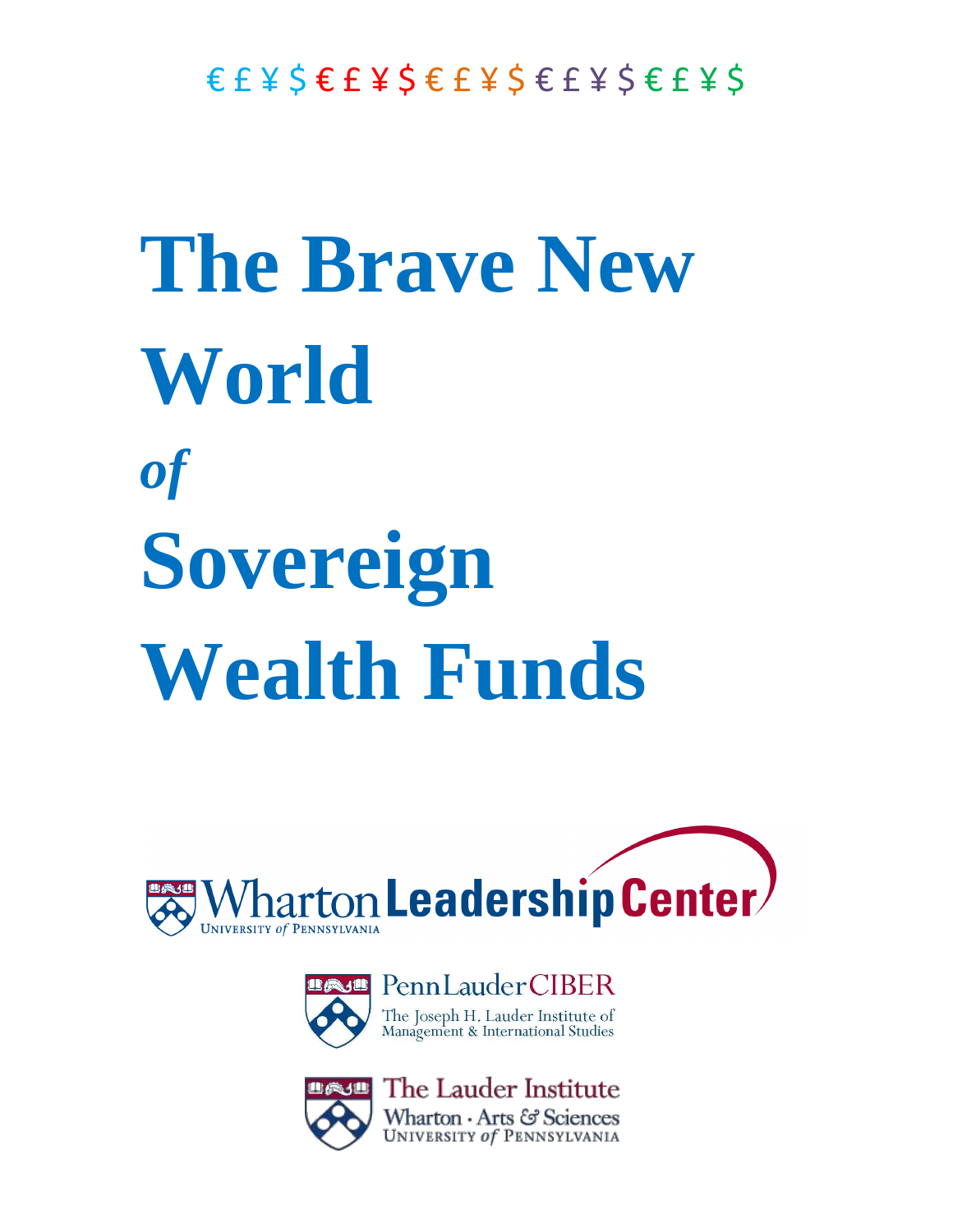€ £ ¥ $ € £ ¥ $ € £ ¥ $ € £ ¥ $ € £ ¥ $

# The Brave New World *of* Sovereign Wealth Funds

Wharton Leadership Center
UNIVERSITY *of* PENNSYLVANIA

Penn Lauder CIBER
The Joseph H. Lauder Institute of Management & International Studies

The Lauder Institute
Wharton · Arts & Sciences
UNIVERSITY *of* PENNSYLVANIA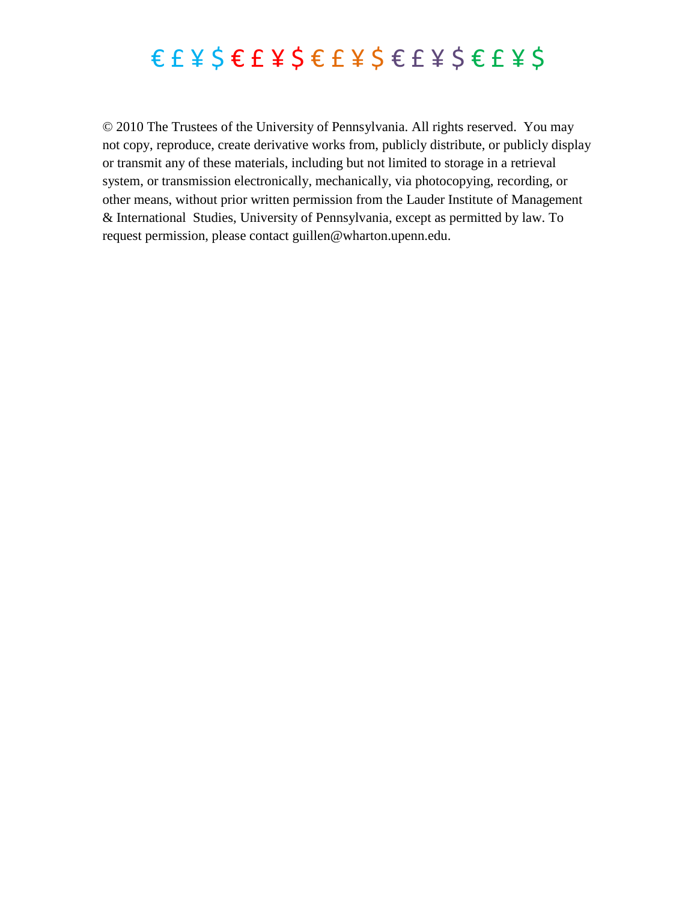€ £ ¥ $ € £ ¥ $ € £ ¥ $ € £ ¥ $ € £ ¥ $

© 2010 The Trustees of the University of Pennsylvania. All rights reserved. You may not copy, reproduce, create derivative works from, publicly distribute, or publicly display or transmit any of these materials, including but not limited to storage in a retrieval system, or transmission electronically, mechanically, via photocopying, recording, or other means, without prior written permission from the Lauder Institute of Management & International Studies, University of Pennsylvania, except as permitted by law. To request permission, please contact guillen@wharton.upenn.edu.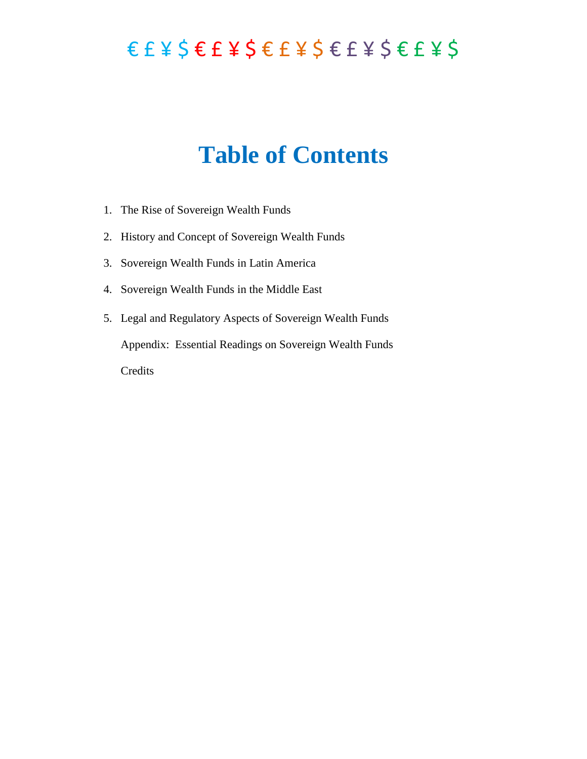€ £ ¥ $ € £ ¥ $ € £ ¥ $ € £ ¥ $ € £ ¥ $

# Table of Contents

1. The Rise of Sovereign Wealth Funds
2. History and Concept of Sovereign Wealth Funds
3. Sovereign Wealth Funds in Latin America
4. Sovereign Wealth Funds in the Middle East
5. Legal and Regulatory Aspects of Sovereign Wealth Funds

Appendix: Essential Readings on Sovereign Wealth Funds

Credits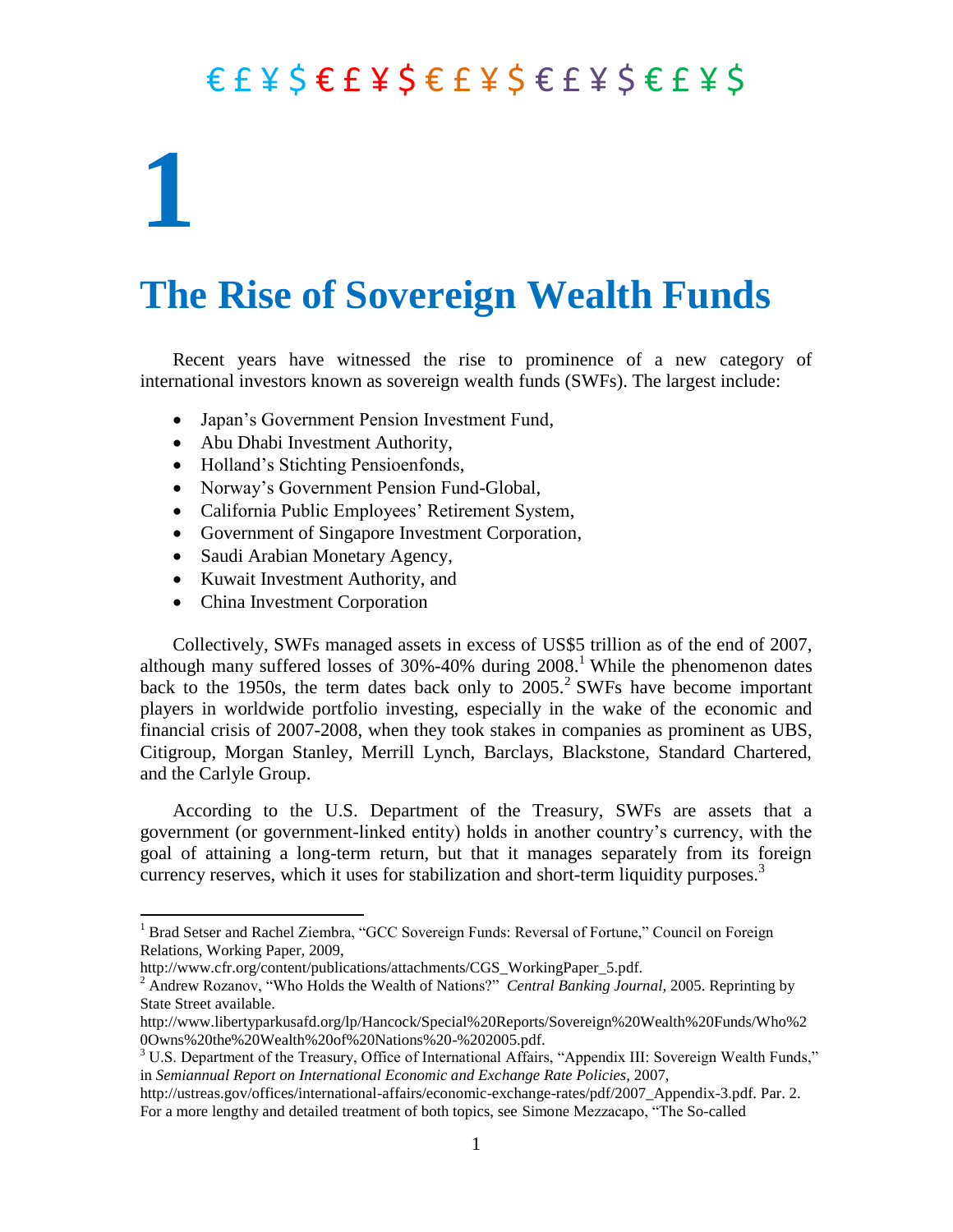€ £ ¥ $ € £ ¥ $ € £ ¥ $ € £ ¥ $ € £ ¥ $

# 1

# The Rise of Sovereign Wealth Funds

Recent years have witnessed the rise to prominence of a new category of international investors known as sovereign wealth funds (SWFs). The largest include:

- Japan's Government Pension Investment Fund,
- Abu Dhabi Investment Authority,
- Holland's Stichting Pensioenfonds,
- Norway's Government Pension Fund-Global,
- California Public Employees' Retirement System,
- Government of Singapore Investment Corporation,
- Saudi Arabian Monetary Agency,
- Kuwait Investment Authority, and
- China Investment Corporation

Collectively, SWFs managed assets in excess of US$5 trillion as of the end of 2007, although many suffered losses of 30%-40% during 2008.[1] While the phenomenon dates back to the 1950s, the term dates back only to 2005.[2] SWFs have become important players in worldwide portfolio investing, especially in the wake of the economic and financial crisis of 2007-2008, when they took stakes in companies as prominent as UBS, Citigroup, Morgan Stanley, Merrill Lynch, Barclays, Blackstone, Standard Chartered, and the Carlyle Group.

According to the U.S. Department of the Treasury, SWFs are assets that a government (or government-linked entity) holds in another country's currency, with the goal of attaining a long-term return, but that it manages separately from its foreign currency reserves, which it uses for stabilization and short-term liquidity purposes.[3]

---

[1] Brad Setser and Rachel Ziembra, "GCC Sovereign Funds: Reversal of Fortune," Council on Foreign Relations, Working Paper, 2009, http://www.cfr.org/content/publications/attachments/CGS_WorkingPaper_5.pdf.

[2] Andrew Rozanov, "Who Holds the Wealth of Nations?" *Central Banking Journal*, 2005. Reprinting by State Street available. http://www.libertyparkusafd.org/lp/Hancock/Special%20Reports/Sovereign%20Wealth%20Funds/Who%20Owns%20the%20Wealth%20of%20Nations%20-%202005.pdf.

[3] U.S. Department of the Treasury, Office of International Affairs, "Appendix III: Sovereign Wealth Funds," in *Semiannual Report on International Economic and Exchange Rate Policies*, 2007, http://ustreas.gov/offices/international-affairs/economic-exchange-rates/pdf/2007_Appendix-3.pdf. Par. 2. For a more lengthy and detailed treatment of both topics, see Simone Mezzacapo, "The So-called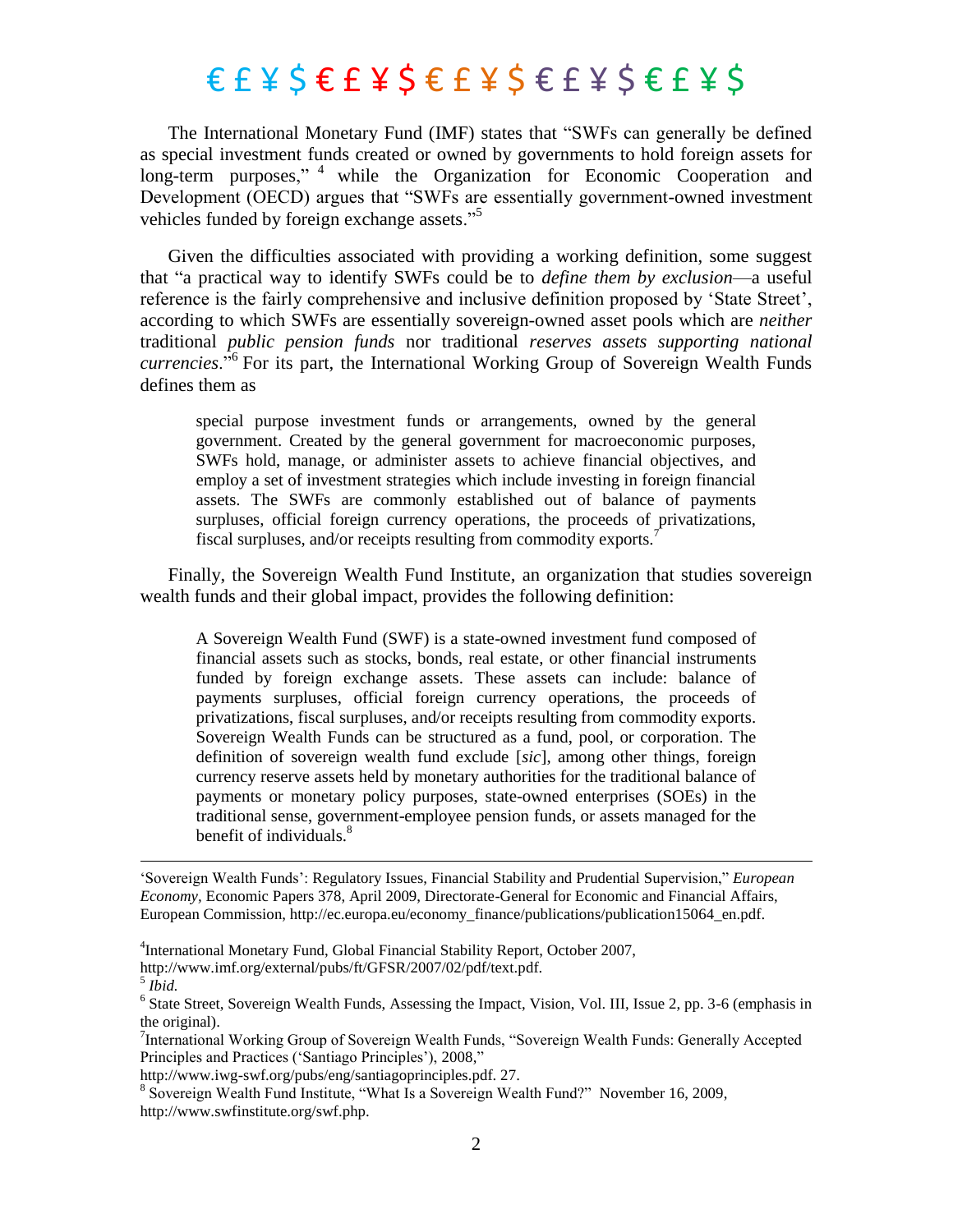€ £ ¥ $ € £ ¥ $ € £ ¥ $ € £ ¥ $ € £ ¥ $

The International Monetary Fund (IMF) states that "SWFs can generally be defined as special investment funds created or owned by governments to hold foreign assets for long-term purposes," [4] while the Organization for Economic Cooperation and Development (OECD) argues that "SWFs are essentially government-owned investment vehicles funded by foreign exchange assets."[5]

Given the difficulties associated with providing a working definition, some suggest that "a practical way to identify SWFs could be to *define them by exclusion*—a useful reference is the fairly comprehensive and inclusive definition proposed by 'State Street', according to which SWFs are essentially sovereign-owned asset pools which are *neither* traditional *public pension funds* nor traditional *reserves assets supporting national currencies*."[6] For its part, the International Working Group of Sovereign Wealth Funds defines them as

> special purpose investment funds or arrangements, owned by the general government. Created by the general government for macroeconomic purposes, SWFs hold, manage, or administer assets to achieve financial objectives, and employ a set of investment strategies which include investing in foreign financial assets. The SWFs are commonly established out of balance of payments surpluses, official foreign currency operations, the proceeds of privatizations, fiscal surpluses, and/or receipts resulting from commodity exports.[7]

Finally, the Sovereign Wealth Fund Institute, an organization that studies sovereign wealth funds and their global impact, provides the following definition:

> A Sovereign Wealth Fund (SWF) is a state-owned investment fund composed of financial assets such as stocks, bonds, real estate, or other financial instruments funded by foreign exchange assets. These assets can include: balance of payments surpluses, official foreign currency operations, the proceeds of privatizations, fiscal surpluses, and/or receipts resulting from commodity exports. Sovereign Wealth Funds can be structured as a fund, pool, or corporation. The definition of sovereign wealth fund exclude [*sic*], among other things, foreign currency reserve assets held by monetary authorities for the traditional balance of payments or monetary policy purposes, state-owned enterprises (SOEs) in the traditional sense, government-employee pension funds, or assets managed for the benefit of individuals.[8]

---

'Sovereign Wealth Funds': Regulatory Issues, Financial Stability and Prudential Supervision," *European Economy*, Economic Papers 378, April 2009, Directorate-General for Economic and Financial Affairs, European Commission, http://ec.europa.eu/economy_finance/publications/publication15064_en.pdf.

[4] International Monetary Fund, Global Financial Stability Report, October 2007, http://www.imf.org/external/pubs/ft/GFSR/2007/02/pdf/text.pdf.

[5] *Ibid.*

[6] State Street, Sovereign Wealth Funds, Assessing the Impact, Vision, Vol. III, Issue 2, pp. 3-6 (emphasis in the original).

[7] International Working Group of Sovereign Wealth Funds, "Sovereign Wealth Funds: Generally Accepted Principles and Practices ('Santiago Principles'), 2008," http://www.iwg-swf.org/pubs/eng/santiagoprinciples.pdf. 27.

[8] Sovereign Wealth Fund Institute, "What Is a Sovereign Wealth Fund?" November 16, 2009, http://www.swfinstitute.org/swf.php.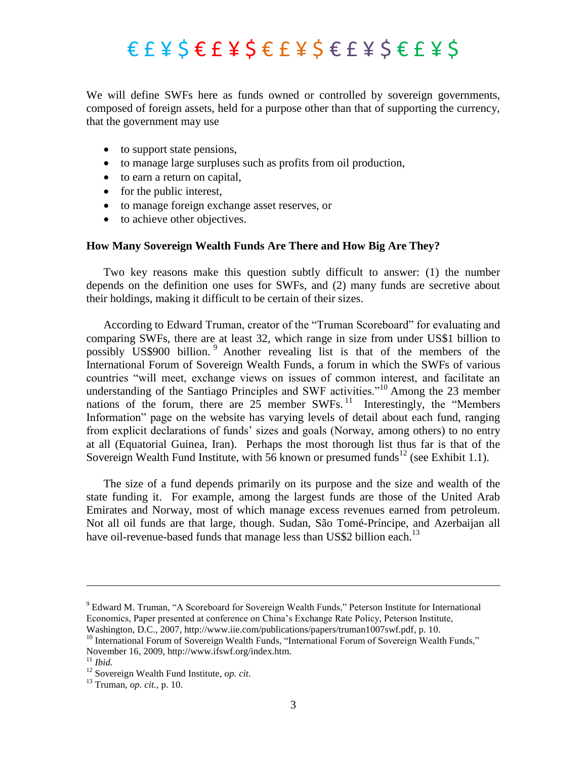We will define SWFs here as funds owned or controlled by sovereign governments, composed of foreign assets, held for a purpose other than that of supporting the currency, that the government may use

- to support state pensions,
- to manage large surpluses such as profits from oil production,
- to earn a return on capital,
- for the public interest,
- to manage foreign exchange asset reserves, or
- to achieve other objectives.

**How Many Sovereign Wealth Funds Are There and How Big Are They?**

Two key reasons make this question subtly difficult to answer: (1) the number depends on the definition one uses for SWFs, and (2) many funds are secretive about their holdings, making it difficult to be certain of their sizes.

According to Edward Truman, creator of the "Truman Scoreboard" for evaluating and comparing SWFs, there are at least 32, which range in size from under US$1 billion to possibly US$900 billion.[9] Another revealing list is that of the members of the International Forum of Sovereign Wealth Funds, a forum in which the SWFs of various countries "will meet, exchange views on issues of common interest, and facilitate an understanding of the Santiago Principles and SWF activities."[10] Among the 23 member nations of the forum, there are 25 member SWFs.[11] Interestingly, the "Members Information" page on the website has varying levels of detail about each fund, ranging from explicit declarations of funds' sizes and goals (Norway, among others) to no entry at all (Equatorial Guinea, Iran). Perhaps the most thorough list thus far is that of the Sovereign Wealth Fund Institute, with 56 known or presumed funds[12] (see Exhibit 1.1).

The size of a fund depends primarily on its purpose and the size and wealth of the state funding it. For example, among the largest funds are those of the United Arab Emirates and Norway, most of which manage excess revenues earned from petroleum. Not all oil funds are that large, though. Sudan, São Tomé-Príncipe, and Azerbaijan all have oil-revenue-based funds that manage less than US$2 billion each.[13]

---

[9] Edward M. Truman, "A Scoreboard for Sovereign Wealth Funds," Peterson Institute for International Economics, Paper presented at conference on China's Exchange Rate Policy, Peterson Institute, Washington, D.C., 2007, http://www.iie.com/publications/papers/truman1007swf.pdf, p. 10.

[10] International Forum of Sovereign Wealth Funds, "International Forum of Sovereign Wealth Funds," November 16, 2009, http://www.ifswf.org/index.htm.

[11] *Ibid.*

[12] Sovereign Wealth Fund Institute, *op. cit*.

[13] Truman, *op. cit.*, p. 10.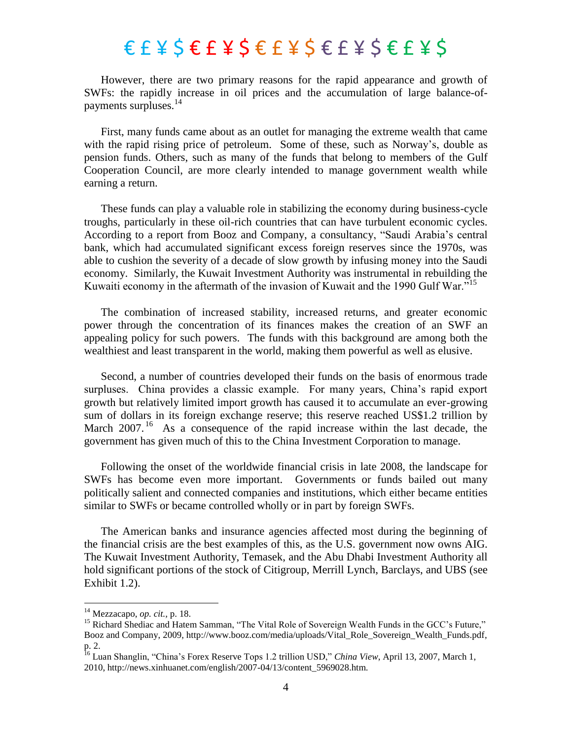However, there are two primary reasons for the rapid appearance and growth of SWFs: the rapidly increase in oil prices and the accumulation of large balance-of-payments surpluses.[14]

First, many funds came about as an outlet for managing the extreme wealth that came with the rapid rising price of petroleum. Some of these, such as Norway's, double as pension funds. Others, such as many of the funds that belong to members of the Gulf Cooperation Council, are more clearly intended to manage government wealth while earning a return.

These funds can play a valuable role in stabilizing the economy during business-cycle troughs, particularly in these oil-rich countries that can have turbulent economic cycles. According to a report from Booz and Company, a consultancy, "Saudi Arabia's central bank, which had accumulated significant excess foreign reserves since the 1970s, was able to cushion the severity of a decade of slow growth by infusing money into the Saudi economy. Similarly, the Kuwait Investment Authority was instrumental in rebuilding the Kuwaiti economy in the aftermath of the invasion of Kuwait and the 1990 Gulf War."[15]

The combination of increased stability, increased returns, and greater economic power through the concentration of its finances makes the creation of an SWF an appealing policy for such powers. The funds with this background are among both the wealthiest and least transparent in the world, making them powerful as well as elusive.

Second, a number of countries developed their funds on the basis of enormous trade surpluses. China provides a classic example. For many years, China's rapid export growth but relatively limited import growth has caused it to accumulate an ever-growing sum of dollars in its foreign exchange reserve; this reserve reached US$1.2 trillion by March 2007.[16] As a consequence of the rapid increase within the last decade, the government has given much of this to the China Investment Corporation to manage.

Following the onset of the worldwide financial crisis in late 2008, the landscape for SWFs has become even more important. Governments or funds bailed out many politically salient and connected companies and institutions, which either became entities similar to SWFs or became controlled wholly or in part by foreign SWFs.

The American banks and insurance agencies affected most during the beginning of the financial crisis are the best examples of this, as the U.S. government now owns AIG. The Kuwait Investment Authority, Temasek, and the Abu Dhabi Investment Authority all hold significant portions of the stock of Citigroup, Merrill Lynch, Barclays, and UBS (see Exhibit 1.2).

---

[14] Mezzacapo, *op. cit.*, p. 18.

[15] Richard Shediac and Hatem Samman, "The Vital Role of Sovereign Wealth Funds in the GCC's Future," Booz and Company, 2009, http://www.booz.com/media/uploads/Vital_Role_Sovereign_Wealth_Funds.pdf, p. 2.

[16] Luan Shanglin, "China's Forex Reserve Tops 1.2 trillion USD," *China View*, April 13, 2007, March 1, 2010, http://news.xinhuanet.com/english/2007-04/13/content_5969028.htm.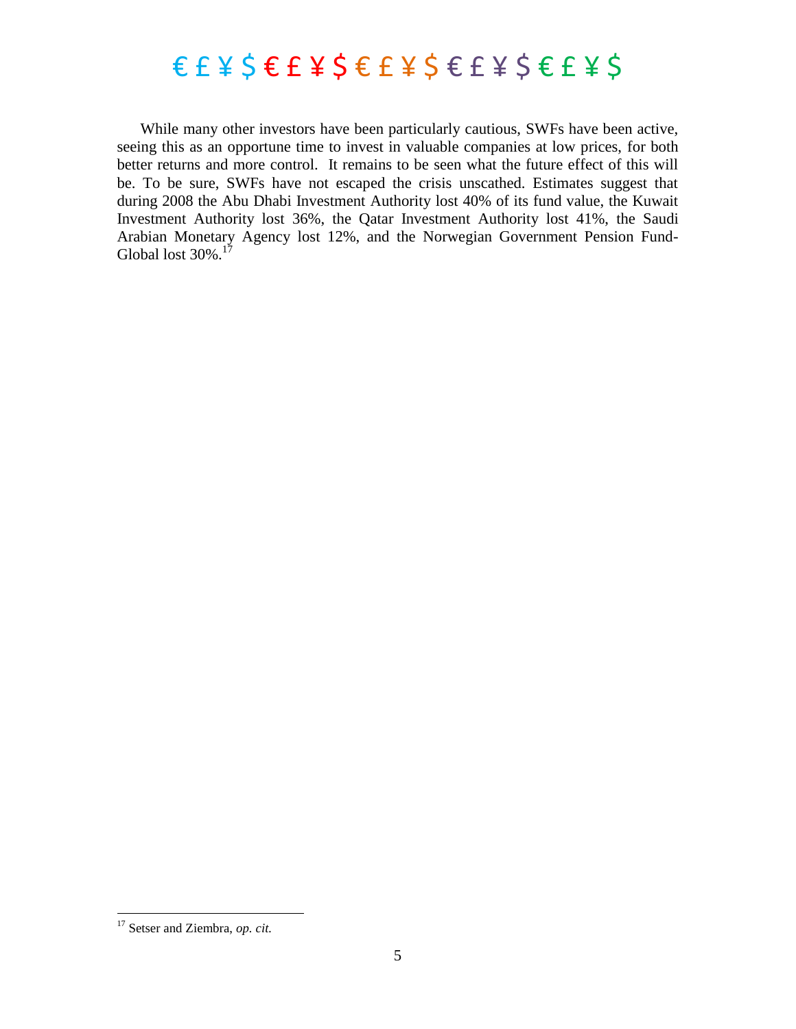While many other investors have been particularly cautious, SWFs have been active, seeing this as an opportune time to invest in valuable companies at low prices, for both better returns and more control. It remains to be seen what the future effect of this will be. To be sure, SWFs have not escaped the crisis unscathed. Estimates suggest that during 2008 the Abu Dhabi Investment Authority lost 40% of its fund value, the Kuwait Investment Authority lost 36%, the Qatar Investment Authority lost 41%, the Saudi Arabian Monetary Agency lost 12%, and the Norwegian Government Pension Fund-Global lost 30%.[17]

---

[17] Setser and Ziembra, *op. cit.*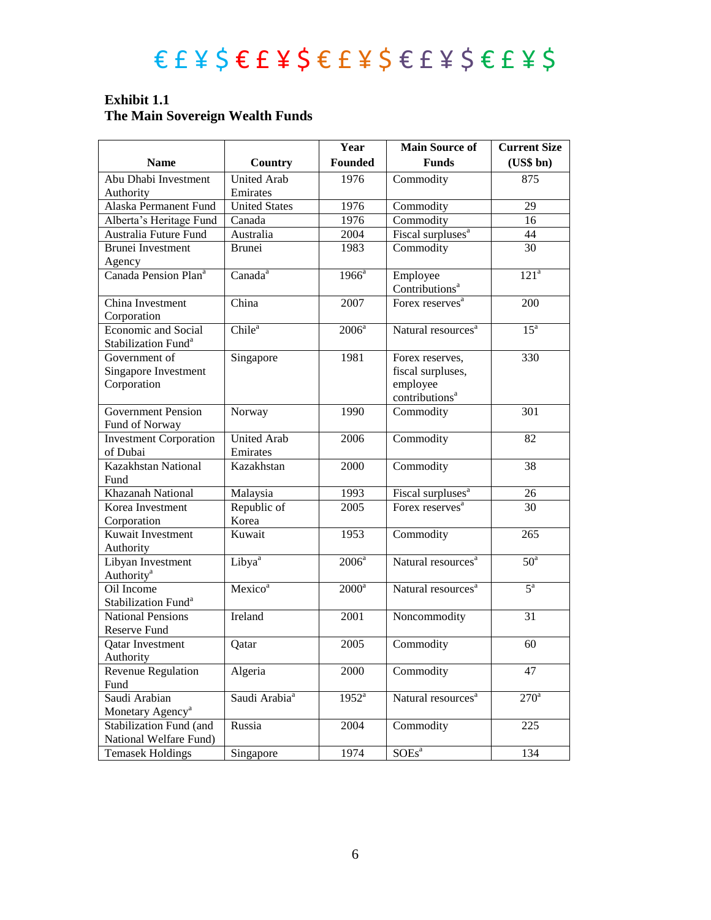€ £ ¥ $ € £ ¥ $ € £ ¥ $ € £ ¥ $ € £ ¥ $

**Exhibit 1.1**
**The Main Sovereign Wealth Funds**

| Name | Country | Year Founded | Main Source of Funds | Current Size (US$ bn) |
|---|---|---|---|---|
| Abu Dhabi Investment Authority | United Arab Emirates | 1976 | Commodity | 875 |
| Alaska Permanent Fund | United States | 1976 | Commodity | 29 |
| Alberta's Heritage Fund | Canada | 1976 | Commodity | 16 |
| Australia Future Fund | Australia | 2004 | Fiscal surpluses[a] | 44 |
| Brunei Investment Agency | Brunei | 1983 | Commodity | 30 |
| Canada Pension Plan[a] | Canada[a] | 1966[a] | Employee Contributions[a] | 121[a] |
| China Investment Corporation | China | 2007 | Forex reserves[a] | 200 |
| Economic and Social Stabilization Fund[a] | Chile[a] | 2006[a] | Natural resources[a] | 15[a] |
| Government of Singapore Investment Corporation | Singapore | 1981 | Forex reserves, fiscal surpluses, employee contributions[a] | 330 |
| Government Pension Fund of Norway | Norway | 1990 | Commodity | 301 |
| Investment Corporation of Dubai | United Arab Emirates | 2006 | Commodity | 82 |
| Kazakhstan National Fund | Kazakhstan | 2000 | Commodity | 38 |
| Khazanah National | Malaysia | 1993 | Fiscal surpluses[a] | 26 |
| Korea Investment Corporation | Republic of Korea | 2005 | Forex reserves[a] | 30 |
| Kuwait Investment Authority | Kuwait | 1953 | Commodity | 265 |
| Libyan Investment Authority[a] | Libya[a] | 2006[a] | Natural resources[a] | 50[a] |
| Oil Income Stabilization Fund[a] | Mexico[a] | 2000[a] | Natural resources[a] | 5[a] |
| National Pensions Reserve Fund | Ireland | 2001 | Noncommodity | 31 |
| Qatar Investment Authority | Qatar | 2005 | Commodity | 60 |
| Revenue Regulation Fund | Algeria | 2000 | Commodity | 47 |
| Saudi Arabian Monetary Agency[a] | Saudi Arabia[a] | 1952[a] | Natural resources[a] | 270[a] |
| Stabilization Fund (and National Welfare Fund) | Russia | 2004 | Commodity | 225 |
| Temasek Holdings | Singapore | 1974 | SOEs[a] | 134 |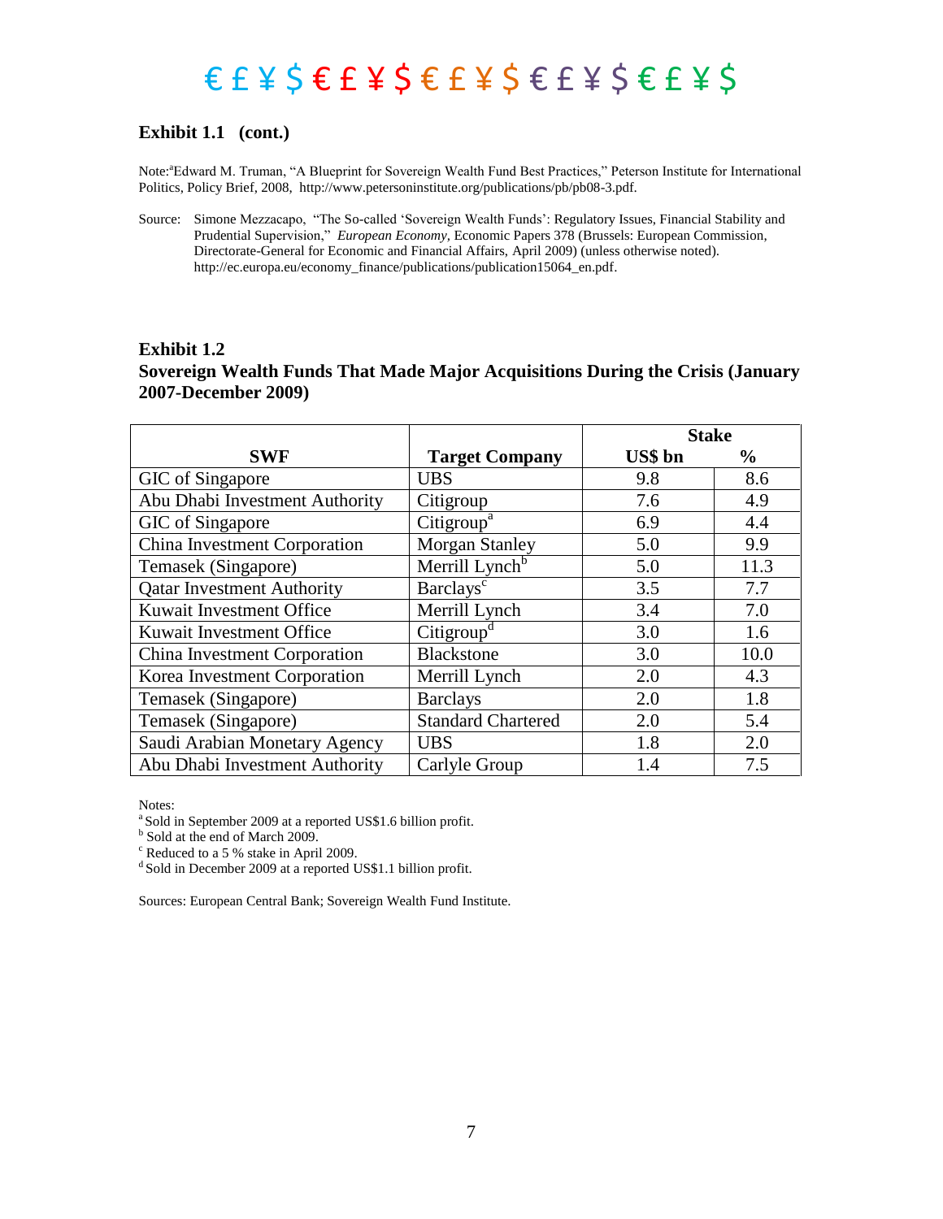€ £ ¥ $ € £ ¥ $ € £ ¥ $ € £ ¥ $ € £ ¥ $

### Exhibit 1.1 (cont.)

Note:[a]Edward M. Truman, "A Blueprint for Sovereign Wealth Fund Best Practices," Peterson Institute for International Politics, Policy Brief, 2008, http://www.petersoninstitute.org/publications/pb/pb08-3.pdf.

Source: Simone Mezzacapo, "The So-called 'Sovereign Wealth Funds': Regulatory Issues, Financial Stability and Prudential Supervision," *European Economy*, Economic Papers 378 (Brussels: European Commission, Directorate-General for Economic and Financial Affairs, April 2009) (unless otherwise noted). http://ec.europa.eu/economy_finance/publications/publication15064_en.pdf.

### Exhibit 1.2
### Sovereign Wealth Funds That Made Major Acquisitions During the Crisis (January 2007-December 2009)

| SWF | Target Company | Stake | |
|---|---|---|---|
| | | US$ bn | % |
| GIC of Singapore | UBS | 9.8 | 8.6 |
| Abu Dhabi Investment Authority | Citigroup | 7.6 | 4.9 |
| GIC of Singapore | Citigroup[a] | 6.9 | 4.4 |
| China Investment Corporation | Morgan Stanley | 5.0 | 9.9 |
| Temasek (Singapore) | Merrill Lynch[b] | 5.0 | 11.3 |
| Qatar Investment Authority | Barclays[c] | 3.5 | 7.7 |
| Kuwait Investment Office | Merrill Lynch | 3.4 | 7.0 |
| Kuwait Investment Office | Citigroup[d] | 3.0 | 1.6 |
| China Investment Corporation | Blackstone | 3.0 | 10.0 |
| Korea Investment Corporation | Merrill Lynch | 2.0 | 4.3 |
| Temasek (Singapore) | Barclays | 2.0 | 1.8 |
| Temasek (Singapore) | Standard Chartered | 2.0 | 5.4 |
| Saudi Arabian Monetary Agency | UBS | 1.8 | 2.0 |
| Abu Dhabi Investment Authority | Carlyle Group | 1.4 | 7.5 |

Notes:
[a] Sold in September 2009 at a reported US$1.6 billion profit.
[b] Sold at the end of March 2009.
[c] Reduced to a 5 % stake in April 2009.
[d] Sold in December 2009 at a reported US$1.1 billion profit.

Sources: European Central Bank; Sovereign Wealth Fund Institute.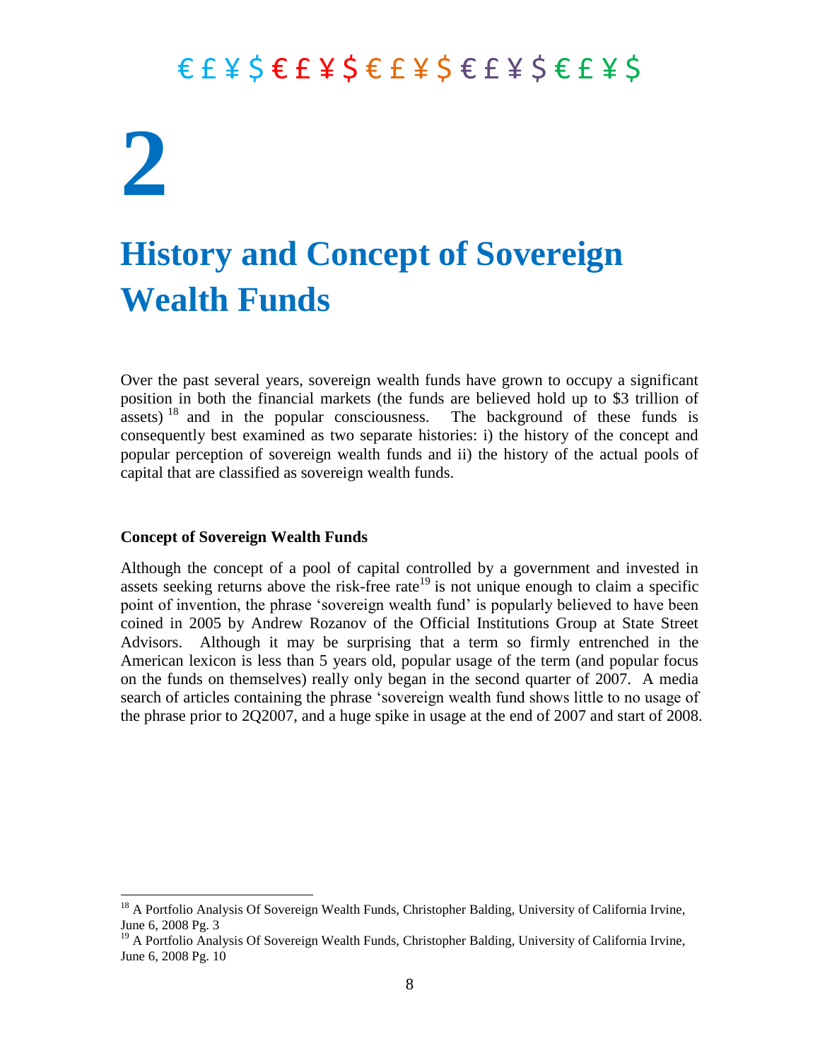€ £ ¥ $ € £ ¥ $ € £ ¥ $ € £ ¥ $ € £ ¥ $

# 2

# History and Concept of Sovereign Wealth Funds

Over the past several years, sovereign wealth funds have grown to occupy a significant position in both the financial markets (the funds are believed hold up to $3 trillion of assets) [18] and in the popular consciousness. The background of these funds is consequently best examined as two separate histories: i) the history of the concept and popular perception of sovereign wealth funds and ii) the history of the actual pools of capital that are classified as sovereign wealth funds.

**Concept of Sovereign Wealth Funds**

Although the concept of a pool of capital controlled by a government and invested in assets seeking returns above the risk-free rate[19] is not unique enough to claim a specific point of invention, the phrase 'sovereign wealth fund' is popularly believed to have been coined in 2005 by Andrew Rozanov of the Official Institutions Group at State Street Advisors. Although it may be surprising that a term so firmly entrenched in the American lexicon is less than 5 years old, popular usage of the term (and popular focus on the funds on themselves) really only began in the second quarter of 2007. A media search of articles containing the phrase 'sovereign wealth fund shows little to no usage of the phrase prior to 2Q2007, and a huge spike in usage at the end of 2007 and start of 2008.

---

[18] A Portfolio Analysis Of Sovereign Wealth Funds, Christopher Balding, University of California Irvine, June 6, 2008 Pg. 3

[19] A Portfolio Analysis Of Sovereign Wealth Funds, Christopher Balding, University of California Irvine, June 6, 2008 Pg. 10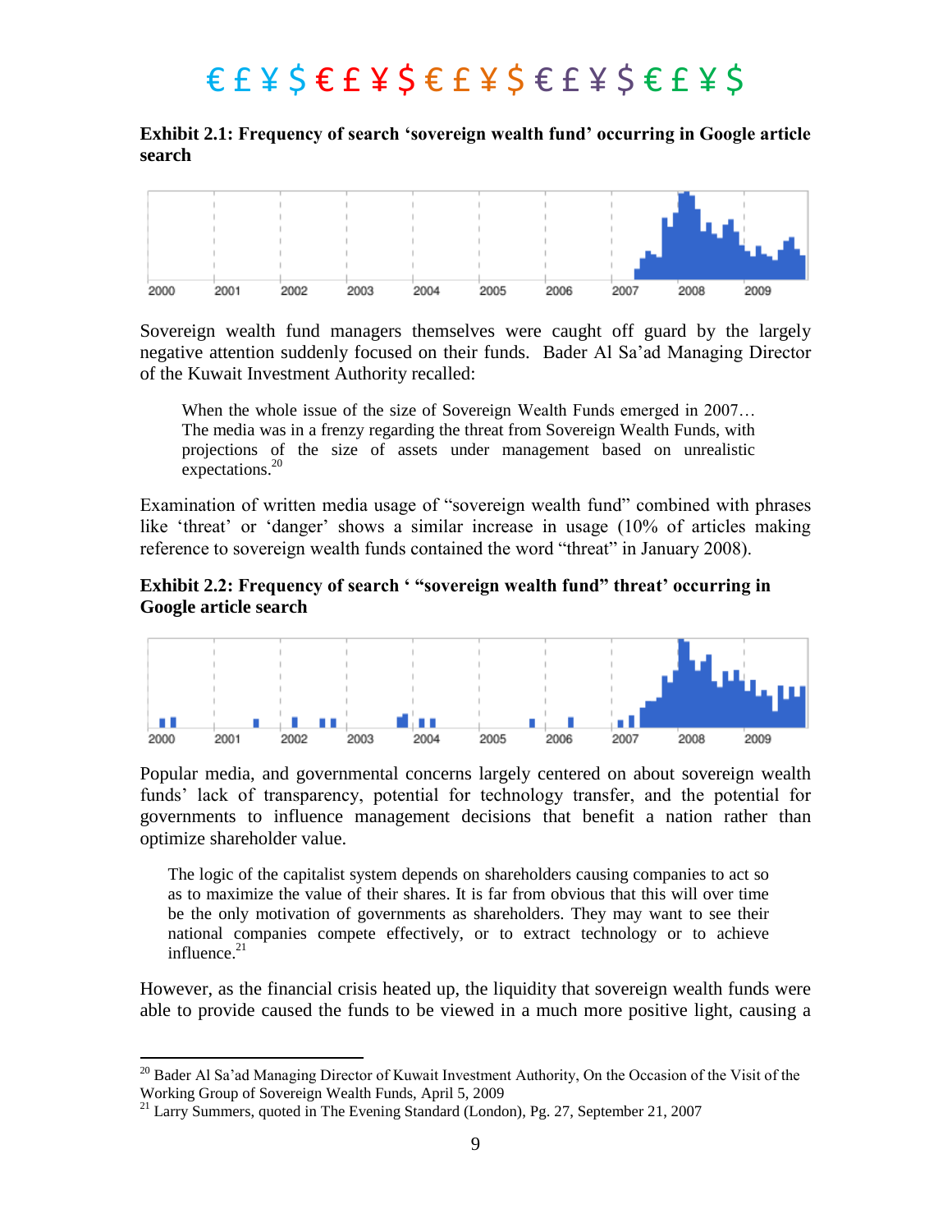**Exhibit 2.1: Frequency of search 'sovereign wealth fund' occurring in Google article search**

Sovereign wealth fund managers themselves were caught off guard by the largely negative attention suddenly focused on their funds. Bader Al Sa'ad Managing Director of the Kuwait Investment Authority recalled:

> When the whole issue of the size of Sovereign Wealth Funds emerged in 2007… The media was in a frenzy regarding the threat from Sovereign Wealth Funds, with projections of the size of assets under management based on unrealistic expectations.[20]

Examination of written media usage of "sovereign wealth fund" combined with phrases like 'threat' or 'danger' shows a similar increase in usage (10% of articles making reference to sovereign wealth funds contained the word "threat" in January 2008).

**Exhibit 2.2: Frequency of search ' "sovereign wealth fund" threat' occurring in Google article search**

Popular media, and governmental concerns largely centered on about sovereign wealth funds' lack of transparency, potential for technology transfer, and the potential for governments to influence management decisions that benefit a nation rather than optimize shareholder value.

> The logic of the capitalist system depends on shareholders causing companies to act so as to maximize the value of their shares. It is far from obvious that this will over time be the only motivation of governments as shareholders. They may want to see their national companies compete effectively, or to extract technology or to achieve influence.[21]

However, as the financial crisis heated up, the liquidity that sovereign wealth funds were able to provide caused the funds to be viewed in a much more positive light, causing a

---

[20] Bader Al Sa'ad Managing Director of Kuwait Investment Authority, On the Occasion of the Visit of the Working Group of Sovereign Wealth Funds, April 5, 2009

[21] Larry Summers, quoted in The Evening Standard (London), Pg. 27, September 21, 2007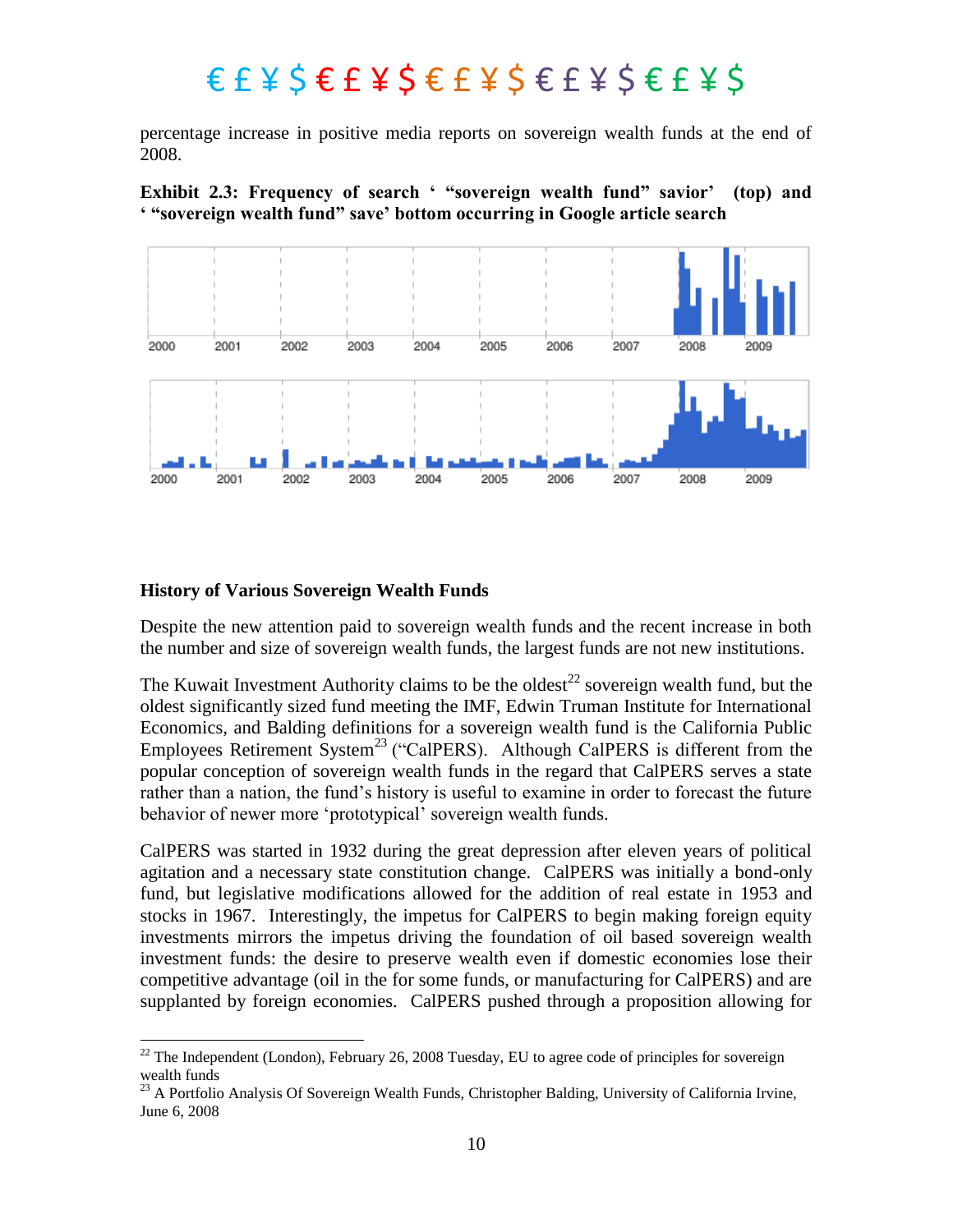percentage increase in positive media reports on sovereign wealth funds at the end of 2008.

**Exhibit 2.3: Frequency of search ' "sovereign wealth fund" savior' (top) and ' "sovereign wealth fund" save' bottom occurring in Google article search**

### History of Various Sovereign Wealth Funds

Despite the new attention paid to sovereign wealth funds and the recent increase in both the number and size of sovereign wealth funds, the largest funds are not new institutions.

The Kuwait Investment Authority claims to be the oldest[22] sovereign wealth fund, but the oldest significantly sized fund meeting the IMF, Edwin Truman Institute for International Economics, and Balding definitions for a sovereign wealth fund is the California Public Employees Retirement System[23] ("CalPERS). Although CalPERS is different from the popular conception of sovereign wealth funds in the regard that CalPERS serves a state rather than a nation, the fund's history is useful to examine in order to forecast the future behavior of newer more 'prototypical' sovereign wealth funds.

CalPERS was started in 1932 during the great depression after eleven years of political agitation and a necessary state constitution change. CalPERS was initially a bond-only fund, but legislative modifications allowed for the addition of real estate in 1953 and stocks in 1967. Interestingly, the impetus for CalPERS to begin making foreign equity investments mirrors the impetus driving the foundation of oil based sovereign wealth investment funds: the desire to preserve wealth even if domestic economies lose their competitive advantage (oil in the for some funds, or manufacturing for CalPERS) and are supplanted by foreign economies. CalPERS pushed through a proposition allowing for

[22] The Independent (London), February 26, 2008 Tuesday, EU to agree code of principles for sovereign wealth funds

[23] A Portfolio Analysis Of Sovereign Wealth Funds, Christopher Balding, University of California Irvine, June 6, 2008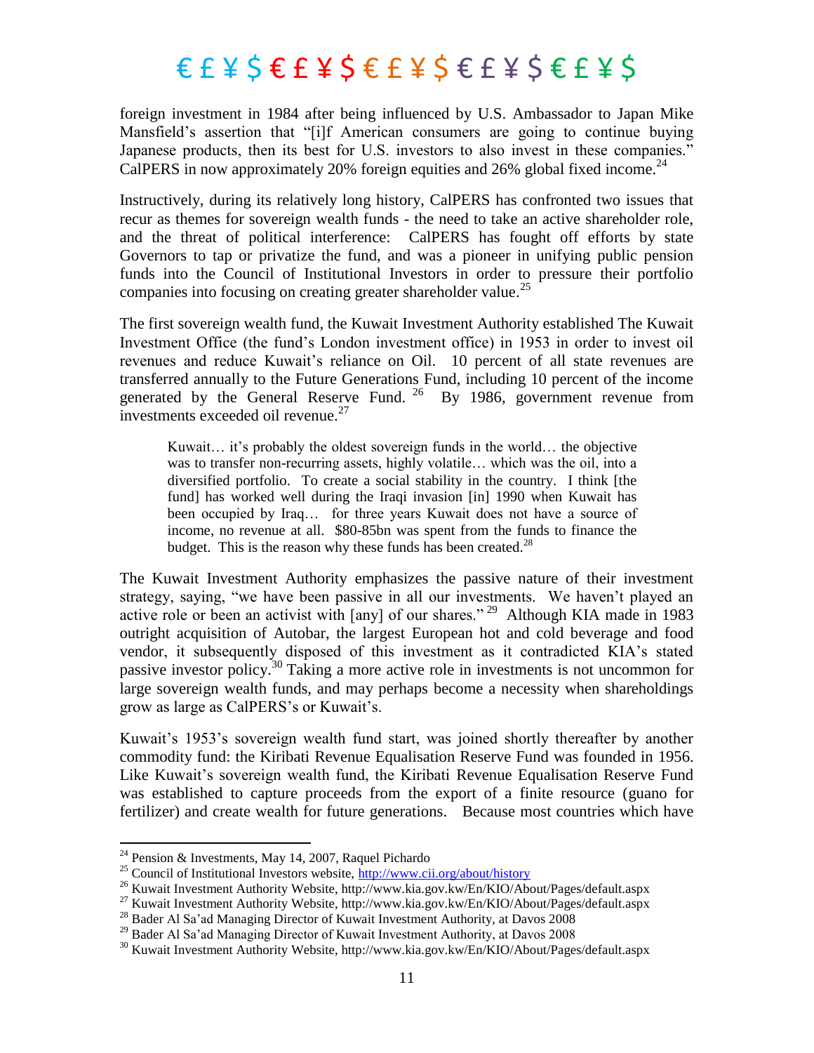foreign investment in 1984 after being influenced by U.S. Ambassador to Japan Mike Mansfield's assertion that "[i]f American consumers are going to continue buying Japanese products, then its best for U.S. investors to also invest in these companies." CalPERS in now approximately 20% foreign equities and 26% global fixed income.[24]

Instructively, during its relatively long history, CalPERS has confronted two issues that recur as themes for sovereign wealth funds - the need to take an active shareholder role, and the threat of political interference: CalPERS has fought off efforts by state Governors to tap or privatize the fund, and was a pioneer in unifying public pension funds into the Council of Institutional Investors in order to pressure their portfolio companies into focusing on creating greater shareholder value.[25]

The first sovereign wealth fund, the Kuwait Investment Authority established The Kuwait Investment Office (the fund's London investment office) in 1953 in order to invest oil revenues and reduce Kuwait's reliance on Oil. 10 percent of all state revenues are transferred annually to the Future Generations Fund, including 10 percent of the income generated by the General Reserve Fund.[26] By 1986, government revenue from investments exceeded oil revenue.[27]

> Kuwait… it's probably the oldest sovereign funds in the world… the objective was to transfer non-recurring assets, highly volatile… which was the oil, into a diversified portfolio. To create a social stability in the country. I think [the fund] has worked well during the Iraqi invasion [in] 1990 when Kuwait has been occupied by Iraq… for three years Kuwait does not have a source of income, no revenue at all. $80-85bn was spent from the funds to finance the budget. This is the reason why these funds has been created.[28]

The Kuwait Investment Authority emphasizes the passive nature of their investment strategy, saying, "we have been passive in all our investments. We haven't played an active role or been an activist with [any] of our shares."[29] Although KIA made in 1983 outright acquisition of Autobar, the largest European hot and cold beverage and food vendor, it subsequently disposed of this investment as it contradicted KIA's stated passive investor policy.[30] Taking a more active role in investments is not uncommon for large sovereign wealth funds, and may perhaps become a necessity when shareholdings grow as large as CalPERS's or Kuwait's.

Kuwait's 1953's sovereign wealth fund start, was joined shortly thereafter by another commodity fund: the Kiribati Revenue Equalisation Reserve Fund was founded in 1956. Like Kuwait's sovereign wealth fund, the Kiribati Revenue Equalisation Reserve Fund was established to capture proceeds from the export of a finite resource (guano for fertilizer) and create wealth for future generations. Because most countries which have

---

[24] Pension & Investments, May 14, 2007, Raquel Pichardo

[25] Council of Institutional Investors website, http://www.cii.org/about/history

[26] Kuwait Investment Authority Website, http://www.kia.gov.kw/En/KIO/About/Pages/default.aspx

[27] Kuwait Investment Authority Website, http://www.kia.gov.kw/En/KIO/About/Pages/default.aspx

[28] Bader Al Sa'ad Managing Director of Kuwait Investment Authority, at Davos 2008

[29] Bader Al Sa'ad Managing Director of Kuwait Investment Authority, at Davos 2008

[30] Kuwait Investment Authority Website, http://www.kia.gov.kw/En/KIO/About/Pages/default.aspx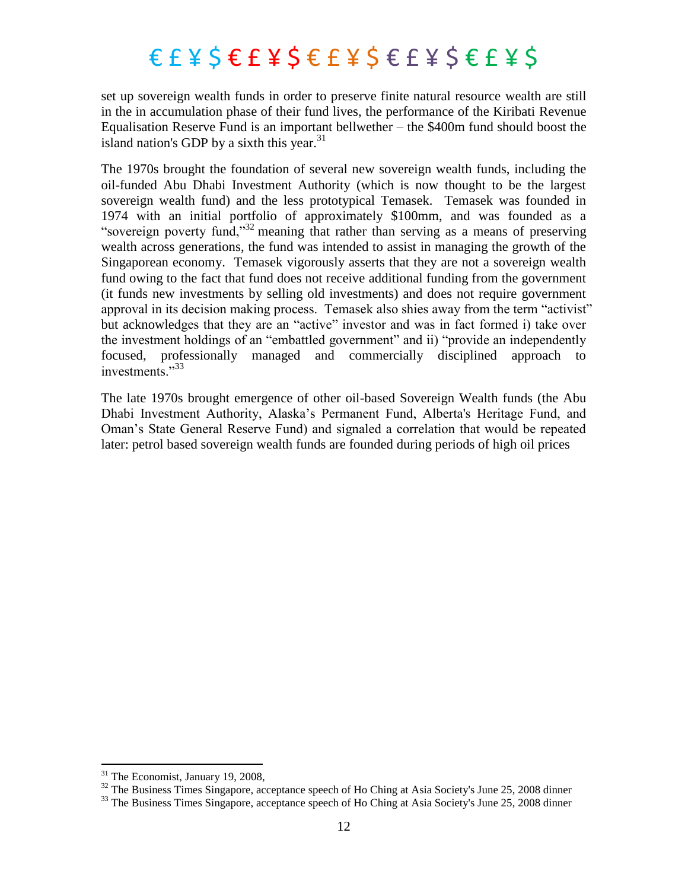set up sovereign wealth funds in order to preserve finite natural resource wealth are still in the in accumulation phase of their fund lives, the performance of the Kiribati Revenue Equalisation Reserve Fund is an important bellwether – the $400m fund should boost the island nation's GDP by a sixth this year.[31]

The 1970s brought the foundation of several new sovereign wealth funds, including the oil-funded Abu Dhabi Investment Authority (which is now thought to be the largest sovereign wealth fund) and the less prototypical Temasek. Temasek was founded in 1974 with an initial portfolio of approximately $100mm, and was founded as a "sovereign poverty fund,"[32] meaning that rather than serving as a means of preserving wealth across generations, the fund was intended to assist in managing the growth of the Singaporean economy. Temasek vigorously asserts that they are not a sovereign wealth fund owing to the fact that fund does not receive additional funding from the government (it funds new investments by selling old investments) and does not require government approval in its decision making process. Temasek also shies away from the term "activist" but acknowledges that they are an "active" investor and was in fact formed i) take over the investment holdings of an "embattled government" and ii) "provide an independently focused, professionally managed and commercially disciplined approach to investments."[33]

The late 1970s brought emergence of other oil-based Sovereign Wealth funds (the Abu Dhabi Investment Authority, Alaska's Permanent Fund, Alberta's Heritage Fund, and Oman's State General Reserve Fund) and signaled a correlation that would be repeated later: petrol based sovereign wealth funds are founded during periods of high oil prices

---

[31] The Economist, January 19, 2008,

[32] The Business Times Singapore, acceptance speech of Ho Ching at Asia Society's June 25, 2008 dinner

[33] The Business Times Singapore, acceptance speech of Ho Ching at Asia Society's June 25, 2008 dinner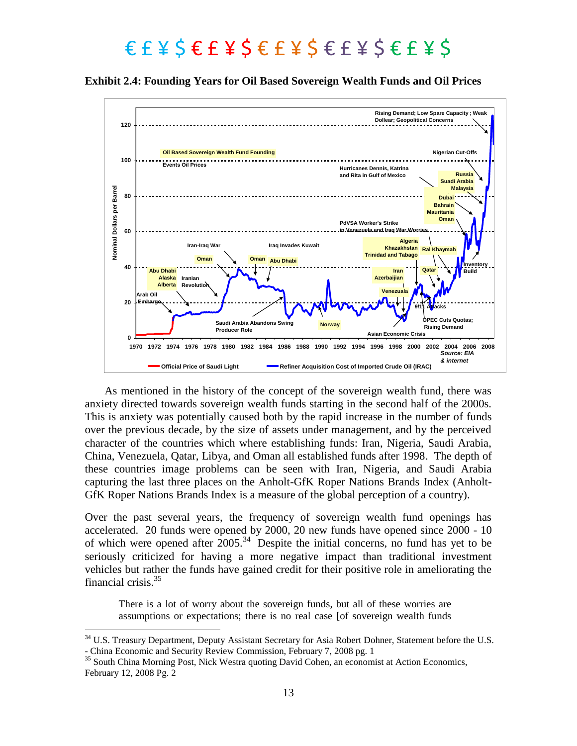€ £ ¥ $ € £ ¥ $ € £ ¥ $ € £ ¥ $ € £ ¥ $

**Exhibit 2.4: Founding Years for Oil Based Sovereign Wealth Funds and Oil Prices**

As mentioned in the history of the concept of the sovereign wealth fund, there was anxiety directed towards sovereign wealth funds starting in the second half of the 2000s. This is anxiety was potentially caused both by the rapid increase in the number of funds over the previous decade, by the size of assets under management, and by the perceived character of the countries which where establishing funds: Iran, Nigeria, Saudi Arabia, China, Venezuela, Qatar, Libya, and Oman all established funds after 1998. The depth of these countries image problems can be seen with Iran, Nigeria, and Saudi Arabia capturing the last three places on the Anholt-GfK Roper Nations Brands Index (Anholt-GfK Roper Nations Brands Index is a measure of the global perception of a country).

Over the past several years, the frequency of sovereign wealth fund openings has accelerated. 20 funds were opened by 2000, 20 new funds have opened since 2000 - 10 of which were opened after 2005.[34] Despite the initial concerns, no fund has yet to be seriously criticized for having a more negative impact than traditional investment vehicles but rather the funds have gained credit for their positive role in ameliorating the financial crisis.[35]

> There is a lot of worry about the sovereign funds, but all of these worries are assumptions or expectations; there is no real case [of sovereign wealth funds

[34] U.S. Treasury Department, Deputy Assistant Secretary for Asia Robert Dohner, Statement before the U.S. - China Economic and Security Review Commission, February 7, 2008 pg. 1

[35] South China Morning Post, Nick Westra quoting David Cohen, an economist at Action Economics, February 12, 2008 Pg. 2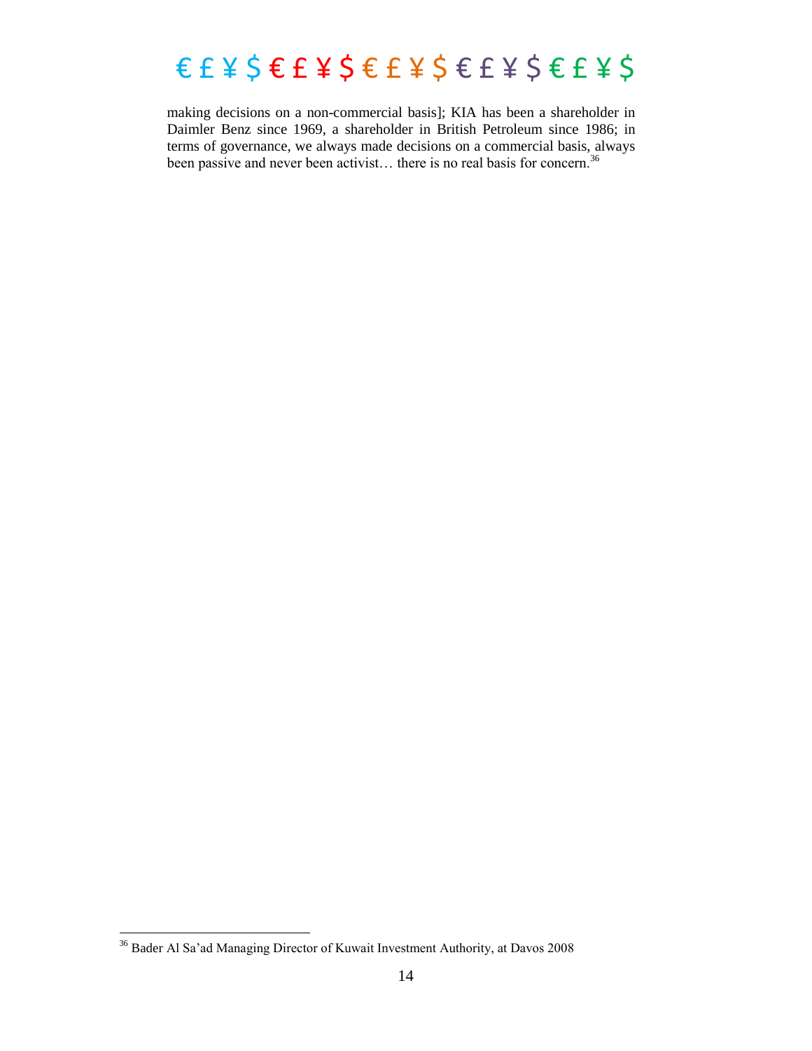making decisions on a non-commercial basis]; KIA has been a shareholder in Daimler Benz since 1969, a shareholder in British Petroleum since 1986; in terms of governance, we always made decisions on a commercial basis, always been passive and never been activist… there is no real basis for concern.[36]

[36] Bader Al Sa'ad Managing Director of Kuwait Investment Authority, at Davos 2008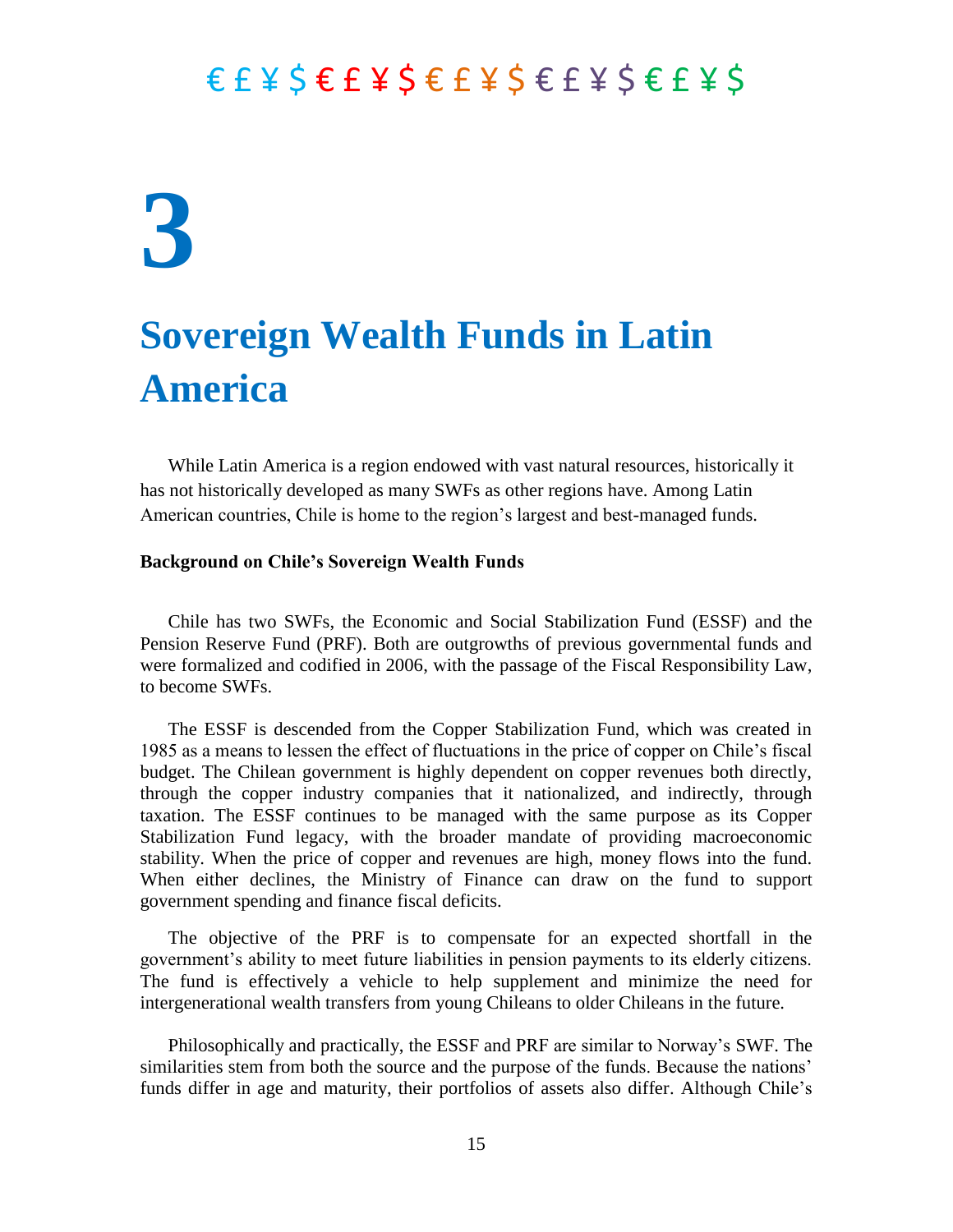€ £ ¥ $ € £ ¥ $ € £ ¥ $ € £ ¥ $ € £ ¥ $

# 3

# Sovereign Wealth Funds in Latin America

While Latin America is a region endowed with vast natural resources, historically it has not historically developed as many SWFs as other regions have. Among Latin American countries, Chile is home to the region's largest and best-managed funds.

### Background on Chile's Sovereign Wealth Funds

Chile has two SWFs, the Economic and Social Stabilization Fund (ESSF) and the Pension Reserve Fund (PRF). Both are outgrowths of previous governmental funds and were formalized and codified in 2006, with the passage of the Fiscal Responsibility Law, to become SWFs.

The ESSF is descended from the Copper Stabilization Fund, which was created in 1985 as a means to lessen the effect of fluctuations in the price of copper on Chile's fiscal budget. The Chilean government is highly dependent on copper revenues both directly, through the copper industry companies that it nationalized, and indirectly, through taxation. The ESSF continues to be managed with the same purpose as its Copper Stabilization Fund legacy, with the broader mandate of providing macroeconomic stability. When the price of copper and revenues are high, money flows into the fund. When either declines, the Ministry of Finance can draw on the fund to support government spending and finance fiscal deficits.

The objective of the PRF is to compensate for an expected shortfall in the government's ability to meet future liabilities in pension payments to its elderly citizens. The fund is effectively a vehicle to help supplement and minimize the need for intergenerational wealth transfers from young Chileans to older Chileans in the future.

Philosophically and practically, the ESSF and PRF are similar to Norway's SWF. The similarities stem from both the source and the purpose of the funds. Because the nations' funds differ in age and maturity, their portfolios of assets also differ. Although Chile's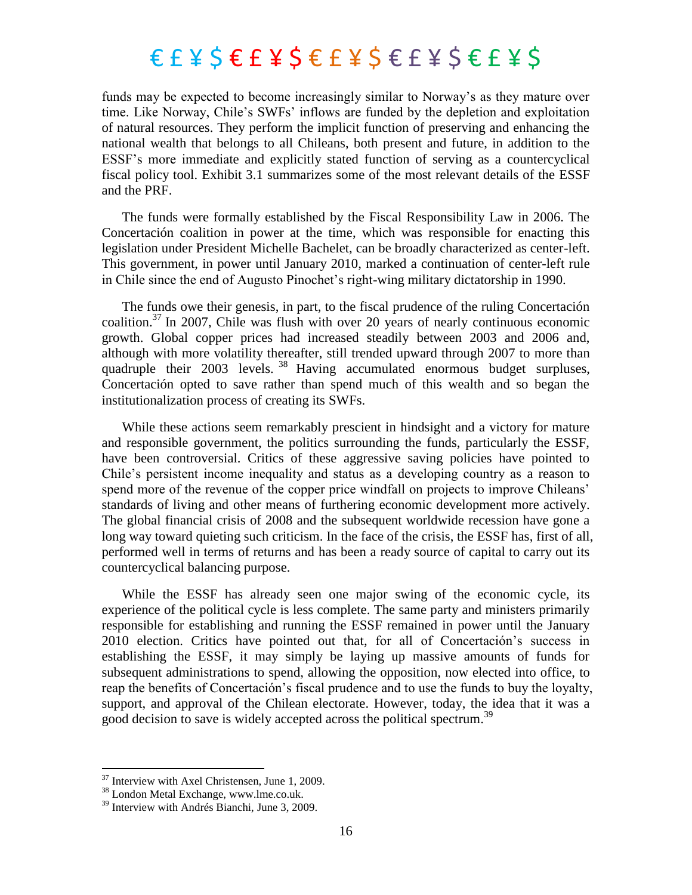funds may be expected to become increasingly similar to Norway's as they mature over time. Like Norway, Chile's SWFs' inflows are funded by the depletion and exploitation of natural resources. They perform the implicit function of preserving and enhancing the national wealth that belongs to all Chileans, both present and future, in addition to the ESSF's more immediate and explicitly stated function of serving as a countercyclical fiscal policy tool. Exhibit 3.1 summarizes some of the most relevant details of the ESSF and the PRF.

The funds were formally established by the Fiscal Responsibility Law in 2006. The Concertación coalition in power at the time, which was responsible for enacting this legislation under President Michelle Bachelet, can be broadly characterized as center-left. This government, in power until January 2010, marked a continuation of center-left rule in Chile since the end of Augusto Pinochet's right-wing military dictatorship in 1990.

The funds owe their genesis, in part, to the fiscal prudence of the ruling Concertación coalition.[37] In 2007, Chile was flush with over 20 years of nearly continuous economic growth. Global copper prices had increased steadily between 2003 and 2006 and, although with more volatility thereafter, still trended upward through 2007 to more than quadruple their 2003 levels.[38] Having accumulated enormous budget surpluses, Concertación opted to save rather than spend much of this wealth and so began the institutionalization process of creating its SWFs.

While these actions seem remarkably prescient in hindsight and a victory for mature and responsible government, the politics surrounding the funds, particularly the ESSF, have been controversial. Critics of these aggressive saving policies have pointed to Chile's persistent income inequality and status as a developing country as a reason to spend more of the revenue of the copper price windfall on projects to improve Chileans' standards of living and other means of furthering economic development more actively. The global financial crisis of 2008 and the subsequent worldwide recession have gone a long way toward quieting such criticism. In the face of the crisis, the ESSF has, first of all, performed well in terms of returns and has been a ready source of capital to carry out its countercyclical balancing purpose.

While the ESSF has already seen one major swing of the economic cycle, its experience of the political cycle is less complete. The same party and ministers primarily responsible for establishing and running the ESSF remained in power until the January 2010 election. Critics have pointed out that, for all of Concertación's success in establishing the ESSF, it may simply be laying up massive amounts of funds for subsequent administrations to spend, allowing the opposition, now elected into office, to reap the benefits of Concertación's fiscal prudence and to use the funds to buy the loyalty, support, and approval of the Chilean electorate. However, today, the idea that it was a good decision to save is widely accepted across the political spectrum.[39]

---

[37] Interview with Axel Christensen, June 1, 2009.

[38] London Metal Exchange, www.lme.co.uk.

[39] Interview with Andrés Bianchi, June 3, 2009.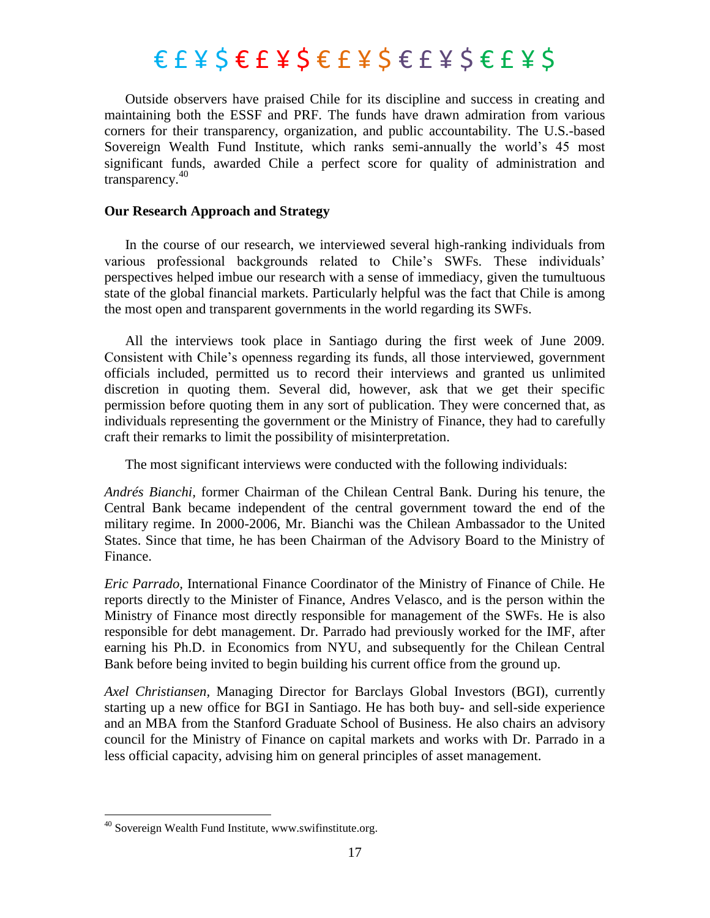Outside observers have praised Chile for its discipline and success in creating and maintaining both the ESSF and PRF. The funds have drawn admiration from various corners for their transparency, organization, and public accountability. The U.S.-based Sovereign Wealth Fund Institute, which ranks semi-annually the world's 45 most significant funds, awarded Chile a perfect score for quality of administration and transparency.[40]

**Our Research Approach and Strategy**

In the course of our research, we interviewed several high-ranking individuals from various professional backgrounds related to Chile's SWFs. These individuals' perspectives helped imbue our research with a sense of immediacy, given the tumultuous state of the global financial markets. Particularly helpful was the fact that Chile is among the most open and transparent governments in the world regarding its SWFs.

All the interviews took place in Santiago during the first week of June 2009. Consistent with Chile's openness regarding its funds, all those interviewed, government officials included, permitted us to record their interviews and granted us unlimited discretion in quoting them. Several did, however, ask that we get their specific permission before quoting them in any sort of publication. They were concerned that, as individuals representing the government or the Ministry of Finance, they had to carefully craft their remarks to limit the possibility of misinterpretation.

The most significant interviews were conducted with the following individuals:

*Andrés Bianchi*, former Chairman of the Chilean Central Bank. During his tenure, the Central Bank became independent of the central government toward the end of the military regime. In 2000-2006, Mr. Bianchi was the Chilean Ambassador to the United States. Since that time, he has been Chairman of the Advisory Board to the Ministry of Finance.

*Eric Parrado*, International Finance Coordinator of the Ministry of Finance of Chile. He reports directly to the Minister of Finance, Andres Velasco, and is the person within the Ministry of Finance most directly responsible for management of the SWFs. He is also responsible for debt management. Dr. Parrado had previously worked for the IMF, after earning his Ph.D. in Economics from NYU, and subsequently for the Chilean Central Bank before being invited to begin building his current office from the ground up.

*Axel Christiansen*, Managing Director for Barclays Global Investors (BGI), currently starting up a new office for BGI in Santiago. He has both buy- and sell-side experience and an MBA from the Stanford Graduate School of Business. He also chairs an advisory council for the Ministry of Finance on capital markets and works with Dr. Parrado in a less official capacity, advising him on general principles of asset management.

---

[40] Sovereign Wealth Fund Institute, www.swfinstitute.org.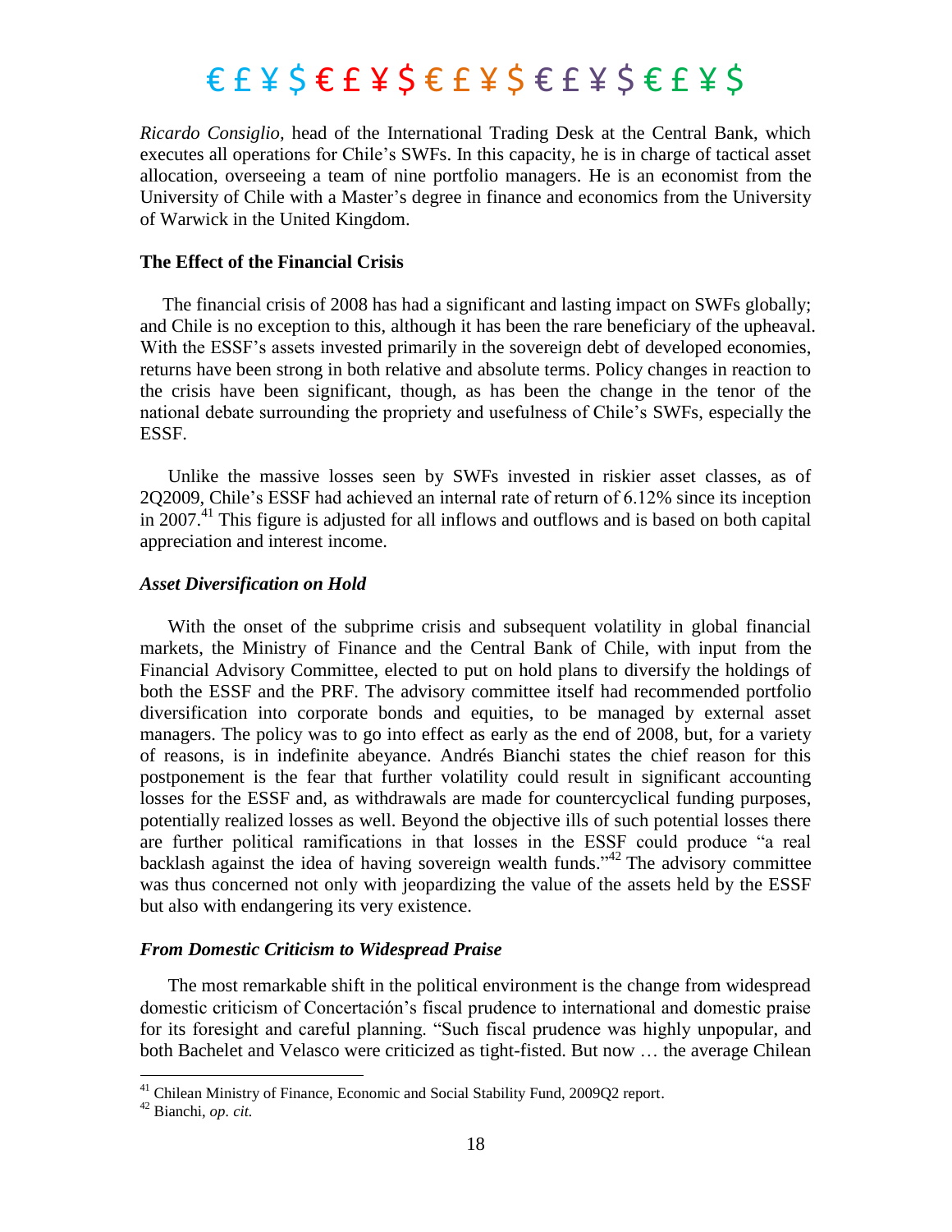*Ricardo Consiglio*, head of the International Trading Desk at the Central Bank, which executes all operations for Chile's SWFs. In this capacity, he is in charge of tactical asset allocation, overseeing a team of nine portfolio managers. He is an economist from the University of Chile with a Master's degree in finance and economics from the University of Warwick in the United Kingdom.

### The Effect of the Financial Crisis

The financial crisis of 2008 has had a significant and lasting impact on SWFs globally; and Chile is no exception to this, although it has been the rare beneficiary of the upheaval. With the ESSF's assets invested primarily in the sovereign debt of developed economies, returns have been strong in both relative and absolute terms. Policy changes in reaction to the crisis have been significant, though, as has been the change in the tenor of the national debate surrounding the propriety and usefulness of Chile's SWFs, especially the ESSF.

Unlike the massive losses seen by SWFs invested in riskier asset classes, as of 2Q2009, Chile's ESSF had achieved an internal rate of return of 6.12% since its inception in 2007.[41] This figure is adjusted for all inflows and outflows and is based on both capital appreciation and interest income.

#### *Asset Diversification on Hold*

With the onset of the subprime crisis and subsequent volatility in global financial markets, the Ministry of Finance and the Central Bank of Chile, with input from the Financial Advisory Committee, elected to put on hold plans to diversify the holdings of both the ESSF and the PRF. The advisory committee itself had recommended portfolio diversification into corporate bonds and equities, to be managed by external asset managers. The policy was to go into effect as early as the end of 2008, but, for a variety of reasons, is in indefinite abeyance. Andrés Bianchi states the chief reason for this postponement is the fear that further volatility could result in significant accounting losses for the ESSF and, as withdrawals are made for countercyclical funding purposes, potentially realized losses as well. Beyond the objective ills of such potential losses there are further political ramifications in that losses in the ESSF could produce "a real backlash against the idea of having sovereign wealth funds."[42] The advisory committee was thus concerned not only with jeopardizing the value of the assets held by the ESSF but also with endangering its very existence.

#### *From Domestic Criticism to Widespread Praise*

The most remarkable shift in the political environment is the change from widespread domestic criticism of Concertación's fiscal prudence to international and domestic praise for its foresight and careful planning. "Such fiscal prudence was highly unpopular, and both Bachelet and Velasco were criticized as tight-fisted. But now … the average Chilean

---

[41] Chilean Ministry of Finance, Economic and Social Stability Fund, 2009Q2 report.

[42] Bianchi, *op. cit.*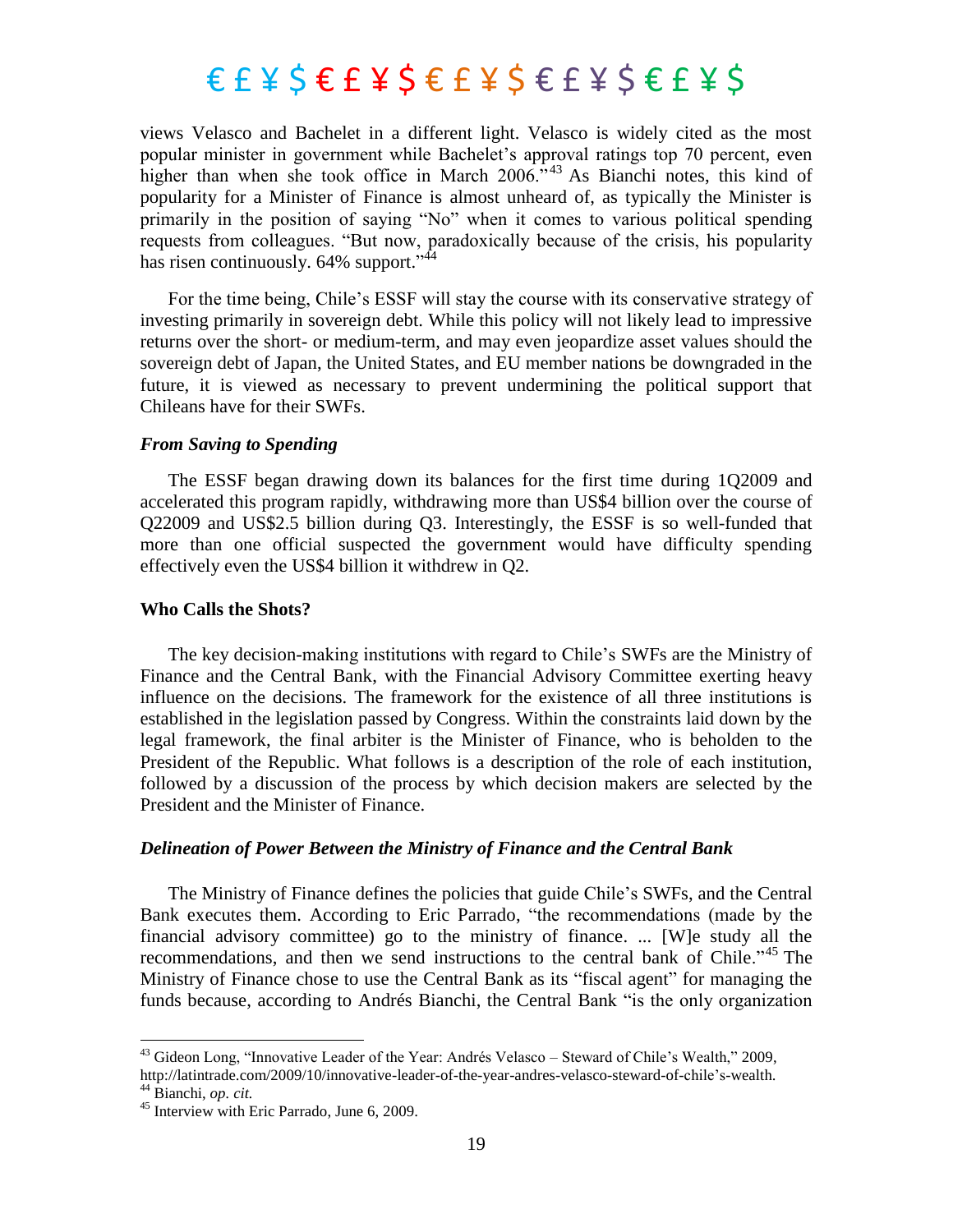views Velasco and Bachelet in a different light. Velasco is widely cited as the most popular minister in government while Bachelet's approval ratings top 70 percent, even higher than when she took office in March 2006."[43] As Bianchi notes, this kind of popularity for a Minister of Finance is almost unheard of, as typically the Minister is primarily in the position of saying "No" when it comes to various political spending requests from colleagues. "But now, paradoxically because of the crisis, his popularity has risen continuously. 64% support."[44]

For the time being, Chile's ESSF will stay the course with its conservative strategy of investing primarily in sovereign debt. While this policy will not likely lead to impressive returns over the short- or medium-term, and may even jeopardize asset values should the sovereign debt of Japan, the United States, and EU member nations be downgraded in the future, it is viewed as necessary to prevent undermining the political support that Chileans have for their SWFs.

### *From Saving to Spending*

The ESSF began drawing down its balances for the first time during 1Q2009 and accelerated this program rapidly, withdrawing more than US$4 billion over the course of Q22009 and US$2.5 billion during Q3. Interestingly, the ESSF is so well-funded that more than one official suspected the government would have difficulty spending effectively even the US$4 billion it withdrew in Q2.

## Who Calls the Shots?

The key decision-making institutions with regard to Chile's SWFs are the Ministry of Finance and the Central Bank, with the Financial Advisory Committee exerting heavy influence on the decisions. The framework for the existence of all three institutions is established in the legislation passed by Congress. Within the constraints laid down by the legal framework, the final arbiter is the Minister of Finance, who is beholden to the President of the Republic. What follows is a description of the role of each institution, followed by a discussion of the process by which decision makers are selected by the President and the Minister of Finance.

### *Delineation of Power Between the Ministry of Finance and the Central Bank*

The Ministry of Finance defines the policies that guide Chile's SWFs, and the Central Bank executes them. According to Eric Parrado, "the recommendations (made by the financial advisory committee) go to the ministry of finance. ... [W]e study all the recommendations, and then we send instructions to the central bank of Chile."[45] The Ministry of Finance chose to use the Central Bank as its "fiscal agent" for managing the funds because, according to Andrés Bianchi, the Central Bank "is the only organization

---

[43] Gideon Long, "Innovative Leader of the Year: Andrés Velasco – Steward of Chile's Wealth," 2009, http://latintrade.com/2009/10/innovative-leader-of-the-year-andres-velasco-steward-of-chile's-wealth.

[44] Bianchi, *op. cit.*

[45] Interview with Eric Parrado, June 6, 2009.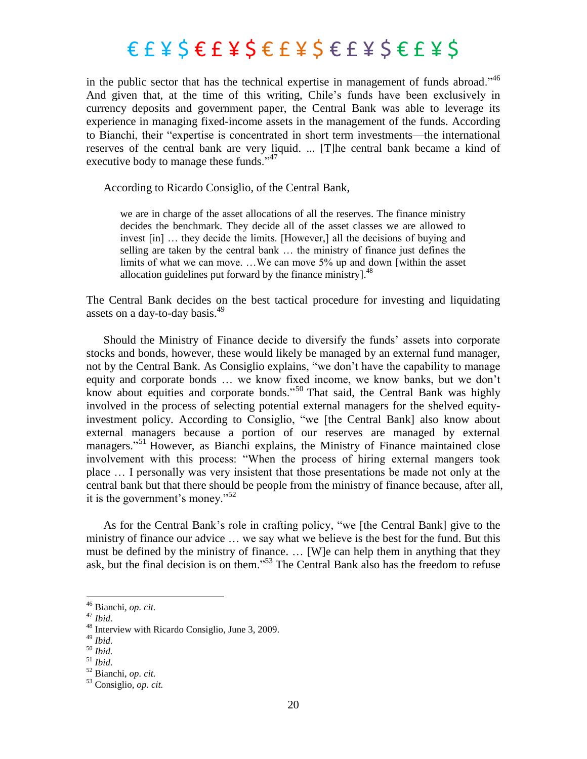in the public sector that has the technical expertise in management of funds abroad."[46] And given that, at the time of this writing, Chile's funds have been exclusively in currency deposits and government paper, the Central Bank was able to leverage its experience in managing fixed-income assets in the management of the funds. According to Bianchi, their "expertise is concentrated in short term investments—the international reserves of the central bank are very liquid. ... [T]he central bank became a kind of executive body to manage these funds."[47]

According to Ricardo Consiglio, of the Central Bank,

> we are in charge of the asset allocations of all the reserves. The finance ministry decides the benchmark. They decide all of the asset classes we are allowed to invest [in] … they decide the limits. [However,] all the decisions of buying and selling are taken by the central bank … the ministry of finance just defines the limits of what we can move. …We can move 5% up and down [within the asset allocation guidelines put forward by the finance ministry].[48]

The Central Bank decides on the best tactical procedure for investing and liquidating assets on a day-to-day basis.[49]

Should the Ministry of Finance decide to diversify the funds' assets into corporate stocks and bonds, however, these would likely be managed by an external fund manager, not by the Central Bank. As Consiglio explains, "we don't have the capability to manage equity and corporate bonds … we know fixed income, we know banks, but we don't know about equities and corporate bonds."[50] That said, the Central Bank was highly involved in the process of selecting potential external managers for the shelved equity-investment policy. According to Consiglio, "we [the Central Bank] also know about external managers because a portion of our reserves are managed by external managers."[51] However, as Bianchi explains, the Ministry of Finance maintained close involvement with this process: "When the process of hiring external mangers took place … I personally was very insistent that those presentations be made not only at the central bank but that there should be people from the ministry of finance because, after all, it is the government's money."[52]

As for the Central Bank's role in crafting policy, "we [the Central Bank] give to the ministry of finance our advice … we say what we believe is the best for the fund. But this must be defined by the ministry of finance. … [W]e can help them in anything that they ask, but the final decision is on them."[53] The Central Bank also has the freedom to refuse

---

[46] Bianchi, *op. cit.*

[47] *Ibid.*

[48] Interview with Ricardo Consiglio, June 3, 2009.

[49] *Ibid.*

[50] *Ibid.*

[51] *Ibid.*

[52] Bianchi, *op. cit.*

[53] Consiglio, *op. cit.*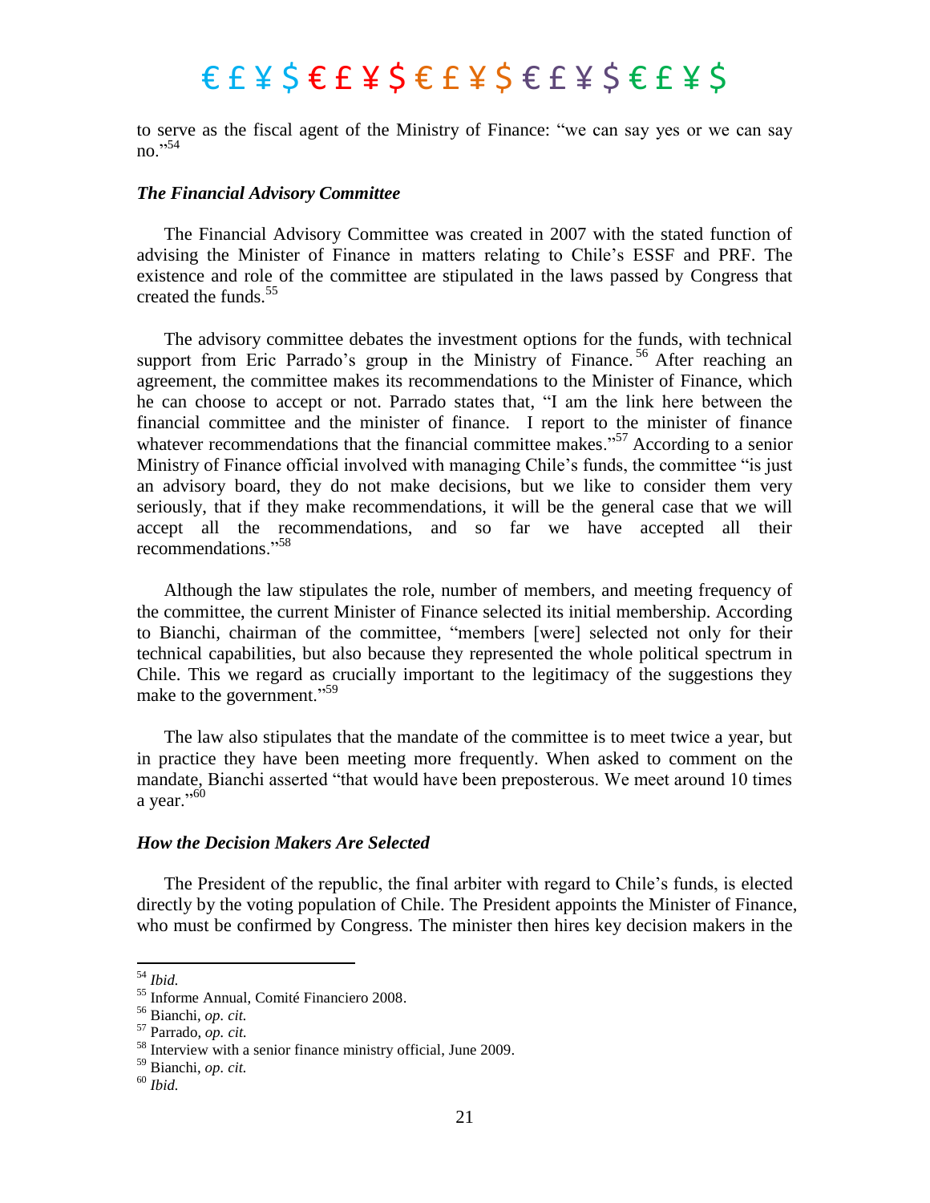to serve as the fiscal agent of the Ministry of Finance: "we can say yes or we can say no."[54]

### *The Financial Advisory Committee*

The Financial Advisory Committee was created in 2007 with the stated function of advising the Minister of Finance in matters relating to Chile's ESSF and PRF. The existence and role of the committee are stipulated in the laws passed by Congress that created the funds.[55]

The advisory committee debates the investment options for the funds, with technical support from Eric Parrado's group in the Ministry of Finance.[56] After reaching an agreement, the committee makes its recommendations to the Minister of Finance, which he can choose to accept or not. Parrado states that, "I am the link here between the financial committee and the minister of finance. I report to the minister of finance whatever recommendations that the financial committee makes."[57] According to a senior Ministry of Finance official involved with managing Chile's funds, the committee "is just an advisory board, they do not make decisions, but we like to consider them very seriously, that if they make recommendations, it will be the general case that we will accept all the recommendations, and so far we have accepted all their recommendations."[58]

Although the law stipulates the role, number of members, and meeting frequency of the committee, the current Minister of Finance selected its initial membership. According to Bianchi, chairman of the committee, "members [were] selected not only for their technical capabilities, but also because they represented the whole political spectrum in Chile. This we regard as crucially important to the legitimacy of the suggestions they make to the government."[59]

The law also stipulates that the mandate of the committee is to meet twice a year, but in practice they have been meeting more frequently. When asked to comment on the mandate, Bianchi asserted "that would have been preposterous. We meet around 10 times a year."[60]

### *How the Decision Makers Are Selected*

The President of the republic, the final arbiter with regard to Chile's funds, is elected directly by the voting population of Chile. The President appoints the Minister of Finance, who must be confirmed by Congress. The minister then hires key decision makers in the

---

[54] *Ibid.*

[55] Informe Annual, Comité Financiero 2008.

[56] Bianchi, *op. cit.*

[57] Parrado, *op. cit.*

[58] Interview with a senior finance ministry official, June 2009.

[59] Bianchi, *op. cit.*

[60] *Ibid.*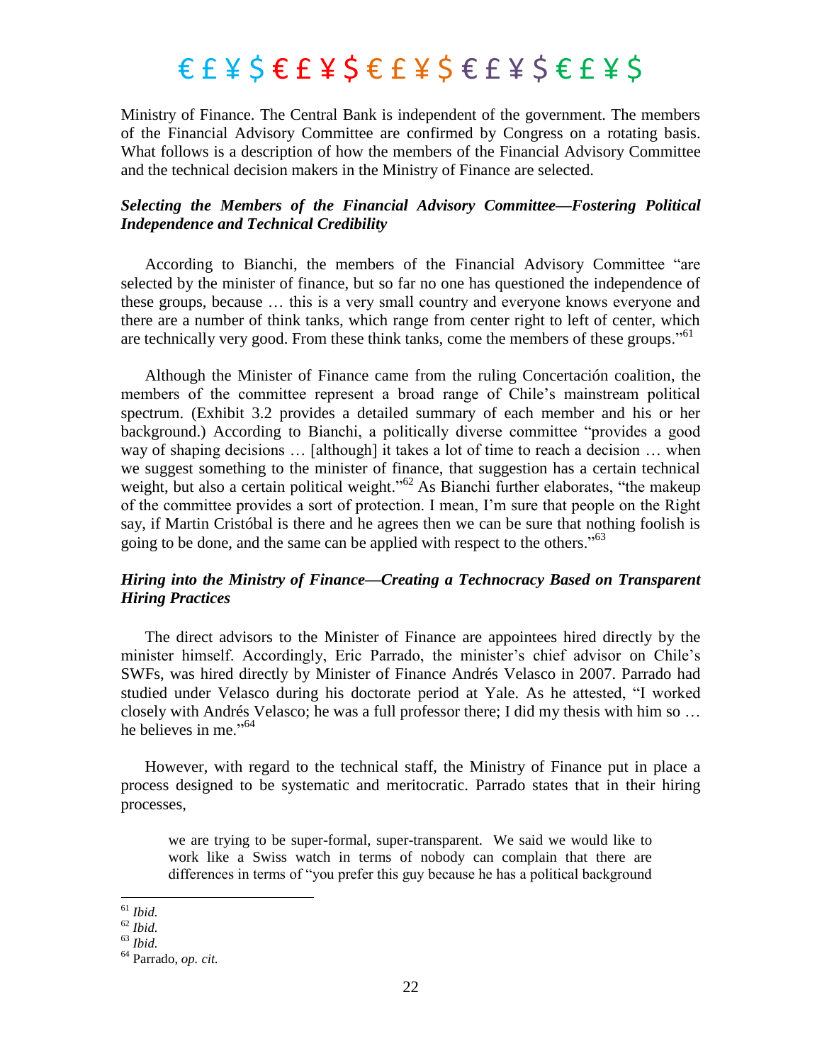Ministry of Finance. The Central Bank is independent of the government. The members of the Financial Advisory Committee are confirmed by Congress on a rotating basis. What follows is a description of how the members of the Financial Advisory Committee and the technical decision makers in the Ministry of Finance are selected.

### *Selecting the Members of the Financial Advisory Committee—Fostering Political Independence and Technical Credibility*

According to Bianchi, the members of the Financial Advisory Committee "are selected by the minister of finance, but so far no one has questioned the independence of these groups, because … this is a very small country and everyone knows everyone and there are a number of think tanks, which range from center right to left of center, which are technically very good. From these think tanks, come the members of these groups."[61]

Although the Minister of Finance came from the ruling Concertación coalition, the members of the committee represent a broad range of Chile's mainstream political spectrum. (Exhibit 3.2 provides a detailed summary of each member and his or her background.) According to Bianchi, a politically diverse committee "provides a good way of shaping decisions … [although] it takes a lot of time to reach a decision … when we suggest something to the minister of finance, that suggestion has a certain technical weight, but also a certain political weight."[62] As Bianchi further elaborates, "the makeup of the committee provides a sort of protection. I mean, I'm sure that people on the Right say, if Martin Cristóbal is there and he agrees then we can be sure that nothing foolish is going to be done, and the same can be applied with respect to the others."[63]

### *Hiring into the Ministry of Finance—Creating a Technocracy Based on Transparent Hiring Practices*

The direct advisors to the Minister of Finance are appointees hired directly by the minister himself. Accordingly, Eric Parrado, the minister's chief advisor on Chile's SWFs, was hired directly by Minister of Finance Andrés Velasco in 2007. Parrado had studied under Velasco during his doctorate period at Yale. As he attested, "I worked closely with Andrés Velasco; he was a full professor there; I did my thesis with him so … he believes in me."[64]

However, with regard to the technical staff, the Ministry of Finance put in place a process designed to be systematic and meritocratic. Parrado states that in their hiring processes,

> we are trying to be super-formal, super-transparent. We said we would like to work like a Swiss watch in terms of nobody can complain that there are differences in terms of "you prefer this guy because he has a political background

---

[61] *Ibid.*

[62] *Ibid.*

[63] *Ibid.*

[64] Parrado, *op. cit.*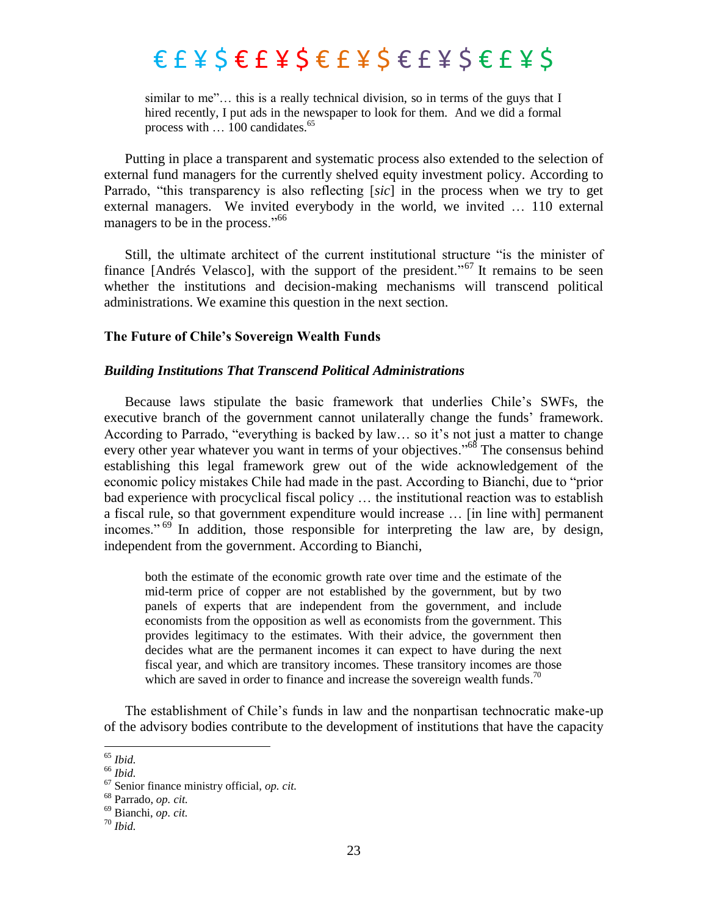> similar to me"… this is a really technical division, so in terms of the guys that I hired recently, I put ads in the newspaper to look for them. And we did a formal process with … 100 candidates.[65]

Putting in place a transparent and systematic process also extended to the selection of external fund managers for the currently shelved equity investment policy. According to Parrado, "this transparency is also reflecting [*sic*] in the process when we try to get external managers. We invited everybody in the world, we invited … 110 external managers to be in the process."[66]

Still, the ultimate architect of the current institutional structure "is the minister of finance [Andrés Velasco], with the support of the president."[67] It remains to be seen whether the institutions and decision-making mechanisms will transcend political administrations. We examine this question in the next section.

### The Future of Chile's Sovereign Wealth Funds

#### *Building Institutions That Transcend Political Administrations*

Because laws stipulate the basic framework that underlies Chile's SWFs, the executive branch of the government cannot unilaterally change the funds' framework. According to Parrado, "everything is backed by law… so it's not just a matter to change every other year whatever you want in terms of your objectives."[68] The consensus behind establishing this legal framework grew out of the wide acknowledgement of the economic policy mistakes Chile had made in the past. According to Bianchi, due to "prior bad experience with procyclical fiscal policy … the institutional reaction was to establish a fiscal rule, so that government expenditure would increase … [in line with] permanent incomes."[69] In addition, those responsible for interpreting the law are, by design, independent from the government. According to Bianchi,

> both the estimate of the economic growth rate over time and the estimate of the mid-term price of copper are not established by the government, but by two panels of experts that are independent from the government, and include economists from the opposition as well as economists from the government. This provides legitimacy to the estimates. With their advice, the government then decides what are the permanent incomes it can expect to have during the next fiscal year, and which are transitory incomes. These transitory incomes are those which are saved in order to finance and increase the sovereign wealth funds.[70]

The establishment of Chile's funds in law and the nonpartisan technocratic make-up of the advisory bodies contribute to the development of institutions that have the capacity

---

[65] *Ibid.*

[66] *Ibid.*

[67] Senior finance ministry official, *op. cit.*

[68] Parrado, *op. cit.*

[69] Bianchi, *op. cit.*

[70] *Ibid.*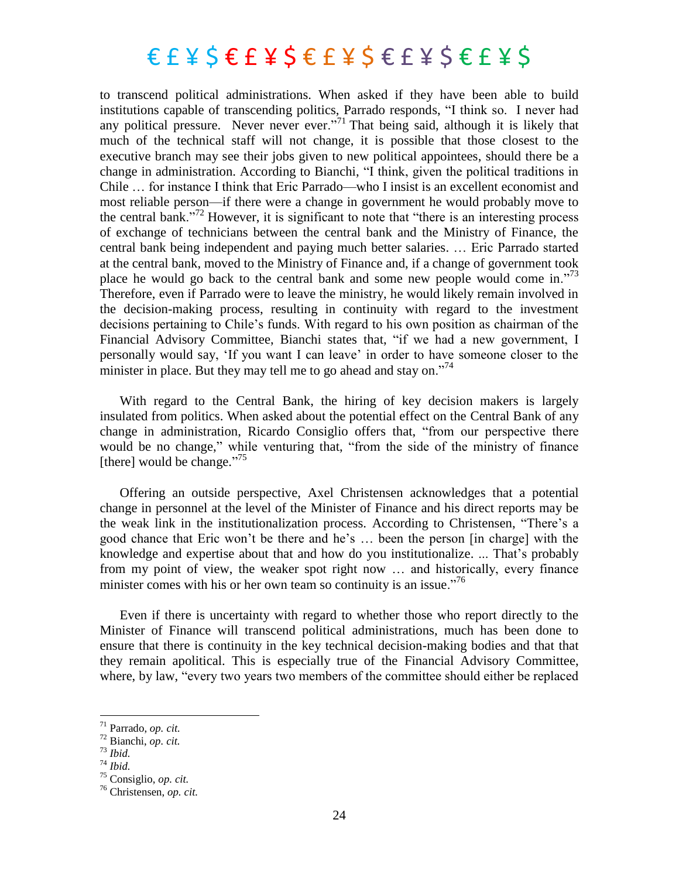to transcend political administrations. When asked if they have been able to build institutions capable of transcending politics, Parrado responds, "I think so. I never had any political pressure. Never never ever."[71] That being said, although it is likely that much of the technical staff will not change, it is possible that those closest to the executive branch may see their jobs given to new political appointees, should there be a change in administration. According to Bianchi, "I think, given the political traditions in Chile … for instance I think that Eric Parrado—who I insist is an excellent economist and most reliable person—if there were a change in government he would probably move to the central bank."[72] However, it is significant to note that "there is an interesting process of exchange of technicians between the central bank and the Ministry of Finance, the central bank being independent and paying much better salaries. … Eric Parrado started at the central bank, moved to the Ministry of Finance and, if a change of government took place he would go back to the central bank and some new people would come in."[73] Therefore, even if Parrado were to leave the ministry, he would likely remain involved in the decision-making process, resulting in continuity with regard to the investment decisions pertaining to Chile's funds. With regard to his own position as chairman of the Financial Advisory Committee, Bianchi states that, "if we had a new government, I personally would say, 'If you want I can leave' in order to have someone closer to the minister in place. But they may tell me to go ahead and stay on."[74]

With regard to the Central Bank, the hiring of key decision makers is largely insulated from politics. When asked about the potential effect on the Central Bank of any change in administration, Ricardo Consiglio offers that, "from our perspective there would be no change," while venturing that, "from the side of the ministry of finance [there] would be change."[75]

Offering an outside perspective, Axel Christensen acknowledges that a potential change in personnel at the level of the Minister of Finance and his direct reports may be the weak link in the institutionalization process. According to Christensen, "There's a good chance that Eric won't be there and he's … been the person [in charge] with the knowledge and expertise about that and how do you institutionalize. ... That's probably from my point of view, the weaker spot right now … and historically, every finance minister comes with his or her own team so continuity is an issue."[76]

Even if there is uncertainty with regard to whether those who report directly to the Minister of Finance will transcend political administrations, much has been done to ensure that there is continuity in the key technical decision-making bodies and that that they remain apolitical. This is especially true of the Financial Advisory Committee, where, by law, "every two years two members of the committee should either be replaced

---

[71] Parrado, *op. cit.*

[72] Bianchi, *op. cit.*

[73] *Ibid.*

[74] *Ibid.*

[75] Consiglio, *op. cit.*

[76] Christensen, *op. cit.*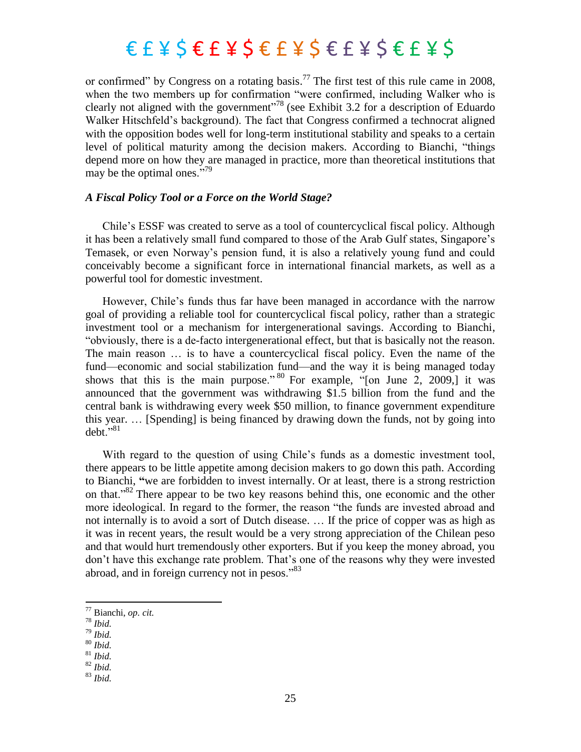or confirmed" by Congress on a rotating basis.[77] The first test of this rule came in 2008, when the two members up for confirmation "were confirmed, including Walker who is clearly not aligned with the government"[78] (see Exhibit 3.2 for a description of Eduardo Walker Hitschfeld's background). The fact that Congress confirmed a technocrat aligned with the opposition bodes well for long-term institutional stability and speaks to a certain level of political maturity among the decision makers. According to Bianchi, "things depend more on how they are managed in practice, more than theoretical institutions that may be the optimal ones."[79]

### *A Fiscal Policy Tool or a Force on the World Stage?*

Chile's ESSF was created to serve as a tool of countercyclical fiscal policy. Although it has been a relatively small fund compared to those of the Arab Gulf states, Singapore's Temasek, or even Norway's pension fund, it is also a relatively young fund and could conceivably become a significant force in international financial markets, as well as a powerful tool for domestic investment.

However, Chile's funds thus far have been managed in accordance with the narrow goal of providing a reliable tool for countercyclical fiscal policy, rather than a strategic investment tool or a mechanism for intergenerational savings. According to Bianchi, "obviously, there is a de-facto intergenerational effect, but that is basically not the reason. The main reason … is to have a countercyclical fiscal policy. Even the name of the fund—economic and social stabilization fund—and the way it is being managed today shows that this is the main purpose."[80] For example, "[on June 2, 2009,] it was announced that the government was withdrawing $1.5 billion from the fund and the central bank is withdrawing every week $50 million, to finance government expenditure this year. … [Spending] is being financed by drawing down the funds, not by going into debt."[81]

With regard to the question of using Chile's funds as a domestic investment tool, there appears to be little appetite among decision makers to go down this path. According to Bianchi, "we are forbidden to invest internally. Or at least, there is a strong restriction on that."[82] There appear to be two key reasons behind this, one economic and the other more ideological. In regard to the former, the reason "the funds are invested abroad and not internally is to avoid a sort of Dutch disease. … If the price of copper was as high as it was in recent years, the result would be a very strong appreciation of the Chilean peso and that would hurt tremendously other exporters. But if you keep the money abroad, you don't have this exchange rate problem. That's one of the reasons why they were invested abroad, and in foreign currency not in pesos."[83]

---

[77] Bianchi, *op. cit.*
[78] *Ibid.*
[79] *Ibid.*
[80] *Ibid.*
[81] *Ibid.*
[82] *Ibid.*
[83] *Ibid.*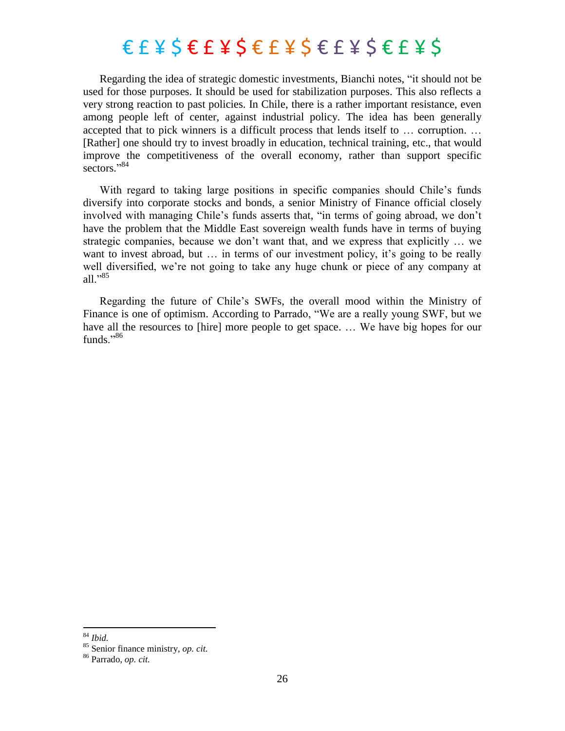Regarding the idea of strategic domestic investments, Bianchi notes, "it should not be used for those purposes. It should be used for stabilization purposes. This also reflects a very strong reaction to past policies. In Chile, there is a rather important resistance, even among people left of center, against industrial policy. The idea has been generally accepted that to pick winners is a difficult process that lends itself to … corruption. … [Rather] one should try to invest broadly in education, technical training, etc., that would improve the competitiveness of the overall economy, rather than support specific sectors."[84]

With regard to taking large positions in specific companies should Chile's funds diversify into corporate stocks and bonds, a senior Ministry of Finance official closely involved with managing Chile's funds asserts that, "in terms of going abroad, we don't have the problem that the Middle East sovereign wealth funds have in terms of buying strategic companies, because we don't want that, and we express that explicitly … we want to invest abroad, but … in terms of our investment policy, it's going to be really well diversified, we're not going to take any huge chunk or piece of any company at all."[85]

Regarding the future of Chile's SWFs, the overall mood within the Ministry of Finance is one of optimism. According to Parrado, "We are a really young SWF, but we have all the resources to [hire] more people to get space. … We have big hopes for our funds."[86]

---

[84] *Ibid.*

[85] Senior finance ministry, *op. cit.*

[86] Parrado, *op. cit.*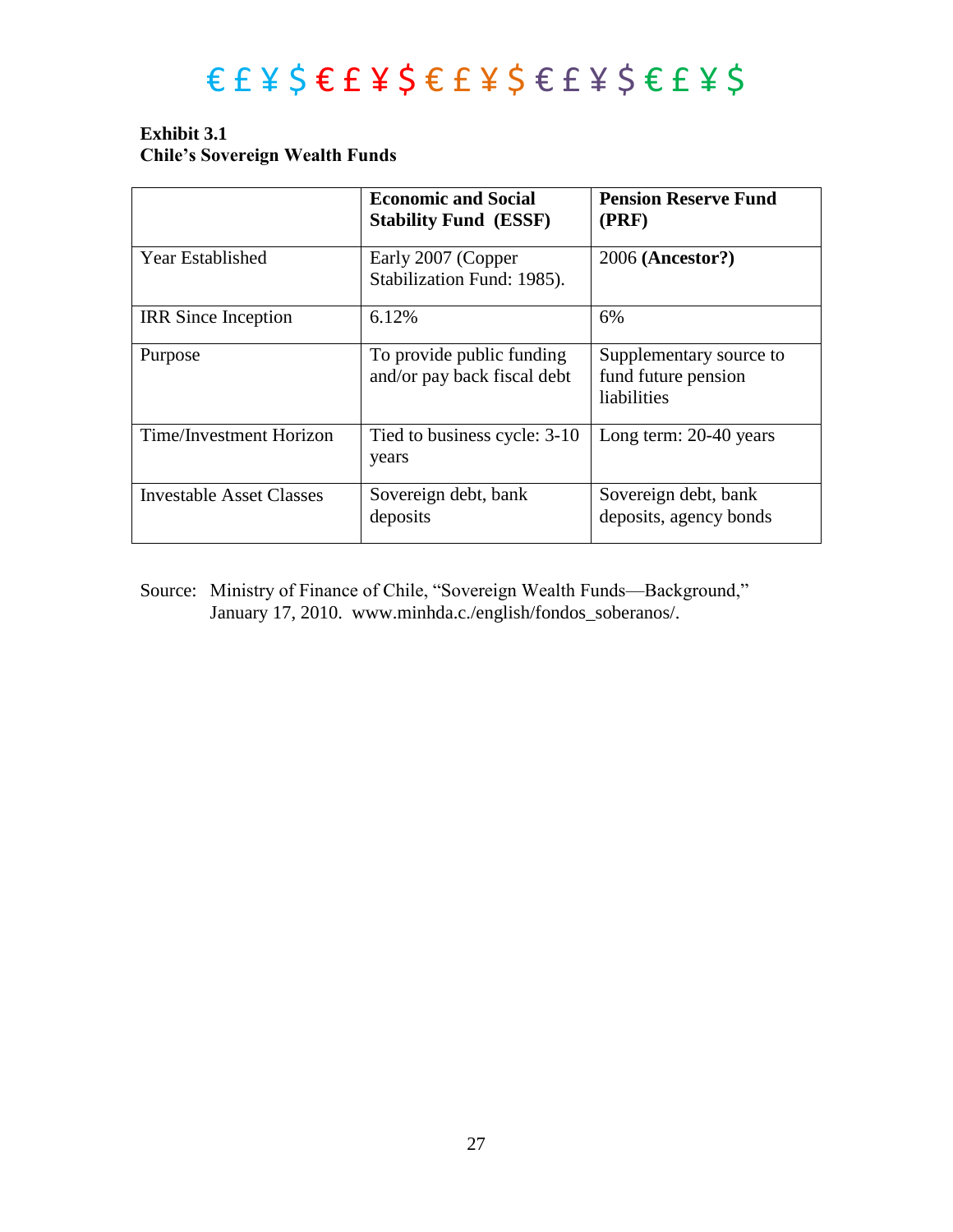€ £ ¥ $ € £ ¥ $ € £ ¥ $ € £ ¥ $ € £ ¥ $

**Exhibit 3.1**
**Chile's Sovereign Wealth Funds**

| | **Economic and Social Stability Fund (ESSF)** | **Pension Reserve Fund (PRF)** |
|---|---|---|
| Year Established | Early 2007 (Copper Stabilization Fund: 1985). | 2006 **(Ancestor?)** |
| IRR Since Inception | 6.12% | 6% |
| Purpose | To provide public funding and/or pay back fiscal debt | Supplementary source to fund future pension liabilities |
| Time/Investment Horizon | Tied to business cycle: 3-10 years | Long term: 20-40 years |
| Investable Asset Classes | Sovereign debt, bank deposits | Sovereign debt, bank deposits, agency bonds |

Source: Ministry of Finance of Chile, "Sovereign Wealth Funds—Background," January 17, 2010. www.minhda.c./english/fondos_soberanos/.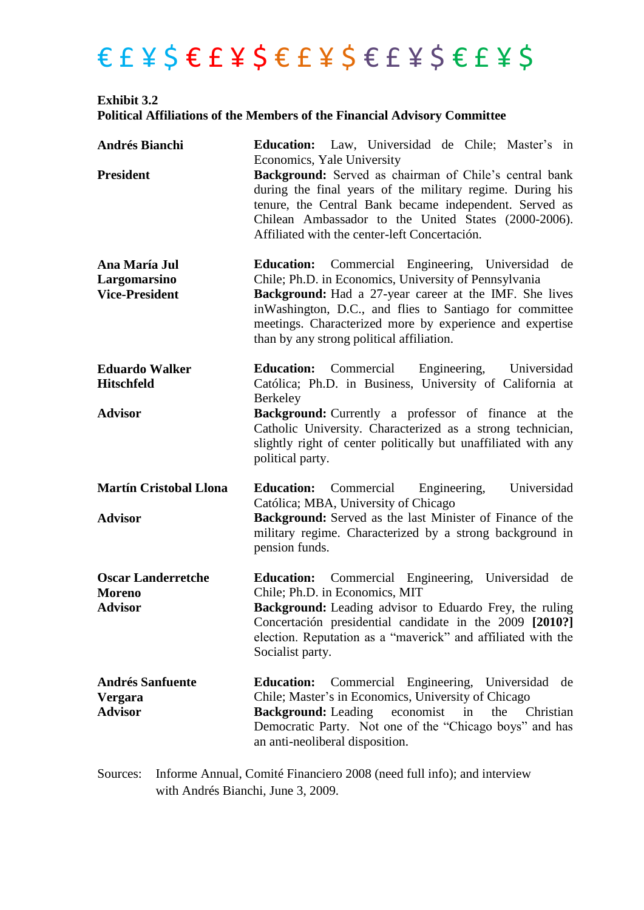€ £ ¥ $ € £ ¥ $ € £ ¥ $ € £ ¥ $ € £ ¥ $

**Exhibit 3.2**
**Political Affiliations of the Members of the Financial Advisory Committee**

| | |
|---|---|
| **Andrés Bianchi**<br><br>**President** | **Education:** Law, Universidad de Chile; Master's in Economics, Yale University<br>**Background:** Served as chairman of Chile's central bank during the final years of the military regime. During his tenure, the Central Bank became independent. Served as Chilean Ambassador to the United States (2000-2006). Affiliated with the center-left Concertación. |
| **Ana María Jul Largomarsino**<br>**Vice-President** | **Education:** Commercial Engineering, Universidad de Chile; Ph.D. in Economics, University of Pennsylvania<br>**Background:** Had a 27-year career at the IMF. She lives inWashington, D.C., and flies to Santiago for committee meetings. Characterized more by experience and expertise than by any strong political affiliation. |
| **Eduardo Walker Hitschfeld**<br><br>**Advisor** | **Education:** Commercial Engineering, Universidad Católica; Ph.D. in Business, University of California at Berkeley<br>**Background:** Currently a professor of finance at the Catholic University. Characterized as a strong technician, slightly right of center politically but unaffiliated with any political party. |
| **Martín Cristobal Llona**<br><br>**Advisor** | **Education:** Commercial Engineering, Universidad Católica; MBA, University of Chicago<br>**Background:** Served as the last Minister of Finance of the military regime. Characterized by a strong background in pension funds. |
| **Oscar Landerretche Moreno**<br>**Advisor** | **Education:** Commercial Engineering, Universidad de Chile; Ph.D. in Economics, MIT<br>**Background:** Leading advisor to Eduardo Frey, the ruling Concertación presidential candidate in the 2009 **[2010?]** election. Reputation as a "maverick" and affiliated with the Socialist party. |
| **Andrés Sanfuente Vergara**<br>**Advisor** | **Education:** Commercial Engineering, Universidad de Chile; Master's in Economics, University of Chicago<br>**Background:** Leading economist in the Christian Democratic Party. Not one of the "Chicago boys" and has an anti-neoliberal disposition. |

Sources: Informe Annual, Comité Financiero 2008 (need full info); and interview with Andrés Bianchi, June 3, 2009.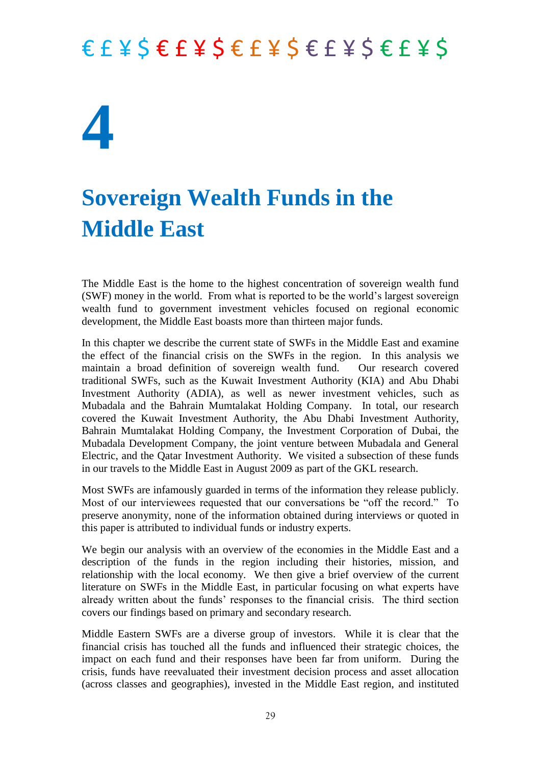€ £ ¥ $ € £ ¥ $ € £ ¥ $ € £ ¥ $ € £ ¥ $

# 4

# Sovereign Wealth Funds in the Middle East

The Middle East is the home to the highest concentration of sovereign wealth fund (SWF) money in the world. From what is reported to be the world's largest sovereign wealth fund to government investment vehicles focused on regional economic development, the Middle East boasts more than thirteen major funds.

In this chapter we describe the current state of SWFs in the Middle East and examine the effect of the financial crisis on the SWFs in the region. In this analysis we maintain a broad definition of sovereign wealth fund. Our research covered traditional SWFs, such as the Kuwait Investment Authority (KIA) and Abu Dhabi Investment Authority (ADIA), as well as newer investment vehicles, such as Mubadala and the Bahrain Mumtalakat Holding Company. In total, our research covered the Kuwait Investment Authority, the Abu Dhabi Investment Authority, Bahrain Mumtalakat Holding Company, the Investment Corporation of Dubai, the Mubadala Development Company, the joint venture between Mubadala and General Electric, and the Qatar Investment Authority. We visited a subsection of these funds in our travels to the Middle East in August 2009 as part of the GKL research.

Most SWFs are infamously guarded in terms of the information they release publicly. Most of our interviewees requested that our conversations be "off the record." To preserve anonymity, none of the information obtained during interviews or quoted in this paper is attributed to individual funds or industry experts.

We begin our analysis with an overview of the economies in the Middle East and a description of the funds in the region including their histories, mission, and relationship with the local economy. We then give a brief overview of the current literature on SWFs in the Middle East, in particular focusing on what experts have already written about the funds' responses to the financial crisis. The third section covers our findings based on primary and secondary research.

Middle Eastern SWFs are a diverse group of investors. While it is clear that the financial crisis has touched all the funds and influenced their strategic choices, the impact on each fund and their responses have been far from uniform. During the crisis, funds have reevaluated their investment decision process and asset allocation (across classes and geographies), invested in the Middle East region, and instituted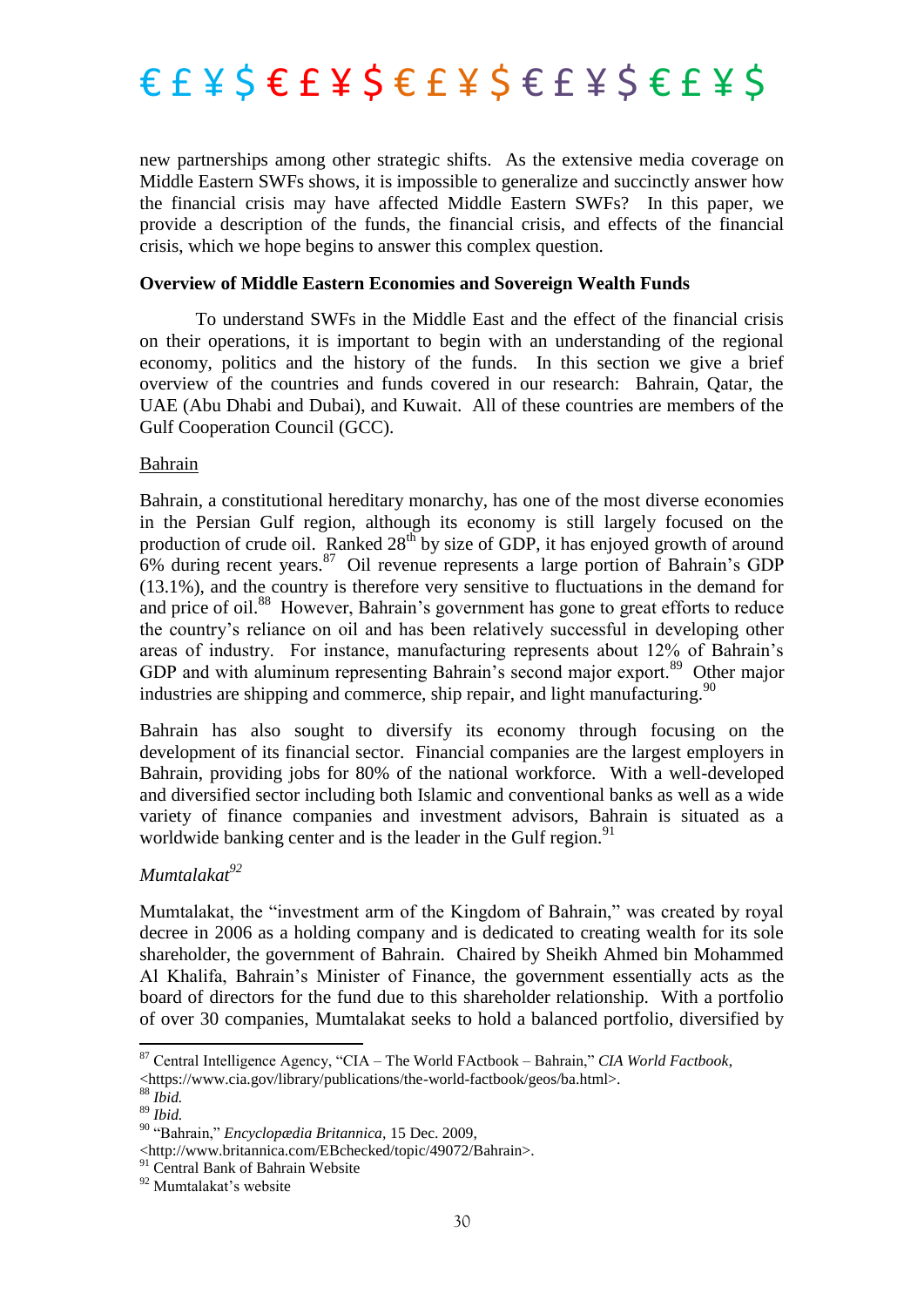new partnerships among other strategic shifts. As the extensive media coverage on Middle Eastern SWFs shows, it is impossible to generalize and succinctly answer how the financial crisis may have affected Middle Eastern SWFs? In this paper, we provide a description of the funds, the financial crisis, and effects of the financial crisis, which we hope begins to answer this complex question.

**Overview of Middle Eastern Economies and Sovereign Wealth Funds**

To understand SWFs in the Middle East and the effect of the financial crisis on their operations, it is important to begin with an understanding of the regional economy, politics and the history of the funds. In this section we give a brief overview of the countries and funds covered in our research: Bahrain, Qatar, the UAE (Abu Dhabi and Dubai), and Kuwait. All of these countries are members of the Gulf Cooperation Council (GCC).

Bahrain

Bahrain, a constitutional hereditary monarchy, has one of the most diverse economies in the Persian Gulf region, although its economy is still largely focused on the production of crude oil. Ranked 28th by size of GDP, it has enjoyed growth of around 6% during recent years.[87] Oil revenue represents a large portion of Bahrain's GDP (13.1%), and the country is therefore very sensitive to fluctuations in the demand for and price of oil.[88] However, Bahrain's government has gone to great efforts to reduce the country's reliance on oil and has been relatively successful in developing other areas of industry. For instance, manufacturing represents about 12% of Bahrain's GDP and with aluminum representing Bahrain's second major export.[89] Other major industries are shipping and commerce, ship repair, and light manufacturing.[90]

Bahrain has also sought to diversify its economy through focusing on the development of its financial sector. Financial companies are the largest employers in Bahrain, providing jobs for 80% of the national workforce. With a well-developed and diversified sector including both Islamic and conventional banks as well as a wide variety of finance companies and investment advisors, Bahrain is situated as a worldwide banking center and is the leader in the Gulf region.[91]

*Mumtalakat*[92]

Mumtalakat, the "investment arm of the Kingdom of Bahrain," was created by royal decree in 2006 as a holding company and is dedicated to creating wealth for its sole shareholder, the government of Bahrain. Chaired by Sheikh Ahmed bin Mohammed Al Khalifa, Bahrain's Minister of Finance, the government essentially acts as the board of directors for the fund due to this shareholder relationship. With a portfolio of over 30 companies, Mumtalakat seeks to hold a balanced portfolio, diversified by

---

[87] Central Intelligence Agency, "CIA – The World FActbook – Bahrain," *CIA World Factbook*, <https://www.cia.gov/library/publications/the-world-factbook/geos/ba.html>.
[88] *Ibid.*
[89] *Ibid.*
[90] "Bahrain," *Encyclopædia Britannica*, 15 Dec. 2009, <http://www.britannica.com/EBchecked/topic/49072/Bahrain>.
[91] Central Bank of Bahrain Website
[92] Mumtalakat's website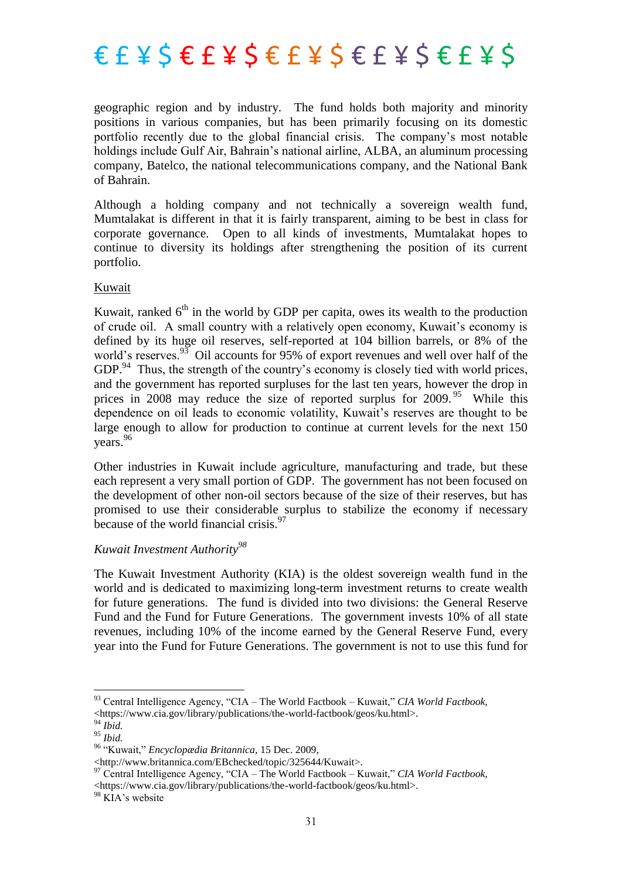geographic region and by industry. The fund holds both majority and minority positions in various companies, but has been primarily focusing on its domestic portfolio recently due to the global financial crisis. The company's most notable holdings include Gulf Air, Bahrain's national airline, ALBA, an aluminum processing company, Batelco, the national telecommunications company, and the National Bank of Bahrain.

Although a holding company and not technically a sovereign wealth fund, Mumtalakat is different in that it is fairly transparent, aiming to be best in class for corporate governance. Open to all kinds of investments, Mumtalakat hopes to continue to diversity its holdings after strengthening the position of its current portfolio.

Kuwait

Kuwait, ranked 6th in the world by GDP per capita, owes its wealth to the production of crude oil. A small country with a relatively open economy, Kuwait's economy is defined by its huge oil reserves, self-reported at 104 billion barrels, or 8% of the world's reserves.[93] Oil accounts for 95% of export revenues and well over half of the GDP.[94] Thus, the strength of the country's economy is closely tied with world prices, and the government has reported surpluses for the last ten years, however the drop in prices in 2008 may reduce the size of reported surplus for 2009.[95] While this dependence on oil leads to economic volatility, Kuwait's reserves are thought to be large enough to allow for production to continue at current levels for the next 150 years.[96]

Other industries in Kuwait include agriculture, manufacturing and trade, but these each represent a very small portion of GDP. The government has not been focused on the development of other non-oil sectors because of the size of their reserves, but has promised to use their considerable surplus to stabilize the economy if necessary because of the world financial crisis.[97]

*Kuwait Investment Authority*[98]

The Kuwait Investment Authority (KIA) is the oldest sovereign wealth fund in the world and is dedicated to maximizing long-term investment returns to create wealth for future generations. The fund is divided into two divisions: the General Reserve Fund and the Fund for Future Generations. The government invests 10% of all state revenues, including 10% of the income earned by the General Reserve Fund, every year into the Fund for Future Generations. The government is not to use this fund for

---

[93] Central Intelligence Agency, "CIA – The World Factbook – Kuwait," *CIA World Factbook*, <https://www.cia.gov/library/publications/the-world-factbook/geos/ku.html>.

[94] *Ibid.*

[95] *Ibid.*

[96] "Kuwait," *Encyclopædia Britannica*, 15 Dec. 2009, <http://www.britannica.com/EBchecked/topic/325644/Kuwait>.

[97] Central Intelligence Agency, "CIA – The World Factbook – Kuwait," *CIA World Factbook*, <https://www.cia.gov/library/publications/the-world-factbook/geos/ku.html>.

[98] KIA's website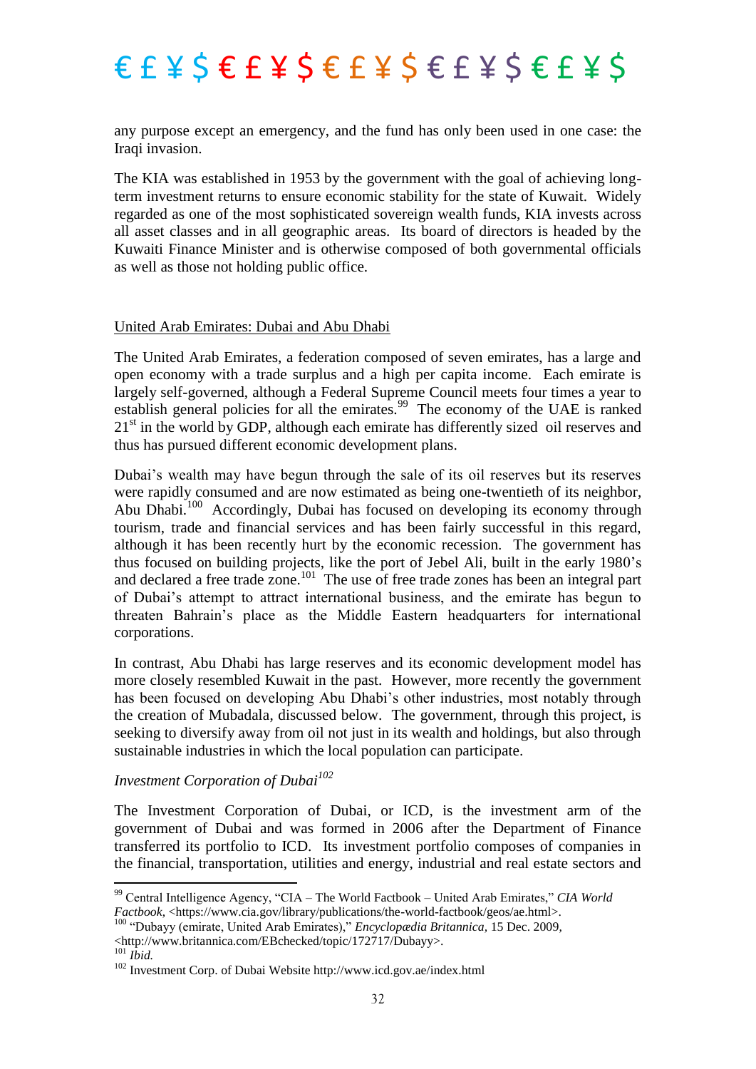any purpose except an emergency, and the fund has only been used in one case: the Iraqi invasion.

The KIA was established in 1953 by the government with the goal of achieving long-term investment returns to ensure economic stability for the state of Kuwait. Widely regarded as one of the most sophisticated sovereign wealth funds, KIA invests across all asset classes and in all geographic areas. Its board of directors is headed by the Kuwaiti Finance Minister and is otherwise composed of both governmental officials as well as those not holding public office.

## United Arab Emirates: Dubai and Abu Dhabi

The United Arab Emirates, a federation composed of seven emirates, has a large and open economy with a trade surplus and a high per capita income. Each emirate is largely self-governed, although a Federal Supreme Council meets four times a year to establish general policies for all the emirates.[99] The economy of the UAE is ranked 21st in the world by GDP, although each emirate has differently sized oil reserves and thus has pursued different economic development plans.

Dubai's wealth may have begun through the sale of its oil reserves but its reserves were rapidly consumed and are now estimated as being one-twentieth of its neighbor, Abu Dhabi.[100] Accordingly, Dubai has focused on developing its economy through tourism, trade and financial services and has been fairly successful in this regard, although it has been recently hurt by the economic recession. The government has thus focused on building projects, like the port of Jebel Ali, built in the early 1980's and declared a free trade zone.[101] The use of free trade zones has been an integral part of Dubai's attempt to attract international business, and the emirate has begun to threaten Bahrain's place as the Middle Eastern headquarters for international corporations.

In contrast, Abu Dhabi has large reserves and its economic development model has more closely resembled Kuwait in the past. However, more recently the government has been focused on developing Abu Dhabi's other industries, most notably through the creation of Mubadala, discussed below. The government, through this project, is seeking to diversify away from oil not just in its wealth and holdings, but also through sustainable industries in which the local population can participate.

### *Investment Corporation of Dubai*[102]

The Investment Corporation of Dubai, or ICD, is the investment arm of the government of Dubai and was formed in 2006 after the Department of Finance transferred its portfolio to ICD. Its investment portfolio composes of companies in the financial, transportation, utilities and energy, industrial and real estate sectors and

---

[99] Central Intelligence Agency, "CIA – The World Factbook – United Arab Emirates," *CIA World Factbook*, <https://www.cia.gov/library/publications/the-world-factbook/geos/ae.html>.

[100] "Dubayy (emirate, United Arab Emirates)," *Encyclopædia Britannica*, 15 Dec. 2009, <http://www.britannica.com/EBchecked/topic/172717/Dubayy>.

[101] *Ibid.*

[102] Investment Corp. of Dubai Website http://www.icd.gov.ae/index.html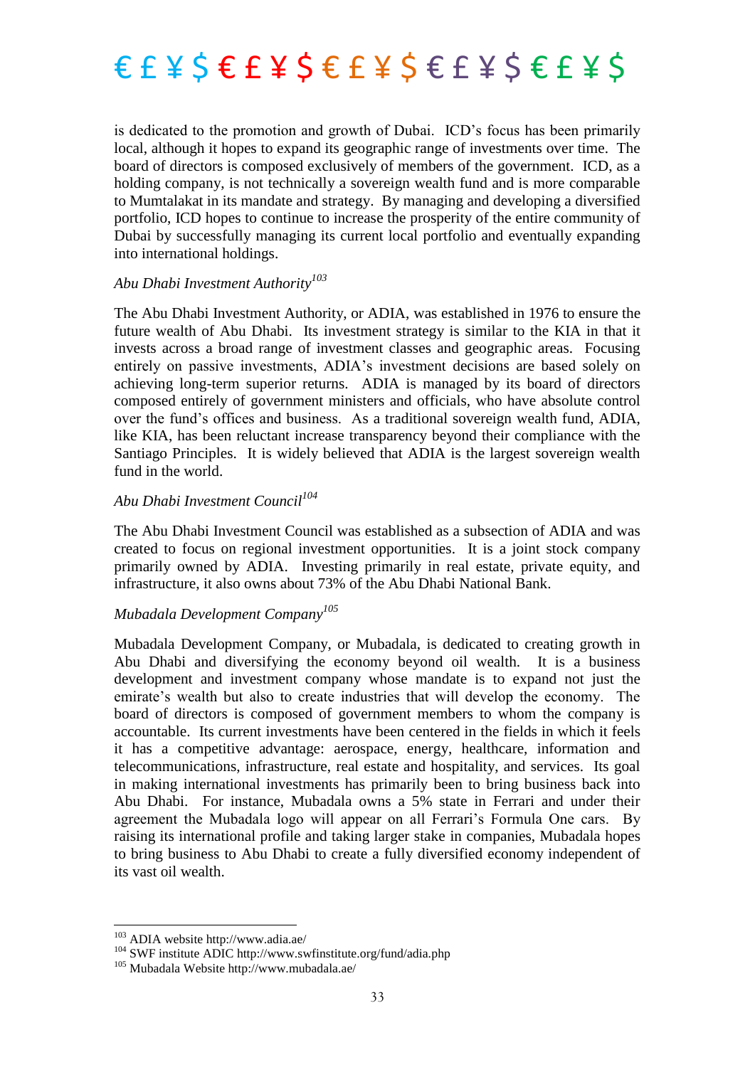is dedicated to the promotion and growth of Dubai. ICD's focus has been primarily local, although it hopes to expand its geographic range of investments over time. The board of directors is composed exclusively of members of the government. ICD, as a holding company, is not technically a sovereign wealth fund and is more comparable to Mumtalakat in its mandate and strategy. By managing and developing a diversified portfolio, ICD hopes to continue to increase the prosperity of the entire community of Dubai by successfully managing its current local portfolio and eventually expanding into international holdings.

*Abu Dhabi Investment Authority*[103]

The Abu Dhabi Investment Authority, or ADIA, was established in 1976 to ensure the future wealth of Abu Dhabi. Its investment strategy is similar to the KIA in that it invests across a broad range of investment classes and geographic areas. Focusing entirely on passive investments, ADIA's investment decisions are based solely on achieving long-term superior returns. ADIA is managed by its board of directors composed entirely of government ministers and officials, who have absolute control over the fund's offices and business. As a traditional sovereign wealth fund, ADIA, like KIA, has been reluctant increase transparency beyond their compliance with the Santiago Principles. It is widely believed that ADIA is the largest sovereign wealth fund in the world.

*Abu Dhabi Investment Council*[104]

The Abu Dhabi Investment Council was established as a subsection of ADIA and was created to focus on regional investment opportunities. It is a joint stock company primarily owned by ADIA. Investing primarily in real estate, private equity, and infrastructure, it also owns about 73% of the Abu Dhabi National Bank.

*Mubadala Development Company*[105]

Mubadala Development Company, or Mubadala, is dedicated to creating growth in Abu Dhabi and diversifying the economy beyond oil wealth. It is a business development and investment company whose mandate is to expand not just the emirate's wealth but also to create industries that will develop the economy. The board of directors is composed of government members to whom the company is accountable. Its current investments have been centered in the fields in which it feels it has a competitive advantage: aerospace, energy, healthcare, information and telecommunications, infrastructure, real estate and hospitality, and services. Its goal in making international investments has primarily been to bring business back into Abu Dhabi. For instance, Mubadala owns a 5% state in Ferrari and under their agreement the Mubadala logo will appear on all Ferrari's Formula One cars. By raising its international profile and taking larger stake in companies, Mubadala hopes to bring business to Abu Dhabi to create a fully diversified economy independent of its vast oil wealth.

---

[103] ADIA website http://www.adia.ae/

[104] SWF institute ADIC http://www.swfinstitute.org/fund/adia.php

[105] Mubadala Website http://www.mubadala.ae/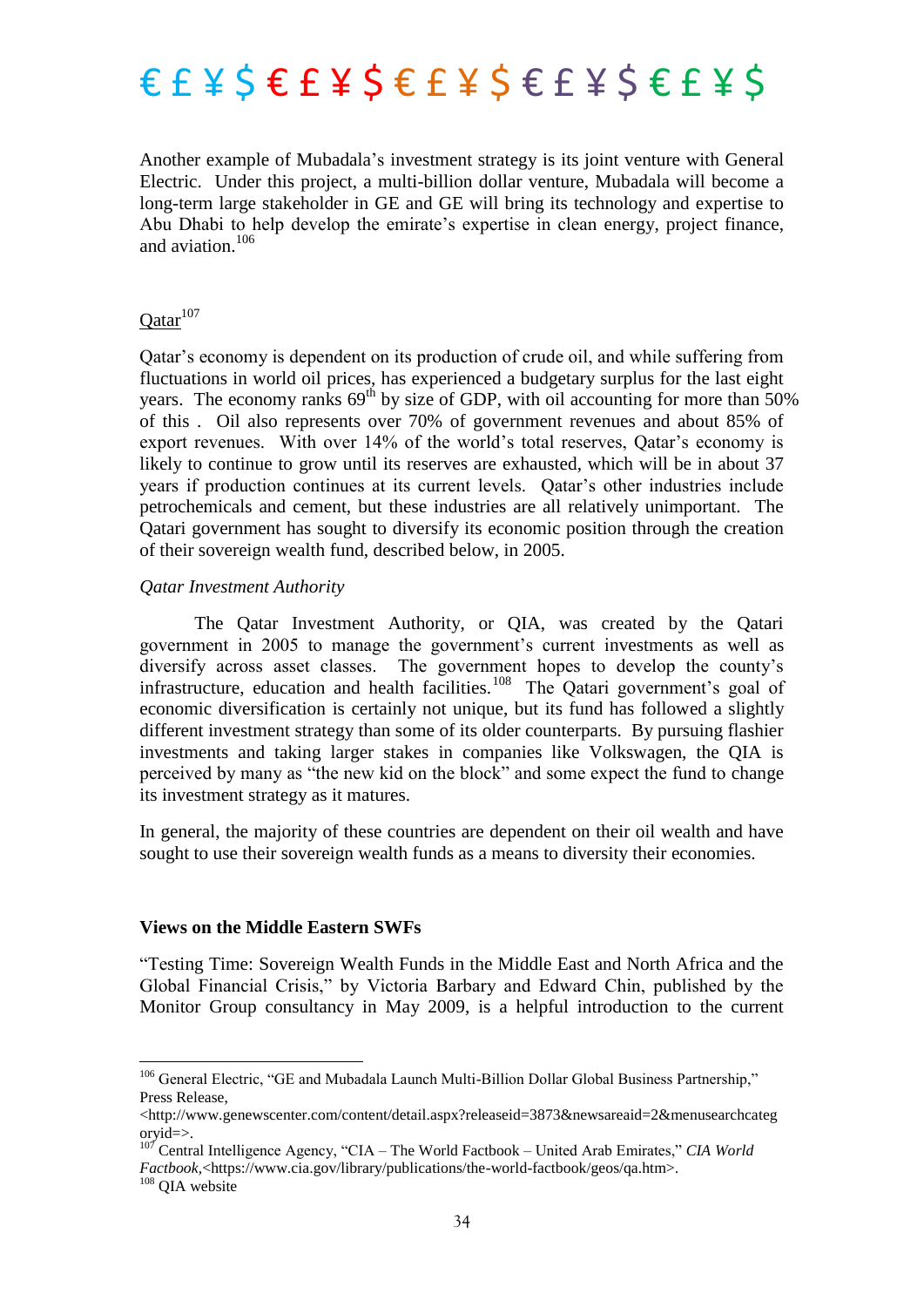Another example of Mubadala's investment strategy is its joint venture with General Electric. Under this project, a multi-billion dollar venture, Mubadala will become a long-term large stakeholder in GE and GE will bring its technology and expertise to Abu Dhabi to help develop the emirate's expertise in clean energy, project finance, and aviation.[106]

Qatar[107]

Qatar's economy is dependent on its production of crude oil, and while suffering from fluctuations in world oil prices, has experienced a budgetary surplus for the last eight years. The economy ranks 69th by size of GDP, with oil accounting for more than 50% of this . Oil also represents over 70% of government revenues and about 85% of export revenues. With over 14% of the world's total reserves, Qatar's economy is likely to continue to grow until its reserves are exhausted, which will be in about 37 years if production continues at its current levels. Qatar's other industries include petrochemicals and cement, but these industries are all relatively unimportant. The Qatari government has sought to diversify its economic position through the creation of their sovereign wealth fund, described below, in 2005.

*Qatar Investment Authority*

The Qatar Investment Authority, or QIA, was created by the Qatari government in 2005 to manage the government's current investments as well as diversify across asset classes. The government hopes to develop the county's infrastructure, education and health facilities.[108] The Qatari government's goal of economic diversification is certainly not unique, but its fund has followed a slightly different investment strategy than some of its older counterparts. By pursuing flashier investments and taking larger stakes in companies like Volkswagen, the QIA is perceived by many as "the new kid on the block" and some expect the fund to change its investment strategy as it matures.

In general, the majority of these countries are dependent on their oil wealth and have sought to use their sovereign wealth funds as a means to diversity their economies.

**Views on the Middle Eastern SWFs**

"Testing Time: Sovereign Wealth Funds in the Middle East and North Africa and the Global Financial Crisis," by Victoria Barbary and Edward Chin, published by the Monitor Group consultancy in May 2009, is a helpful introduction to the current

---

[106] General Electric, "GE and Mubadala Launch Multi-Billion Dollar Global Business Partnership," Press Release, <http://www.genewscenter.com/content/detail.aspx?releaseid=3873&newsareaid=2&menusearchcategoryid=>.

[107] Central Intelligence Agency, "CIA – The World Factbook – United Arab Emirates," *CIA World Factbook*,<https://www.cia.gov/library/publications/the-world-factbook/geos/qa.htm>.

[108] QIA website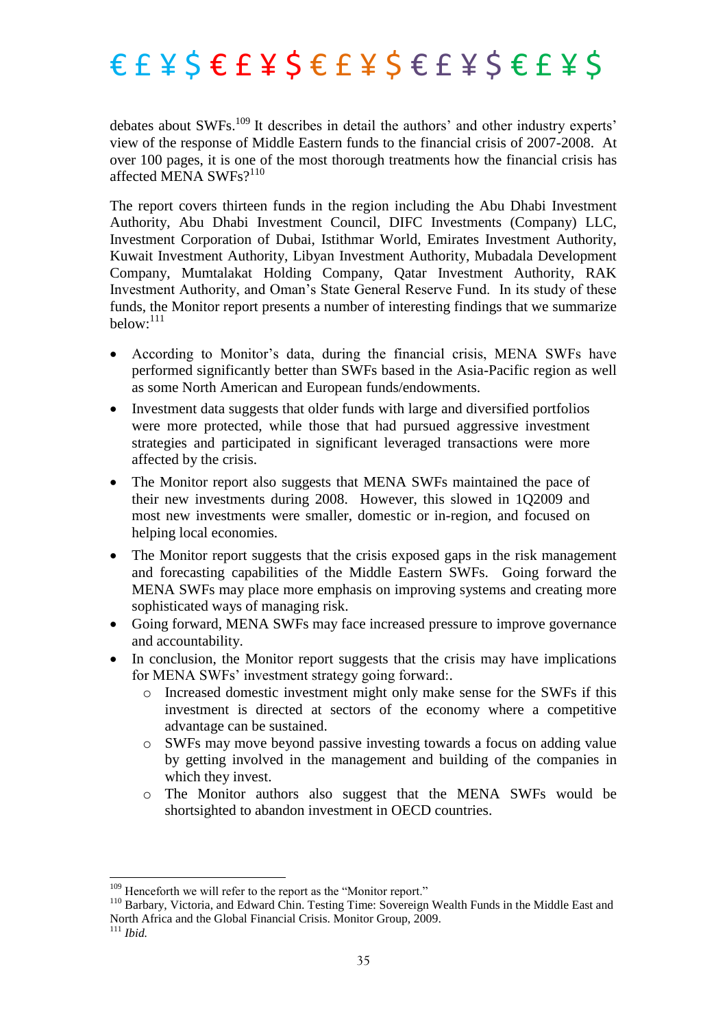debates about SWFs.[109] It describes in detail the authors' and other industry experts' view of the response of Middle Eastern funds to the financial crisis of 2007-2008. At over 100 pages, it is one of the most thorough treatments how the financial crisis has affected MENA SWFs?[110]

The report covers thirteen funds in the region including the Abu Dhabi Investment Authority, Abu Dhabi Investment Council, DIFC Investments (Company) LLC, Investment Corporation of Dubai, Istithmar World, Emirates Investment Authority, Kuwait Investment Authority, Libyan Investment Authority, Mubadala Development Company, Mumtalakat Holding Company, Qatar Investment Authority, RAK Investment Authority, and Oman's State General Reserve Fund. In its study of these funds, the Monitor report presents a number of interesting findings that we summarize below:[111]

- According to Monitor's data, during the financial crisis, MENA SWFs have performed significantly better than SWFs based in the Asia-Pacific region as well as some North American and European funds/endowments.
- Investment data suggests that older funds with large and diversified portfolios were more protected, while those that had pursued aggressive investment strategies and participated in significant leveraged transactions were more affected by the crisis.
- The Monitor report also suggests that MENA SWFs maintained the pace of their new investments during 2008. However, this slowed in 1Q2009 and most new investments were smaller, domestic or in-region, and focused on helping local economies.
- The Monitor report suggests that the crisis exposed gaps in the risk management and forecasting capabilities of the Middle Eastern SWFs. Going forward the MENA SWFs may place more emphasis on improving systems and creating more sophisticated ways of managing risk.
- Going forward, MENA SWFs may face increased pressure to improve governance and accountability.
- In conclusion, the Monitor report suggests that the crisis may have implications for MENA SWFs' investment strategy going forward:.
    - Increased domestic investment might only make sense for the SWFs if this investment is directed at sectors of the economy where a competitive advantage can be sustained.
    - SWFs may move beyond passive investing towards a focus on adding value by getting involved in the management and building of the companies in which they invest.
    - The Monitor authors also suggest that the MENA SWFs would be shortsighted to abandon investment in OECD countries.

---

[109] Henceforth we will refer to the report as the "Monitor report."

[110] Barbary, Victoria, and Edward Chin. Testing Time: Sovereign Wealth Funds in the Middle East and North Africa and the Global Financial Crisis. Monitor Group, 2009.

[111] *Ibid.*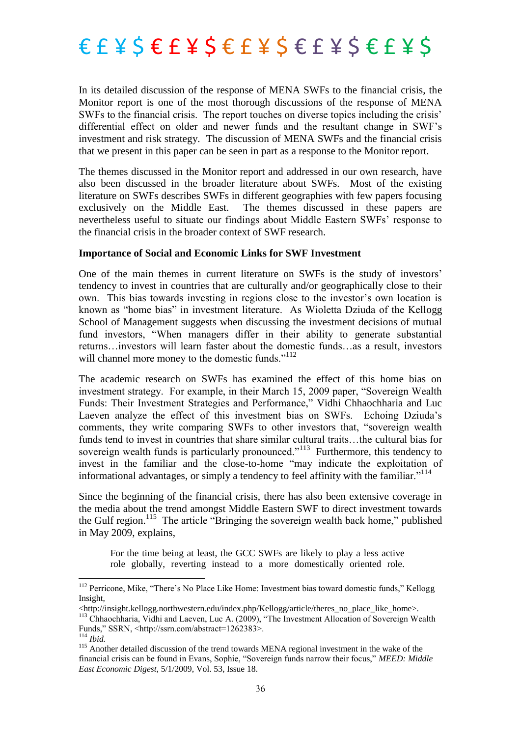In its detailed discussion of the response of MENA SWFs to the financial crisis, the Monitor report is one of the most thorough discussions of the response of MENA SWFs to the financial crisis. The report touches on diverse topics including the crisis' differential effect on older and newer funds and the resultant change in SWF's investment and risk strategy. The discussion of MENA SWFs and the financial crisis that we present in this paper can be seen in part as a response to the Monitor report.

The themes discussed in the Monitor report and addressed in our own research, have also been discussed in the broader literature about SWFs. Most of the existing literature on SWFs describes SWFs in different geographies with few papers focusing exclusively on the Middle East. The themes discussed in these papers are nevertheless useful to situate our findings about Middle Eastern SWFs' response to the financial crisis in the broader context of SWF research.

**Importance of Social and Economic Links for SWF Investment**

One of the main themes in current literature on SWFs is the study of investors' tendency to invest in countries that are culturally and/or geographically close to their own. This bias towards investing in regions close to the investor's own location is known as "home bias" in investment literature. As Wioletta Dziuda of the Kellogg School of Management suggests when discussing the investment decisions of mutual fund investors, "When managers differ in their ability to generate substantial returns…investors will learn faster about the domestic funds…as a result, investors will channel more money to the domestic funds."[112]

The academic research on SWFs has examined the effect of this home bias on investment strategy. For example, in their March 15, 2009 paper, "Sovereign Wealth Funds: Their Investment Strategies and Performance," Vidhi Chhaochharia and Luc Laeven analyze the effect of this investment bias on SWFs. Echoing Dziuda's comments, they write comparing SWFs to other investors that, "sovereign wealth funds tend to invest in countries that share similar cultural traits…the cultural bias for sovereign wealth funds is particularly pronounced."[113] Furthermore, this tendency to invest in the familiar and the close-to-home "may indicate the exploitation of informational advantages, or simply a tendency to feel affinity with the familiar."[114]

Since the beginning of the financial crisis, there has also been extensive coverage in the media about the trend amongst Middle Eastern SWF to direct investment towards the Gulf region.[115] The article "Bringing the sovereign wealth back home," published in May 2009, explains,

> For the time being at least, the GCC SWFs are likely to play a less active role globally, reverting instead to a more domestically oriented role.

---

[112] Perricone, Mike, "There's No Place Like Home: Investment bias toward domestic funds," Kellogg Insight, <http://insight.kellogg.northwestern.edu/index.php/Kellogg/article/theres_no_place_like_home>.

[113] Chhaochharia, Vidhi and Laeven, Luc A. (2009), "The Investment Allocation of Sovereign Wealth Funds," SSRN, <http://ssrn.com/abstract=1262383>.

[114] *Ibid.*

[115] Another detailed discussion of the trend towards MENA regional investment in the wake of the financial crisis can be found in Evans, Sophie, "Sovereign funds narrow their focus," *MEED: Middle East Economic Digest*, 5/1/2009, Vol. 53, Issue 18.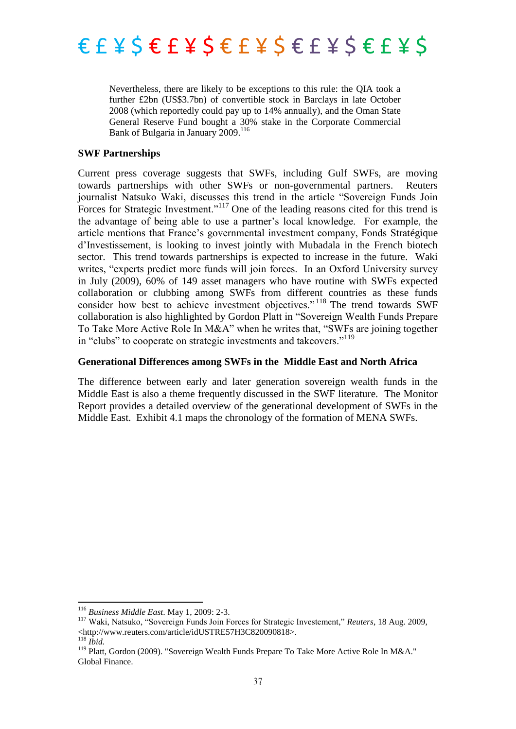> Nevertheless, there are likely to be exceptions to this rule: the QIA took a further £2bn (US$3.7bn) of convertible stock in Barclays in late October 2008 (which reportedly could pay up to 14% annually), and the Oman State General Reserve Fund bought a 30% stake in the Corporate Commercial Bank of Bulgaria in January 2009.[116]

**SWF Partnerships**

Current press coverage suggests that SWFs, including Gulf SWFs, are moving towards partnerships with other SWFs or non-governmental partners. Reuters journalist Natsuko Waki, discusses this trend in the article "Sovereign Funds Join Forces for Strategic Investment."[117] One of the leading reasons cited for this trend is the advantage of being able to use a partner's local knowledge. For example, the article mentions that France's governmental investment company, Fonds Stratégique d'Investissement, is looking to invest jointly with Mubadala in the French biotech sector. This trend towards partnerships is expected to increase in the future. Waki writes, "experts predict more funds will join forces. In an Oxford University survey in July (2009), 60% of 149 asset managers who have routine with SWFs expected collaboration or clubbing among SWFs from different countries as these funds consider how best to achieve investment objectives."[118] The trend towards SWF collaboration is also highlighted by Gordon Platt in "Sovereign Wealth Funds Prepare To Take More Active Role In M&A" when he writes that, "SWFs are joining together in "clubs" to cooperate on strategic investments and takeovers."[119]

**Generational Differences among SWFs in the Middle East and North Africa**

The difference between early and later generation sovereign wealth funds in the Middle East is also a theme frequently discussed in the SWF literature. The Monitor Report provides a detailed overview of the generational development of SWFs in the Middle East. Exhibit 4.1 maps the chronology of the formation of MENA SWFs.

---

[116] *Business Middle East*. May 1, 2009: 2-3.

[117] Waki, Natsuko, "Sovereign Funds Join Forces for Strategic Investement," *Reuters*, 18 Aug. 2009, <http://www.reuters.com/article/idUSTRE57H3C820090818>.

[118] *Ibid.*

[119] Platt, Gordon (2009). "Sovereign Wealth Funds Prepare To Take More Active Role In M&A." Global Finance.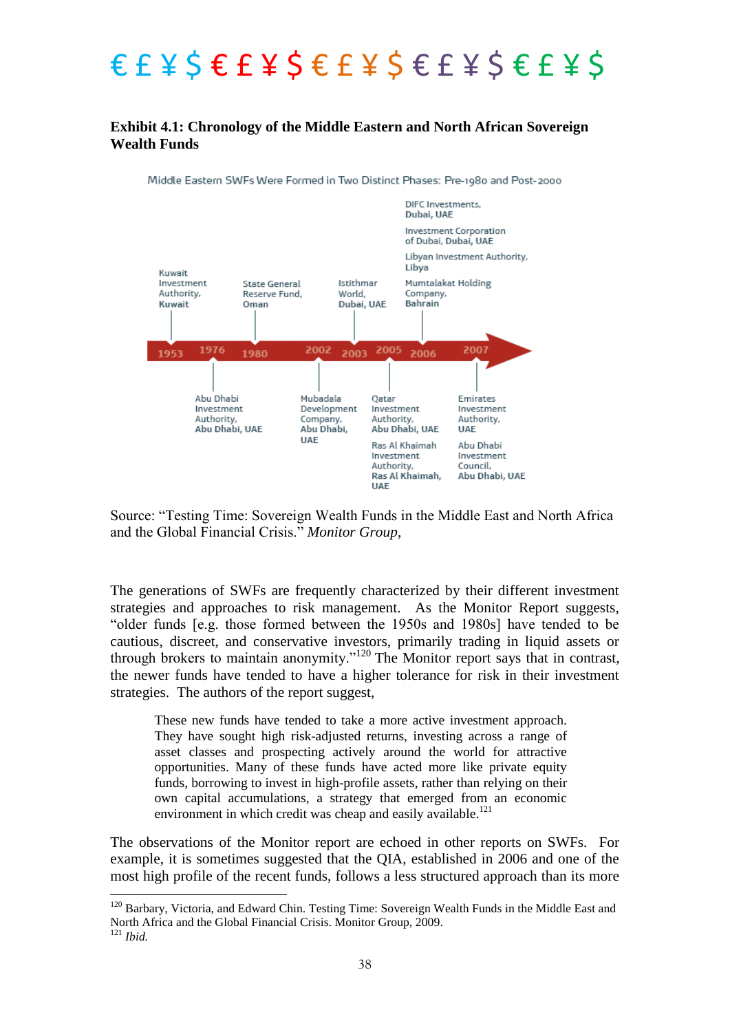**Exhibit 4.1: Chronology of the Middle Eastern and North African Sovereign Wealth Funds**

Middle Eastern SWFs Were Formed in Two Distinct Phases: Pre-1980 and Post-2000

| Year | Fund |
|---|---|
| 1953 | Kuwait Investment Authority, Kuwait |
| 1976 | Abu Dhabi Investment Authority, Abu Dhabi, UAE |
| 1980 | State General Reserve Fund, Oman |
| 2002 | Mubadala Development Company, Abu Dhabi, UAE |
| 2003 | Istithmar World, Dubai, UAE |
| 2005 | Qatar Investment Authority, Abu Dhabi, UAE; Ras Al Khaimah Investment Authority, Ras Al Khaimah, UAE |
| 2006 | DIFC Investments, Dubai, UAE; Investment Corporation of Dubai, Dubai, UAE; Libyan Investment Authority, Libya; Mumtalakat Holding Company, Bahrain |
| 2007 | Emirates Investment Authority, UAE; Abu Dhabi Investment Council, Abu Dhabi, UAE |

Source: "Testing Time: Sovereign Wealth Funds in the Middle East and North Africa and the Global Financial Crisis." *Monitor Group*,

The generations of SWFs are frequently characterized by their different investment strategies and approaches to risk management. As the Monitor Report suggests, "older funds [e.g. those formed between the 1950s and 1980s] have tended to be cautious, discreet, and conservative investors, primarily trading in liquid assets or through brokers to maintain anonymity."[120] The Monitor report says that in contrast, the newer funds have tended to have a higher tolerance for risk in their investment strategies. The authors of the report suggest,

> These new funds have tended to take a more active investment approach. They have sought high risk-adjusted returns, investing across a range of asset classes and prospecting actively around the world for attractive opportunities. Many of these funds have acted more like private equity funds, borrowing to invest in high-profile assets, rather than relying on their own capital accumulations, a strategy that emerged from an economic environment in which credit was cheap and easily available.[121]

The observations of the Monitor report are echoed in other reports on SWFs. For example, it is sometimes suggested that the QIA, established in 2006 and one of the most high profile of the recent funds, follows a less structured approach than its more

---

[120] Barbary, Victoria, and Edward Chin. Testing Time: Sovereign Wealth Funds in the Middle East and North Africa and the Global Financial Crisis. Monitor Group, 2009.

[121] *Ibid.*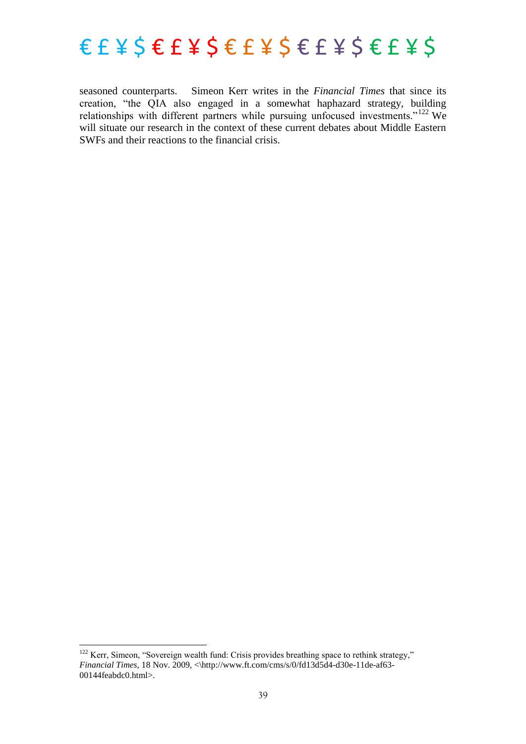seasoned counterparts. Simeon Kerr writes in the *Financial Times* that since its creation, "the QIA also engaged in a somewhat haphazard strategy, building relationships with different partners while pursuing unfocused investments."[122] We will situate our research in the context of these current debates about Middle Eastern SWFs and their reactions to the financial crisis.

---

[122] Kerr, Simeon, "Sovereign wealth fund: Crisis provides breathing space to rethink strategy," *Financial Times*, 18 Nov. 2009, <\http://www.ft.com/cms/s/0/fd13d5d4-d30e-11de-af63-00144feabdc0.html>.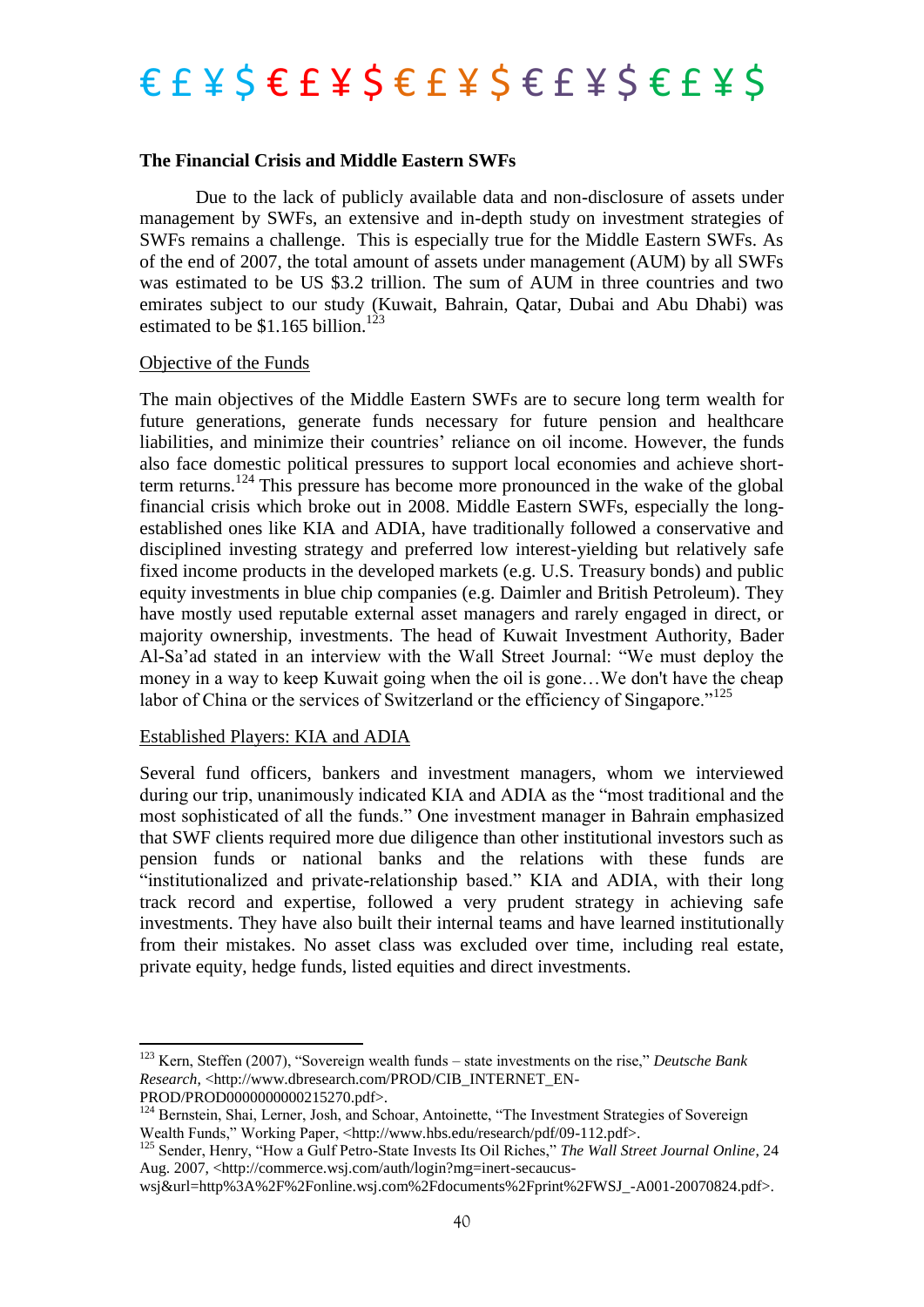## The Financial Crisis and Middle Eastern SWFs

Due to the lack of publicly available data and non-disclosure of assets under management by SWFs, an extensive and in-depth study on investment strategies of SWFs remains a challenge. This is especially true for the Middle Eastern SWFs. As of the end of 2007, the total amount of assets under management (AUM) by all SWFs was estimated to be US $3.2 trillion. The sum of AUM in three countries and two emirates subject to our study (Kuwait, Bahrain, Qatar, Dubai and Abu Dhabi) was estimated to be $1.165 billion.[123]

### Objective of the Funds

The main objectives of the Middle Eastern SWFs are to secure long term wealth for future generations, generate funds necessary for future pension and healthcare liabilities, and minimize their countries' reliance on oil income. However, the funds also face domestic political pressures to support local economies and achieve short-term returns.[124] This pressure has become more pronounced in the wake of the global financial crisis which broke out in 2008. Middle Eastern SWFs, especially the long-established ones like KIA and ADIA, have traditionally followed a conservative and disciplined investing strategy and preferred low interest-yielding but relatively safe fixed income products in the developed markets (e.g. U.S. Treasury bonds) and public equity investments in blue chip companies (e.g. Daimler and British Petroleum). They have mostly used reputable external asset managers and rarely engaged in direct, or majority ownership, investments. The head of Kuwait Investment Authority, Bader Al-Sa'ad stated in an interview with the Wall Street Journal: "We must deploy the money in a way to keep Kuwait going when the oil is gone…We don't have the cheap labor of China or the services of Switzerland or the efficiency of Singapore."[125]

### Established Players: KIA and ADIA

Several fund officers, bankers and investment managers, whom we interviewed during our trip, unanimously indicated KIA and ADIA as the "most traditional and the most sophisticated of all the funds." One investment manager in Bahrain emphasized that SWF clients required more due diligence than other institutional investors such as pension funds or national banks and the relations with these funds are "institutionalized and private-relationship based." KIA and ADIA, with their long track record and expertise, followed a very prudent strategy in achieving safe investments. They have also built their internal teams and have learned institutionally from their mistakes. No asset class was excluded over time, including real estate, private equity, hedge funds, listed equities and direct investments.

---

[123] Kern, Steffen (2007), "Sovereign wealth funds – state investments on the rise," *Deutsche Bank Research*, <http://www.dbresearch.com/PROD/CIB_INTERNET_EN-PROD/PROD0000000000215270.pdf>.

[124] Bernstein, Shai, Lerner, Josh, and Schoar, Antoinette, "The Investment Strategies of Sovereign Wealth Funds," Working Paper, <http://www.hbs.edu/research/pdf/09-112.pdf>.

[125] Sender, Henry, "How a Gulf Petro-State Invests Its Oil Riches," *The Wall Street Journal Online*, 24 Aug. 2007, <http://commerce.wsj.com/auth/login?mg=inert-secaucus-wsj&url=http%3A%2F%2Fonline.wsj.com%2Fdocuments%2Fprint%2FWSJ_-A001-20070824.pdf>.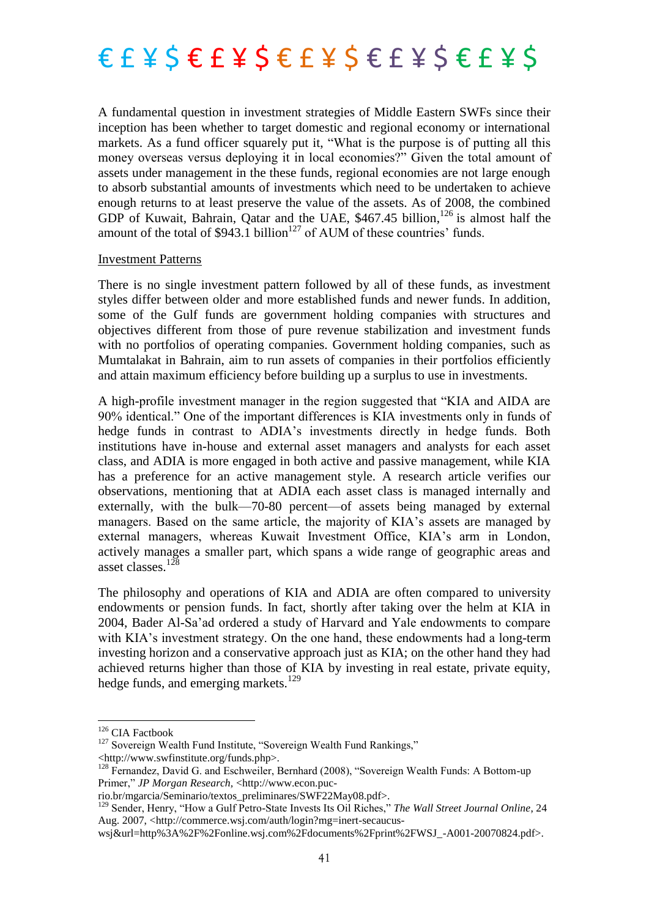A fundamental question in investment strategies of Middle Eastern SWFs since their inception has been whether to target domestic and regional economy or international markets. As a fund officer squarely put it, "What is the purpose is of putting all this money overseas versus deploying it in local economies?" Given the total amount of assets under management in the these funds, regional economies are not large enough to absorb substantial amounts of investments which need to be undertaken to achieve enough returns to at least preserve the value of the assets. As of 2008, the combined GDP of Kuwait, Bahrain, Qatar and the UAE, $467.45 billion,[126] is almost half the amount of the total of $943.1 billion[127] of AUM of these countries' funds.

Investment Patterns

There is no single investment pattern followed by all of these funds, as investment styles differ between older and more established funds and newer funds. In addition, some of the Gulf funds are government holding companies with structures and objectives different from those of pure revenue stabilization and investment funds with no portfolios of operating companies. Government holding companies, such as Mumtalakat in Bahrain, aim to run assets of companies in their portfolios efficiently and attain maximum efficiency before building up a surplus to use in investments.

A high-profile investment manager in the region suggested that "KIA and AIDA are 90% identical." One of the important differences is KIA investments only in funds of hedge funds in contrast to ADIA's investments directly in hedge funds. Both institutions have in-house and external asset managers and analysts for each asset class, and ADIA is more engaged in both active and passive management, while KIA has a preference for an active management style. A research article verifies our observations, mentioning that at ADIA each asset class is managed internally and externally, with the bulk—70-80 percent—of assets being managed by external managers. Based on the same article, the majority of KIA's assets are managed by external managers, whereas Kuwait Investment Office, KIA's arm in London, actively manages a smaller part, which spans a wide range of geographic areas and asset classes.[128]

The philosophy and operations of KIA and ADIA are often compared to university endowments or pension funds. In fact, shortly after taking over the helm at KIA in 2004, Bader Al-Sa'ad ordered a study of Harvard and Yale endowments to compare with KIA's investment strategy. On the one hand, these endowments had a long-term investing horizon and a conservative approach just as KIA; on the other hand they had achieved returns higher than those of KIA by investing in real estate, private equity, hedge funds, and emerging markets.[129]

---

[126] CIA Factbook

[127] Sovereign Wealth Fund Institute, "Sovereign Wealth Fund Rankings," <http://www.swfinstitute.org/funds.php>.

[128] Fernandez, David G. and Eschweiler, Bernhard (2008), "Sovereign Wealth Funds: A Bottom-up Primer," *JP Morgan Research*, <http://www.econ.puc-rio.br/mgarcia/Seminario/textos_preliminares/SWF22May08.pdf>.

[129] Sender, Henry, "How a Gulf Petro-State Invests Its Oil Riches," *The Wall Street Journal Online*, 24 Aug. 2007, <http://commerce.wsj.com/auth/login?mg=inert-secaucus-wsj&url=http%3A%2F%2Fonline.wsj.com%2Fdocuments%2Fprint%2FWSJ_-A001-20070824.pdf>.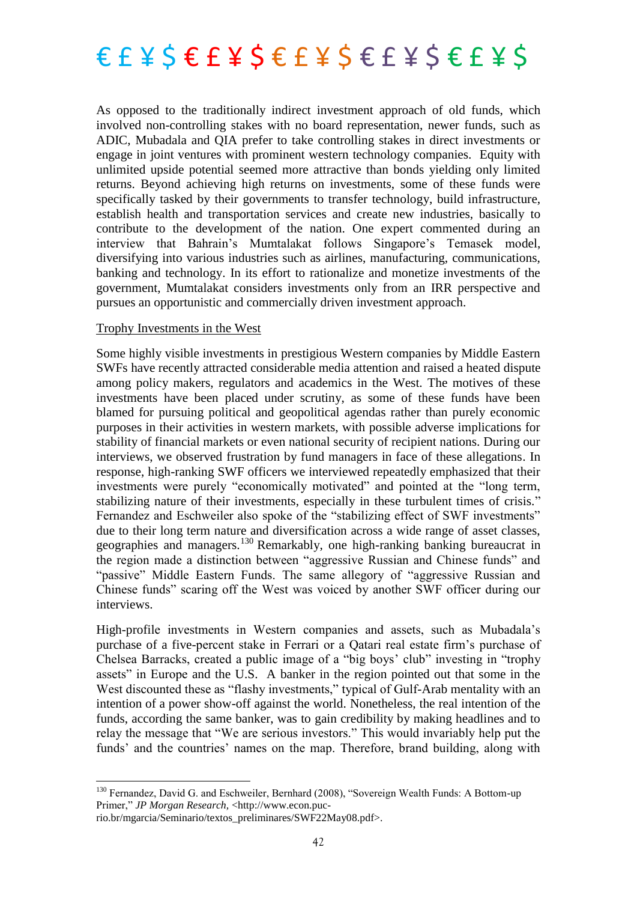As opposed to the traditionally indirect investment approach of old funds, which involved non-controlling stakes with no board representation, newer funds, such as ADIC, Mubadala and QIA prefer to take controlling stakes in direct investments or engage in joint ventures with prominent western technology companies. Equity with unlimited upside potential seemed more attractive than bonds yielding only limited returns. Beyond achieving high returns on investments, some of these funds were specifically tasked by their governments to transfer technology, build infrastructure, establish health and transportation services and create new industries, basically to contribute to the development of the nation. One expert commented during an interview that Bahrain's Mumtalakat follows Singapore's Temasek model, diversifying into various industries such as airlines, manufacturing, communications, banking and technology. In its effort to rationalize and monetize investments of the government, Mumtalakat considers investments only from an IRR perspective and pursues an opportunistic and commercially driven investment approach.

Trophy Investments in the West

Some highly visible investments in prestigious Western companies by Middle Eastern SWFs have recently attracted considerable media attention and raised a heated dispute among policy makers, regulators and academics in the West. The motives of these investments have been placed under scrutiny, as some of these funds have been blamed for pursuing political and geopolitical agendas rather than purely economic purposes in their activities in western markets, with possible adverse implications for stability of financial markets or even national security of recipient nations. During our interviews, we observed frustration by fund managers in face of these allegations. In response, high-ranking SWF officers we interviewed repeatedly emphasized that their investments were purely "economically motivated" and pointed at the "long term, stabilizing nature of their investments, especially in these turbulent times of crisis." Fernandez and Eschweiler also spoke of the "stabilizing effect of SWF investments" due to their long term nature and diversification across a wide range of asset classes, geographies and managers.[130] Remarkably, one high-ranking banking bureaucrat in the region made a distinction between "aggressive Russian and Chinese funds" and "passive" Middle Eastern Funds. The same allegory of "aggressive Russian and Chinese funds" scaring off the West was voiced by another SWF officer during our interviews.

High-profile investments in Western companies and assets, such as Mubadala's purchase of a five-percent stake in Ferrari or a Qatari real estate firm's purchase of Chelsea Barracks, created a public image of a "big boys' club" investing in "trophy assets" in Europe and the U.S. A banker in the region pointed out that some in the West discounted these as "flashy investments," typical of Gulf-Arab mentality with an intention of a power show-off against the world. Nonetheless, the real intention of the funds, according the same banker, was to gain credibility by making headlines and to relay the message that "We are serious investors." This would invariably help put the funds' and the countries' names on the map. Therefore, brand building, along with

---

[130] Fernandez, David G. and Eschweiler, Bernhard (2008), "Sovereign Wealth Funds: A Bottom-up Primer," *JP Morgan Research*, <http://www.econ.puc-rio.br/mgarcia/Seminario/textos_preliminares/SWF22May08.pdf>.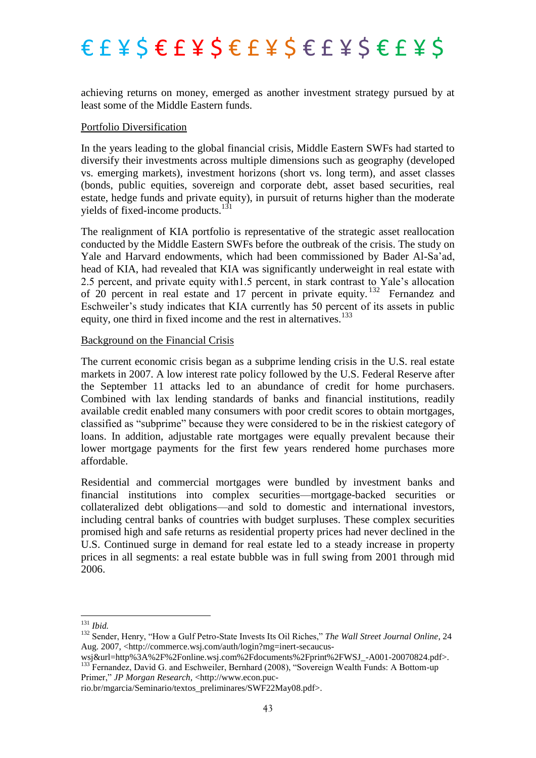achieving returns on money, emerged as another investment strategy pursued by at least some of the Middle Eastern funds.

Portfolio Diversification

In the years leading to the global financial crisis, Middle Eastern SWFs had started to diversify their investments across multiple dimensions such as geography (developed vs. emerging markets), investment horizons (short vs. long term), and asset classes (bonds, public equities, sovereign and corporate debt, asset based securities, real estate, hedge funds and private equity), in pursuit of returns higher than the moderate yields of fixed-income products.[131]

The realignment of KIA portfolio is representative of the strategic asset reallocation conducted by the Middle Eastern SWFs before the outbreak of the crisis. The study on Yale and Harvard endowments, which had been commissioned by Bader Al-Sa'ad, head of KIA, had revealed that KIA was significantly underweight in real estate with 2.5 percent, and private equity with1.5 percent, in stark contrast to Yale's allocation of 20 percent in real estate and 17 percent in private equity.[132] Fernandez and Eschweiler's study indicates that KIA currently has 50 percent of its assets in public equity, one third in fixed income and the rest in alternatives.[133]

Background on the Financial Crisis

The current economic crisis began as a subprime lending crisis in the U.S. real estate markets in 2007. A low interest rate policy followed by the U.S. Federal Reserve after the September 11 attacks led to an abundance of credit for home purchasers. Combined with lax lending standards of banks and financial institutions, readily available credit enabled many consumers with poor credit scores to obtain mortgages, classified as "subprime" because they were considered to be in the riskiest category of loans. In addition, adjustable rate mortgages were equally prevalent because their lower mortgage payments for the first few years rendered home purchases more affordable.

Residential and commercial mortgages were bundled by investment banks and financial institutions into complex securities—mortgage-backed securities or collateralized debt obligations—and sold to domestic and international investors, including central banks of countries with budget surpluses. These complex securities promised high and safe returns as residential property prices had never declined in the U.S. Continued surge in demand for real estate led to a steady increase in property prices in all segments: a real estate bubble was in full swing from 2001 through mid 2006.

---

[131] *Ibid.*

[132] Sender, Henry, "How a Gulf Petro-State Invests Its Oil Riches," *The Wall Street Journal Online*, 24 Aug. 2007, <http://commerce.wsj.com/auth/login?mg=inert-secaucus-wsj&url=http%3A%2F%2Fonline.wsj.com%2Fdocuments%2Fprint%2FWSJ_-A001-20070824.pdf>.

[133] Fernandez, David G. and Eschweiler, Bernhard (2008), "Sovereign Wealth Funds: A Bottom-up Primer," *JP Morgan Research*, <http://www.econ.puc-rio.br/mgarcia/Seminario/textos_preliminares/SWF22May08.pdf>.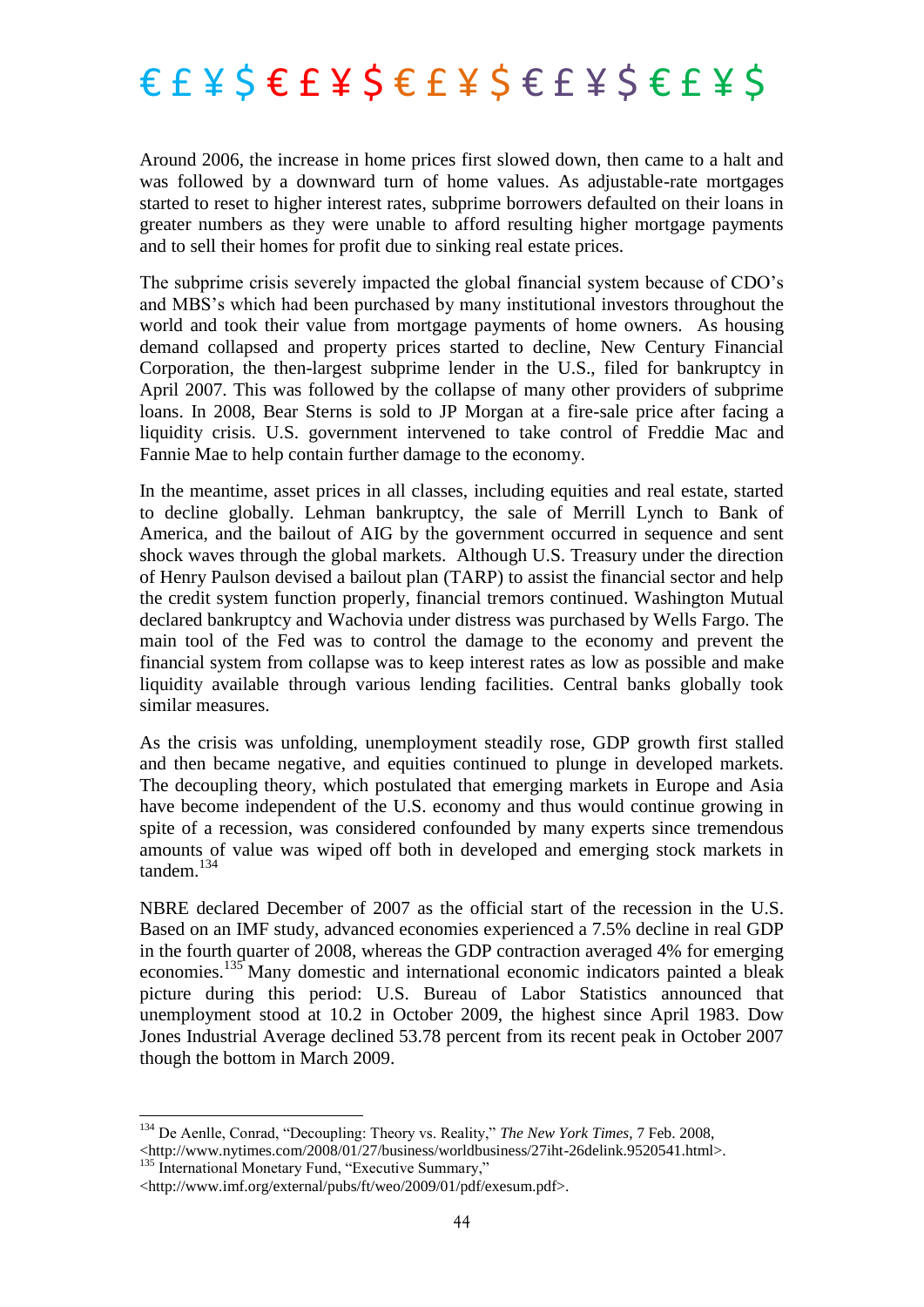Around 2006, the increase in home prices first slowed down, then came to a halt and was followed by a downward turn of home values. As adjustable-rate mortgages started to reset to higher interest rates, subprime borrowers defaulted on their loans in greater numbers as they were unable to afford resulting higher mortgage payments and to sell their homes for profit due to sinking real estate prices.

The subprime crisis severely impacted the global financial system because of CDO's and MBS's which had been purchased by many institutional investors throughout the world and took their value from mortgage payments of home owners. As housing demand collapsed and property prices started to decline, New Century Financial Corporation, the then-largest subprime lender in the U.S., filed for bankruptcy in April 2007. This was followed by the collapse of many other providers of subprime loans. In 2008, Bear Sterns is sold to JP Morgan at a fire-sale price after facing a liquidity crisis. U.S. government intervened to take control of Freddie Mac and Fannie Mae to help contain further damage to the economy.

In the meantime, asset prices in all classes, including equities and real estate, started to decline globally. Lehman bankruptcy, the sale of Merrill Lynch to Bank of America, and the bailout of AIG by the government occurred in sequence and sent shock waves through the global markets. Although U.S. Treasury under the direction of Henry Paulson devised a bailout plan (TARP) to assist the financial sector and help the credit system function properly, financial tremors continued. Washington Mutual declared bankruptcy and Wachovia under distress was purchased by Wells Fargo. The main tool of the Fed was to control the damage to the economy and prevent the financial system from collapse was to keep interest rates as low as possible and make liquidity available through various lending facilities. Central banks globally took similar measures.

As the crisis was unfolding, unemployment steadily rose, GDP growth first stalled and then became negative, and equities continued to plunge in developed markets. The decoupling theory, which postulated that emerging markets in Europe and Asia have become independent of the U.S. economy and thus would continue growing in spite of a recession, was considered confounded by many experts since tremendous amounts of value was wiped off both in developed and emerging stock markets in tandem.[134]

NBRE declared December of 2007 as the official start of the recession in the U.S. Based on an IMF study, advanced economies experienced a 7.5% decline in real GDP in the fourth quarter of 2008, whereas the GDP contraction averaged 4% for emerging economies.[135] Many domestic and international economic indicators painted a bleak picture during this period: U.S. Bureau of Labor Statistics announced that unemployment stood at 10.2 in October 2009, the highest since April 1983. Dow Jones Industrial Average declined 53.78 percent from its recent peak in October 2007 though the bottom in March 2009.

---

[134] De Aenlle, Conrad, "Decoupling: Theory vs. Reality," *The New York Times*, 7 Feb. 2008, <http://www.nytimes.com/2008/01/27/business/worldbusiness/27iht-26delink.9520541.html>.

[135] International Monetary Fund, "Executive Summary," <http://www.imf.org/external/pubs/ft/weo/2009/01/pdf/exesum.pdf>.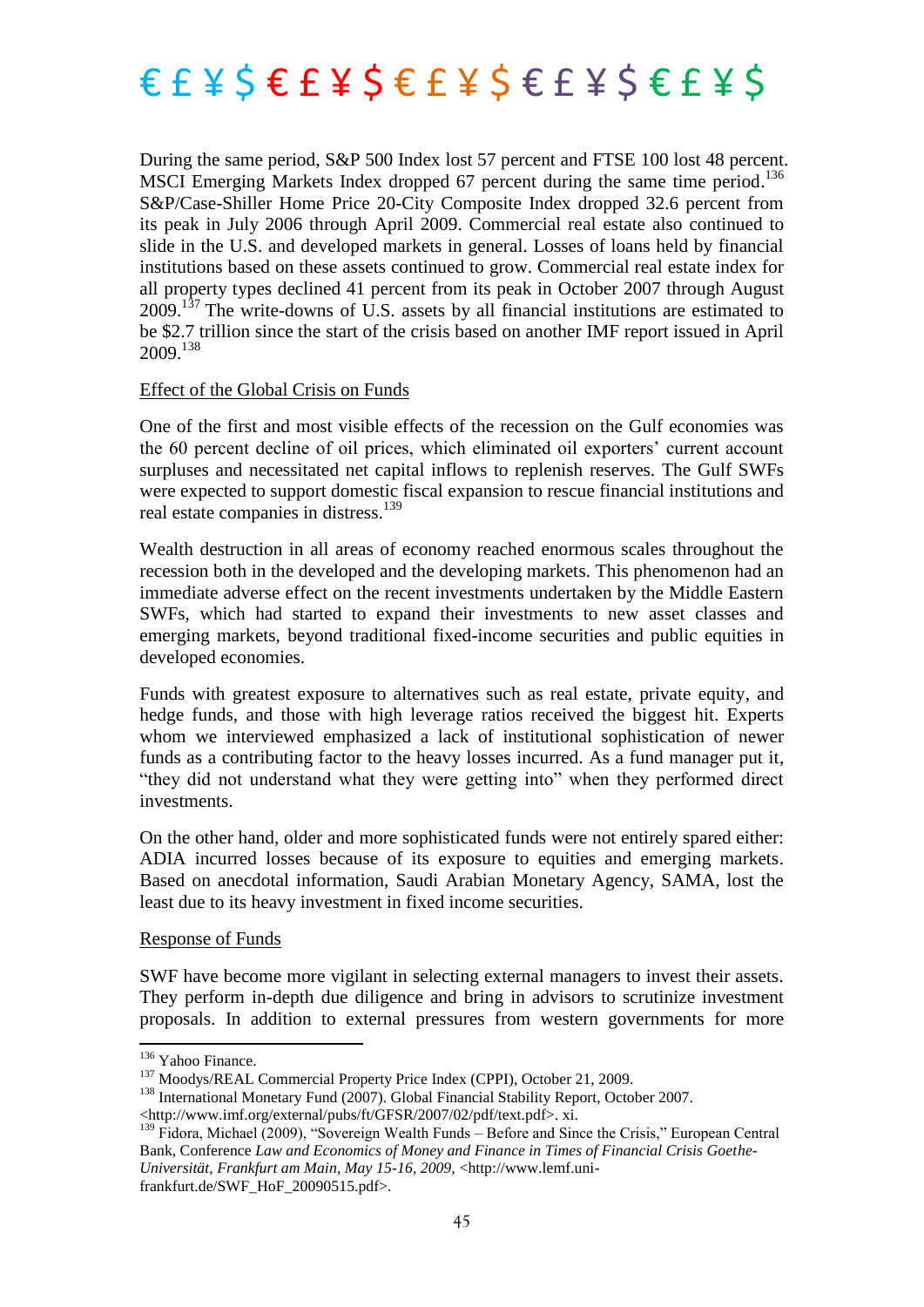During the same period, S&P 500 Index lost 57 percent and FTSE 100 lost 48 percent. MSCI Emerging Markets Index dropped 67 percent during the same time period.[136] S&P/Case-Shiller Home Price 20-City Composite Index dropped 32.6 percent from its peak in July 2006 through April 2009. Commercial real estate also continued to slide in the U.S. and developed markets in general. Losses of loans held by financial institutions based on these assets continued to grow. Commercial real estate index for all property types declined 41 percent from its peak in October 2007 through August 2009.[137] The write-downs of U.S. assets by all financial institutions are estimated to be $2.7 trillion since the start of the crisis based on another IMF report issued in April 2009.[138]

<u>Effect of the Global Crisis on Funds</u>

One of the first and most visible effects of the recession on the Gulf economies was the 60 percent decline of oil prices, which eliminated oil exporters' current account surpluses and necessitated net capital inflows to replenish reserves. The Gulf SWFs were expected to support domestic fiscal expansion to rescue financial institutions and real estate companies in distress.[139]

Wealth destruction in all areas of economy reached enormous scales throughout the recession both in the developed and the developing markets. This phenomenon had an immediate adverse effect on the recent investments undertaken by the Middle Eastern SWFs, which had started to expand their investments to new asset classes and emerging markets, beyond traditional fixed-income securities and public equities in developed economies.

Funds with greatest exposure to alternatives such as real estate, private equity, and hedge funds, and those with high leverage ratios received the biggest hit. Experts whom we interviewed emphasized a lack of institutional sophistication of newer funds as a contributing factor to the heavy losses incurred. As a fund manager put it, "they did not understand what they were getting into" when they performed direct investments.

On the other hand, older and more sophisticated funds were not entirely spared either: ADIA incurred losses because of its exposure to equities and emerging markets. Based on anecdotal information, Saudi Arabian Monetary Agency, SAMA, lost the least due to its heavy investment in fixed income securities.

<u>Response of Funds</u>

SWF have become more vigilant in selecting external managers to invest their assets. They perform in-depth due diligence and bring in advisors to scrutinize investment proposals. In addition to external pressures from western governments for more

---

[136] Yahoo Finance.

[137] Moodys/REAL Commercial Property Price Index (CPPI), October 21, 2009.

[138] International Monetary Fund (2007). Global Financial Stability Report, October 2007. <http://www.imf.org/external/pubs/ft/GFSR/2007/02/pdf/text.pdf>. xi.

[139] Fidora, Michael (2009), "Sovereign Wealth Funds – Before and Since the Crisis," European Central Bank, Conference *Law and Economics of Money and Finance in Times of Financial Crisis Goethe-Universität, Frankfurt am Main, May 15-16, 2009*, <http://www.lemf.uni-frankfurt.de/SWF_HoF_20090515.pdf>.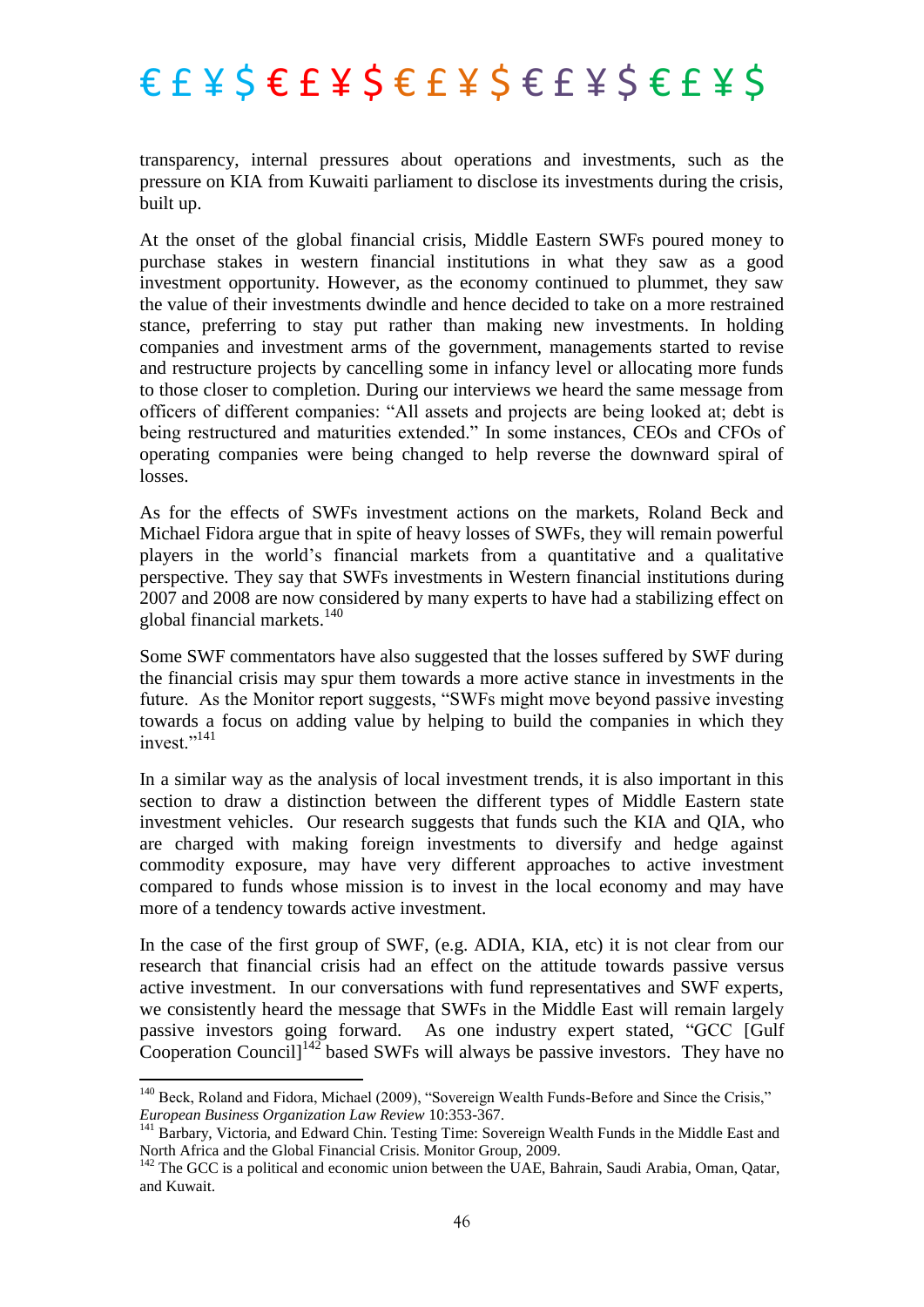transparency, internal pressures about operations and investments, such as the pressure on KIA from Kuwaiti parliament to disclose its investments during the crisis, built up.

At the onset of the global financial crisis, Middle Eastern SWFs poured money to purchase stakes in western financial institutions in what they saw as a good investment opportunity. However, as the economy continued to plummet, they saw the value of their investments dwindle and hence decided to take on a more restrained stance, preferring to stay put rather than making new investments. In holding companies and investment arms of the government, managements started to revise and restructure projects by cancelling some in infancy level or allocating more funds to those closer to completion. During our interviews we heard the same message from officers of different companies: "All assets and projects are being looked at; debt is being restructured and maturities extended." In some instances, CEOs and CFOs of operating companies were being changed to help reverse the downward spiral of losses.

As for the effects of SWFs investment actions on the markets, Roland Beck and Michael Fidora argue that in spite of heavy losses of SWFs, they will remain powerful players in the world's financial markets from a quantitative and a qualitative perspective. They say that SWFs investments in Western financial institutions during 2007 and 2008 are now considered by many experts to have had a stabilizing effect on global financial markets.[140]

Some SWF commentators have also suggested that the losses suffered by SWF during the financial crisis may spur them towards a more active stance in investments in the future. As the Monitor report suggests, "SWFs might move beyond passive investing towards a focus on adding value by helping to build the companies in which they invest."[141]

In a similar way as the analysis of local investment trends, it is also important in this section to draw a distinction between the different types of Middle Eastern state investment vehicles. Our research suggests that funds such the KIA and QIA, who are charged with making foreign investments to diversify and hedge against commodity exposure, may have very different approaches to active investment compared to funds whose mission is to invest in the local economy and may have more of a tendency towards active investment.

In the case of the first group of SWF, (e.g. ADIA, KIA, etc) it is not clear from our research that financial crisis had an effect on the attitude towards passive versus active investment. In our conversations with fund representatives and SWF experts, we consistently heard the message that SWFs in the Middle East will remain largely passive investors going forward. As one industry expert stated, "GCC [Gulf Cooperation Council][142] based SWFs will always be passive investors. They have no

---

[140] Beck, Roland and Fidora, Michael (2009), "Sovereign Wealth Funds-Before and Since the Crisis," *European Business Organization Law Review* 10:353-367.

[141] Barbary, Victoria, and Edward Chin. Testing Time: Sovereign Wealth Funds in the Middle East and North Africa and the Global Financial Crisis. Monitor Group, 2009.

[142] The GCC is a political and economic union between the UAE, Bahrain, Saudi Arabia, Oman, Qatar, and Kuwait.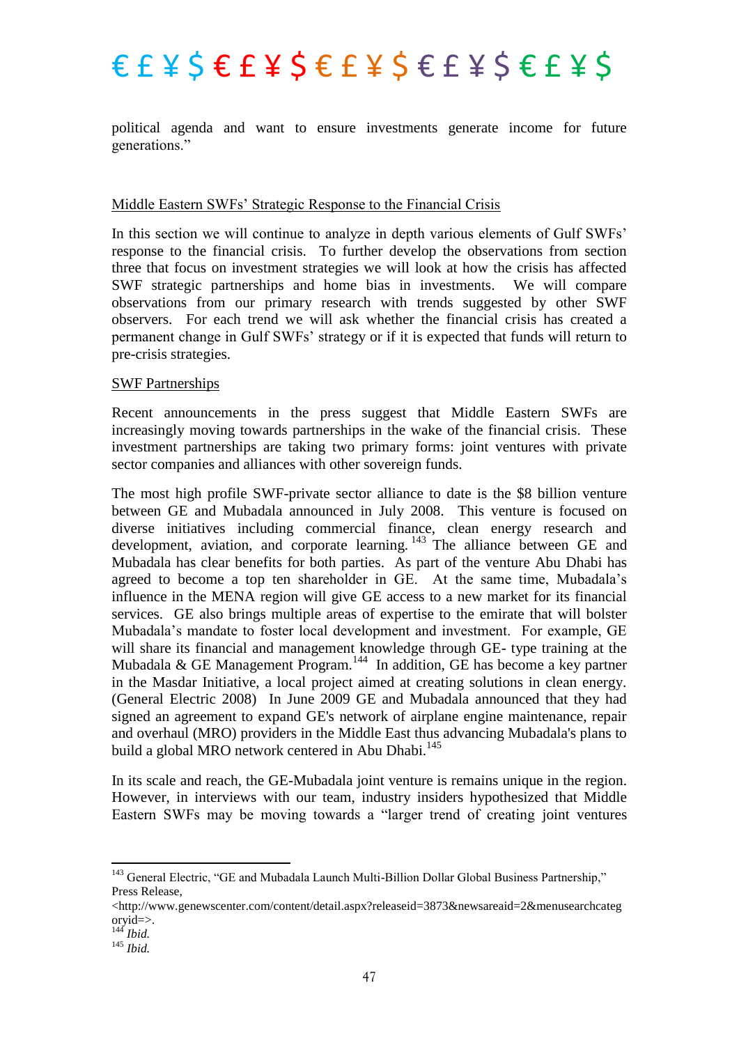political agenda and want to ensure investments generate income for future generations."

## Middle Eastern SWFs' Strategic Response to the Financial Crisis

In this section we will continue to analyze in depth various elements of Gulf SWFs' response to the financial crisis. To further develop the observations from section three that focus on investment strategies we will look at how the crisis has affected SWF strategic partnerships and home bias in investments. We will compare observations from our primary research with trends suggested by other SWF observers. For each trend we will ask whether the financial crisis has created a permanent change in Gulf SWFs' strategy or if it is expected that funds will return to pre-crisis strategies.

### SWF Partnerships

Recent announcements in the press suggest that Middle Eastern SWFs are increasingly moving towards partnerships in the wake of the financial crisis. These investment partnerships are taking two primary forms: joint ventures with private sector companies and alliances with other sovereign funds.

The most high profile SWF-private sector alliance to date is the $8 billion venture between GE and Mubadala announced in July 2008. This venture is focused on diverse initiatives including commercial finance, clean energy research and development, aviation, and corporate learning.[143] The alliance between GE and Mubadala has clear benefits for both parties. As part of the venture Abu Dhabi has agreed to become a top ten shareholder in GE. At the same time, Mubadala's influence in the MENA region will give GE access to a new market for its financial services. GE also brings multiple areas of expertise to the emirate that will bolster Mubadala's mandate to foster local development and investment. For example, GE will share its financial and management knowledge through GE- type training at the Mubadala & GE Management Program.[144] In addition, GE has become a key partner in the Masdar Initiative, a local project aimed at creating solutions in clean energy. (General Electric 2008) In June 2009 GE and Mubadala announced that they had signed an agreement to expand GE's network of airplane engine maintenance, repair and overhaul (MRO) providers in the Middle East thus advancing Mubadala's plans to build a global MRO network centered in Abu Dhabi.[145]

In its scale and reach, the GE-Mubadala joint venture is remains unique in the region. However, in interviews with our team, industry insiders hypothesized that Middle Eastern SWFs may be moving towards a "larger trend of creating joint ventures

---

[143] General Electric, "GE and Mubadala Launch Multi-Billion Dollar Global Business Partnership," Press Release, <http://www.genewscenter.com/content/detail.aspx?releaseid=3873&newsareaid=2&menusearchcategoryid=>.

[144] *Ibid.*

[145] *Ibid.*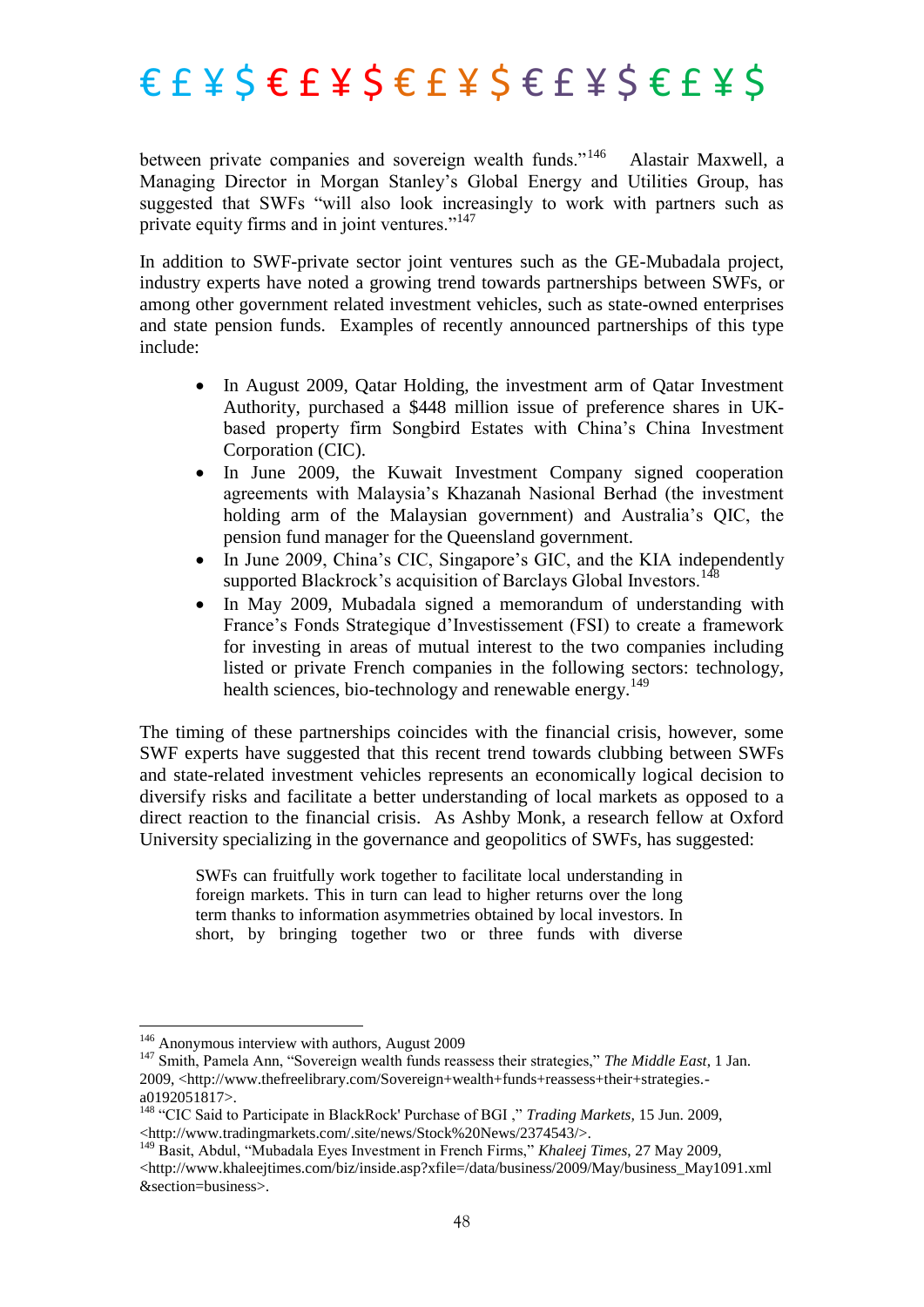between private companies and sovereign wealth funds."[146] Alastair Maxwell, a Managing Director in Morgan Stanley's Global Energy and Utilities Group, has suggested that SWFs "will also look increasingly to work with partners such as private equity firms and in joint ventures."[147]

In addition to SWF-private sector joint ventures such as the GE-Mubadala project, industry experts have noted a growing trend towards partnerships between SWFs, or among other government related investment vehicles, such as state-owned enterprises and state pension funds. Examples of recently announced partnerships of this type include:

- In August 2009, Qatar Holding, the investment arm of Qatar Investment Authority, purchased a $448 million issue of preference shares in UK-based property firm Songbird Estates with China's China Investment Corporation (CIC).
- In June 2009, the Kuwait Investment Company signed cooperation agreements with Malaysia's Khazanah Nasional Berhad (the investment holding arm of the Malaysian government) and Australia's QIC, the pension fund manager for the Queensland government.
- In June 2009, China's CIC, Singapore's GIC, and the KIA independently supported Blackrock's acquisition of Barclays Global Investors.[148]
- In May 2009, Mubadala signed a memorandum of understanding with France's Fonds Strategique d'Investissement (FSI) to create a framework for investing in areas of mutual interest to the two companies including listed or private French companies in the following sectors: technology, health sciences, bio-technology and renewable energy.[149]

The timing of these partnerships coincides with the financial crisis, however, some SWF experts have suggested that this recent trend towards clubbing between SWFs and state-related investment vehicles represents an economically logical decision to diversify risks and facilitate a better understanding of local markets as opposed to a direct reaction to the financial crisis. As Ashby Monk, a research fellow at Oxford University specializing in the governance and geopolitics of SWFs, has suggested:

> SWFs can fruitfully work together to facilitate local understanding in foreign markets. This in turn can lead to higher returns over the long term thanks to information asymmetries obtained by local investors. In short, by bringing together two or three funds with diverse

---

[146] Anonymous interview with authors, August 2009

[147] Smith, Pamela Ann, "Sovereign wealth funds reassess their strategies," *The Middle East*, 1 Jan. 2009, <http://www.thefreelibrary.com/Sovereign+wealth+funds+reassess+their+strategies.-a0192051817>.

[148] "CIC Said to Participate in BlackRock' Purchase of BGI ," *Trading Markets*, 15 Jun. 2009, <http://www.tradingmarkets.com/.site/news/Stock%20News/2374543/>.

[149] Basit, Abdul, "Mubadala Eyes Investment in French Firms," *Khaleej Times*, 27 May 2009, <http://www.khaleejtimes.com/biz/inside.asp?xfile=/data/business/2009/May/business_May1091.xml&section=business>.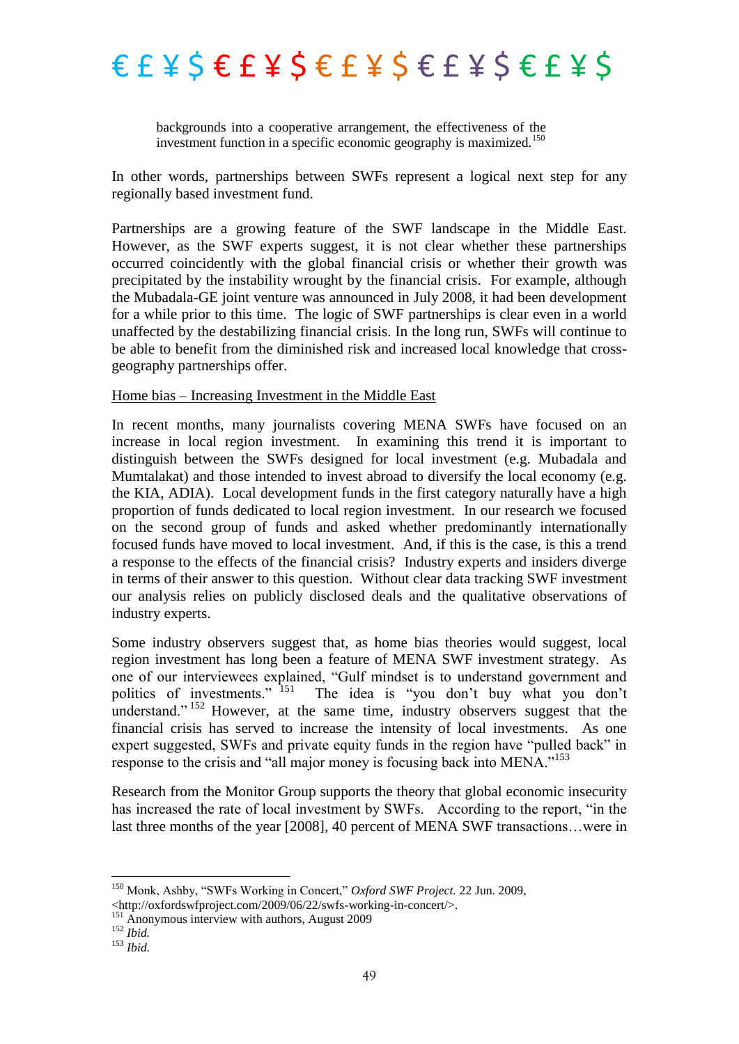> backgrounds into a cooperative arrangement, the effectiveness of the investment function in a specific economic geography is maximized.[150]

In other words, partnerships between SWFs represent a logical next step for any regionally based investment fund.

Partnerships are a growing feature of the SWF landscape in the Middle East. However, as the SWF experts suggest, it is not clear whether these partnerships occurred coincidently with the global financial crisis or whether their growth was precipitated by the instability wrought by the financial crisis. For example, although the Mubadala-GE joint venture was announced in July 2008, it had been development for a while prior to this time. The logic of SWF partnerships is clear even in a world unaffected by the destabilizing financial crisis. In the long run, SWFs will continue to be able to benefit from the diminished risk and increased local knowledge that cross-geography partnerships offer.

Home bias – Increasing Investment in the Middle East

In recent months, many journalists covering MENA SWFs have focused on an increase in local region investment. In examining this trend it is important to distinguish between the SWFs designed for local investment (e.g. Mubadala and Mumtalakat) and those intended to invest abroad to diversify the local economy (e.g. the KIA, ADIA). Local development funds in the first category naturally have a high proportion of funds dedicated to local region investment. In our research we focused on the second group of funds and asked whether predominantly internationally focused funds have moved to local investment. And, if this is the case, is this a trend a response to the effects of the financial crisis? Industry experts and insiders diverge in terms of their answer to this question. Without clear data tracking SWF investment our analysis relies on publicly disclosed deals and the qualitative observations of industry experts.

Some industry observers suggest that, as home bias theories would suggest, local region investment has long been a feature of MENA SWF investment strategy. As one of our interviewees explained, "Gulf mindset is to understand government and politics of investments." [151] The idea is "you don't buy what you don't understand." [152] However, at the same time, industry observers suggest that the financial crisis has served to increase the intensity of local investments. As one expert suggested, SWFs and private equity funds in the region have "pulled back" in response to the crisis and "all major money is focusing back into MENA."[153]

Research from the Monitor Group supports the theory that global economic insecurity has increased the rate of local investment by SWFs. According to the report, "in the last three months of the year [2008], 40 percent of MENA SWF transactions…were in

---

[150] Monk, Ashby, "SWFs Working in Concert," *Oxford SWF Project.* 22 Jun. 2009, <http://oxfordswfproject.com/2009/06/22/swfs-working-in-concert/>.
[151] Anonymous interview with authors, August 2009
[152] *Ibid.*
[153] *Ibid.*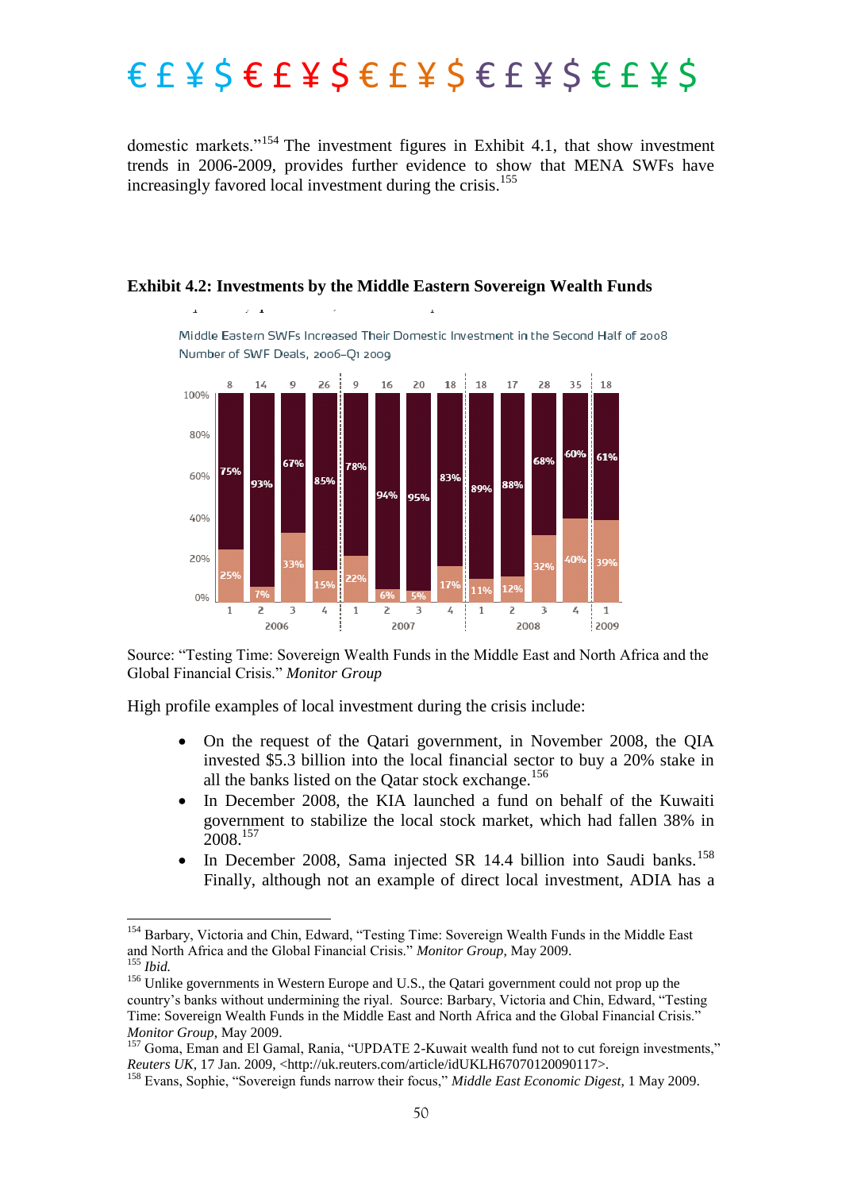domestic markets."[154] The investment figures in Exhibit 4.1, that show investment trends in 2006-2009, provides further evidence to show that MENA SWFs have increasingly favored local investment during the crisis.[155]

**Exhibit 4.2: Investments by the Middle Eastern Sovereign Wealth Funds**

Middle Eastern SWFs Increased Their Domestic Investment in the Second Half of 2008
Number of SWF Deals, 2006–Q1 2009

| Year | Quarter | Number of deals | Upper segment | Lower segment |
|---|---|---|---|---|
| 2006 | 1 | 8 | 75% | 25% |
| 2006 | 2 | 14 | 93% | 7% |
| 2006 | 3 | 9 | 67% | 33% |
| 2006 | 4 | 26 | 85% | 15% |
| 2007 | 1 | 9 | 78% | 22% |
| 2007 | 2 | 16 | 94% | 6% |
| 2007 | 3 | 20 | 95% | 5% |
| 2007 | 4 | 18 | 83% | 17% |
| 2008 | 1 | 18 | 89% | 11% |
| 2008 | 2 | 17 | 88% | 12% |
| 2008 | 3 | 28 | 68% | 32% |
| 2008 | 4 | 35 | 60% | 40% |
| 2009 | 1 | 18 | 61% | 39% |

Source: "Testing Time: Sovereign Wealth Funds in the Middle East and North Africa and the Global Financial Crisis." *Monitor Group*

High profile examples of local investment during the crisis include:

- On the request of the Qatari government, in November 2008, the QIA invested $5.3 billion into the local financial sector to buy a 20% stake in all the banks listed on the Qatar stock exchange.[156]
- In December 2008, the KIA launched a fund on behalf of the Kuwaiti government to stabilize the local stock market, which had fallen 38% in 2008.[157]
- In December 2008, Sama injected SR 14.4 billion into Saudi banks.[158] Finally, although not an example of direct local investment, ADIA has a

---

[154] Barbary, Victoria and Chin, Edward, "Testing Time: Sovereign Wealth Funds in the Middle East and North Africa and the Global Financial Crisis." *Monitor Group*, May 2009.

[155] *Ibid.*

[156] Unlike governments in Western Europe and U.S., the Qatari government could not prop up the country's banks without undermining the riyal. Source: Barbary, Victoria and Chin, Edward, "Testing Time: Sovereign Wealth Funds in the Middle East and North Africa and the Global Financial Crisis." *Monitor Group*, May 2009.

[157] Goma, Eman and El Gamal, Rania, "UPDATE 2-Kuwait wealth fund not to cut foreign investments," *Reuters UK*, 17 Jan. 2009, <http://uk.reuters.com/article/idUKLH67070120090117>.

[158] Evans, Sophie, "Sovereign funds narrow their focus," *Middle East Economic Digest*, 1 May 2009.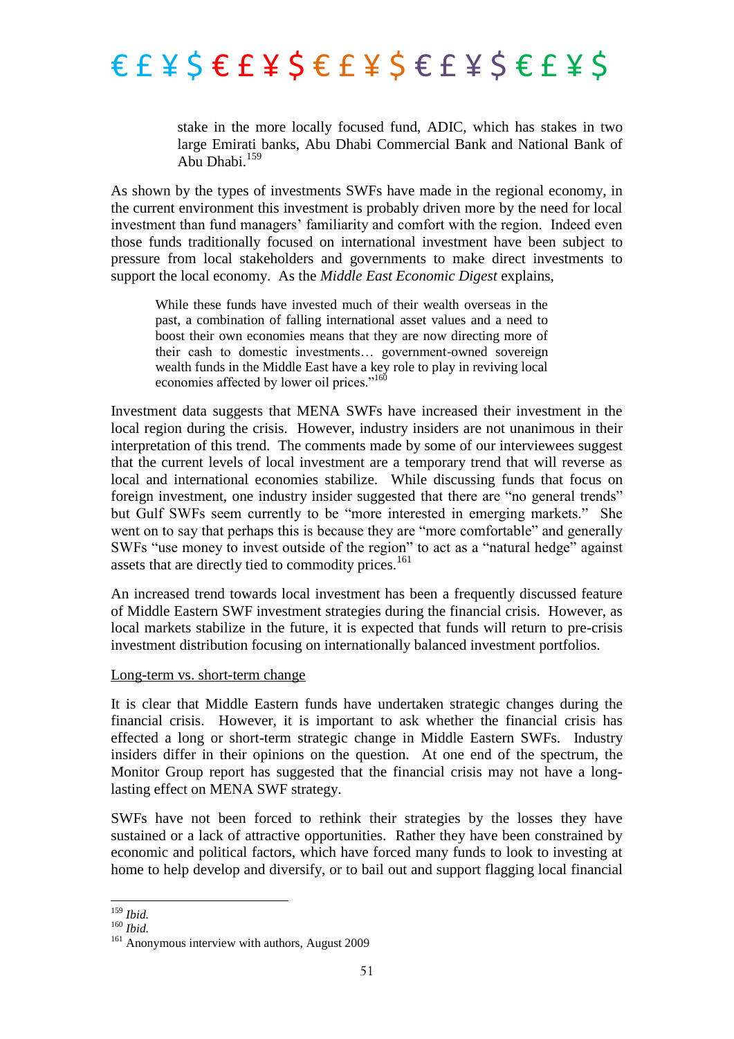stake in the more locally focused fund, ADIC, which has stakes in two large Emirati banks, Abu Dhabi Commercial Bank and National Bank of Abu Dhabi.[159]

As shown by the types of investments SWFs have made in the regional economy, in the current environment this investment is probably driven more by the need for local investment than fund managers' familiarity and comfort with the region. Indeed even those funds traditionally focused on international investment have been subject to pressure from local stakeholders and governments to make direct investments to support the local economy. As the *Middle East Economic Digest* explains,

> While these funds have invested much of their wealth overseas in the past, a combination of falling international asset values and a need to boost their own economies means that they are now directing more of their cash to domestic investments… government-owned sovereign wealth funds in the Middle East have a key role to play in reviving local economies affected by lower oil prices."[160]

Investment data suggests that MENA SWFs have increased their investment in the local region during the crisis. However, industry insiders are not unanimous in their interpretation of this trend. The comments made by some of our interviewees suggest that the current levels of local investment are a temporary trend that will reverse as local and international economies stabilize. While discussing funds that focus on foreign investment, one industry insider suggested that there are "no general trends" but Gulf SWFs seem currently to be "more interested in emerging markets." She went on to say that perhaps this is because they are "more comfortable" and generally SWFs "use money to invest outside of the region" to act as a "natural hedge" against assets that are directly tied to commodity prices.[161]

An increased trend towards local investment has been a frequently discussed feature of Middle Eastern SWF investment strategies during the financial crisis. However, as local markets stabilize in the future, it is expected that funds will return to pre-crisis investment distribution focusing on internationally balanced investment portfolios.

<u>Long-term vs. short-term change</u>

It is clear that Middle Eastern funds have undertaken strategic changes during the financial crisis. However, it is important to ask whether the financial crisis has effected a long or short-term strategic change in Middle Eastern SWFs. Industry insiders differ in their opinions on the question. At one end of the spectrum, the Monitor Group report has suggested that the financial crisis may not have a long-lasting effect on MENA SWF strategy.

SWFs have not been forced to rethink their strategies by the losses they have sustained or a lack of attractive opportunities. Rather they have been constrained by economic and political factors, which have forced many funds to look to investing at home to help develop and diversify, or to bail out and support flagging local financial

[159] *Ibid.*
[160] *Ibid.*
[161] Anonymous interview with authors, August 2009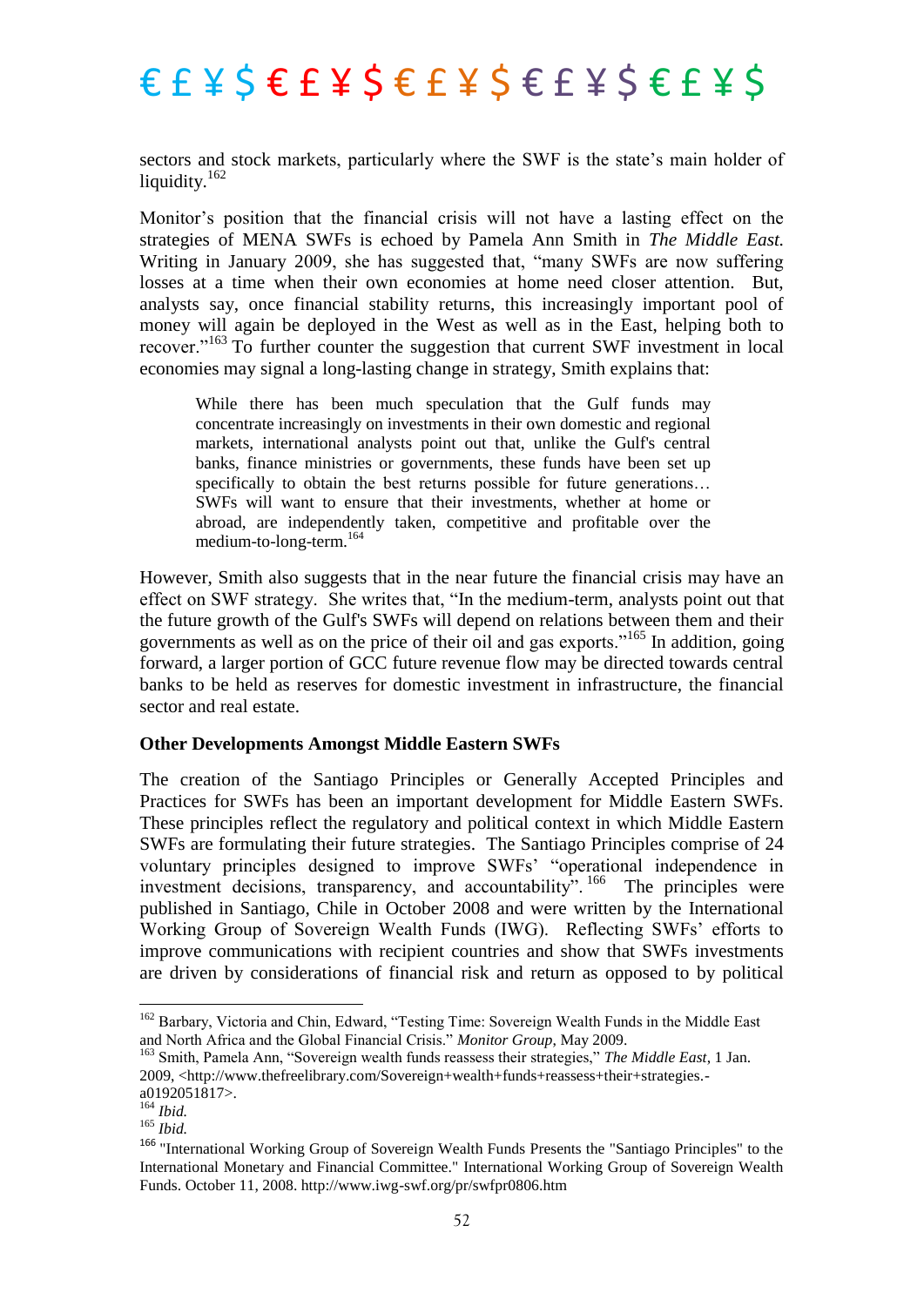sectors and stock markets, particularly where the SWF is the state's main holder of liquidity.[162]

Monitor's position that the financial crisis will not have a lasting effect on the strategies of MENA SWFs is echoed by Pamela Ann Smith in *The Middle East.* Writing in January 2009, she has suggested that, "many SWFs are now suffering losses at a time when their own economies at home need closer attention. But, analysts say, once financial stability returns, this increasingly important pool of money will again be deployed in the West as well as in the East, helping both to recover."[163] To further counter the suggestion that current SWF investment in local economies may signal a long-lasting change in strategy, Smith explains that:

> While there has been much speculation that the Gulf funds may concentrate increasingly on investments in their own domestic and regional markets, international analysts point out that, unlike the Gulf's central banks, finance ministries or governments, these funds have been set up specifically to obtain the best returns possible for future generations… SWFs will want to ensure that their investments, whether at home or abroad, are independently taken, competitive and profitable over the medium-to-long-term.[164]

However, Smith also suggests that in the near future the financial crisis may have an effect on SWF strategy. She writes that, "In the medium-term, analysts point out that the future growth of the Gulf's SWFs will depend on relations between them and their governments as well as on the price of their oil and gas exports."[165] In addition, going forward, a larger portion of GCC future revenue flow may be directed towards central banks to be held as reserves for domestic investment in infrastructure, the financial sector and real estate.

**Other Developments Amongst Middle Eastern SWFs**

The creation of the Santiago Principles or Generally Accepted Principles and Practices for SWFs has been an important development for Middle Eastern SWFs. These principles reflect the regulatory and political context in which Middle Eastern SWFs are formulating their future strategies. The Santiago Principles comprise of 24 voluntary principles designed to improve SWFs' "operational independence in investment decisions, transparency, and accountability".[166] The principles were published in Santiago, Chile in October 2008 and were written by the International Working Group of Sovereign Wealth Funds (IWG). Reflecting SWFs' efforts to improve communications with recipient countries and show that SWFs investments are driven by considerations of financial risk and return as opposed to by political

---

[162] Barbary, Victoria and Chin, Edward, "Testing Time: Sovereign Wealth Funds in the Middle East and North Africa and the Global Financial Crisis." *Monitor Group,* May 2009.

[163] Smith, Pamela Ann, "Sovereign wealth funds reassess their strategies," *The Middle East,* 1 Jan. 2009, <http://www.thefreelibrary.com/Sovereign+wealth+funds+reassess+their+strategies.-a0192051817>.

[164] *Ibid.*

[165] *Ibid.*

[166] "International Working Group of Sovereign Wealth Funds Presents the "Santiago Principles" to the International Monetary and Financial Committee." International Working Group of Sovereign Wealth Funds. October 11, 2008. http://www.iwg-swf.org/pr/swfpr0806.htm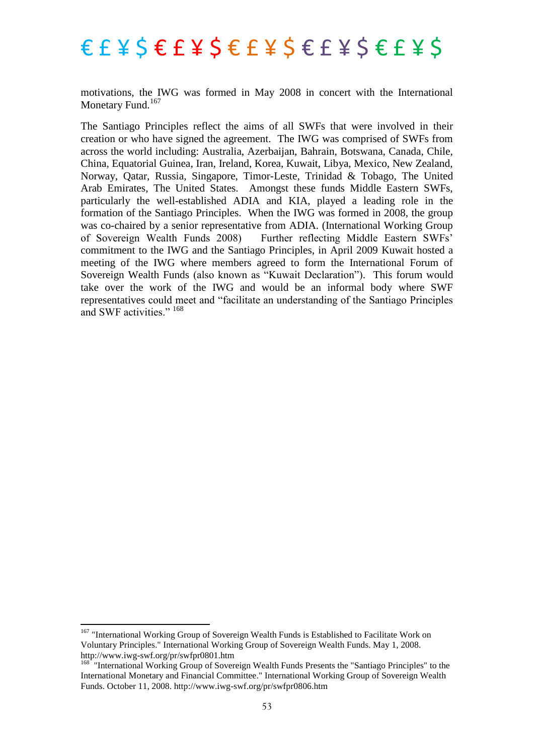motivations, the IWG was formed in May 2008 in concert with the International Monetary Fund.[167]

The Santiago Principles reflect the aims of all SWFs that were involved in their creation or who have signed the agreement. The IWG was comprised of SWFs from across the world including: Australia, Azerbaijan, Bahrain, Botswana, Canada, Chile, China, Equatorial Guinea, Iran, Ireland, Korea, Kuwait, Libya, Mexico, New Zealand, Norway, Qatar, Russia, Singapore, Timor-Leste, Trinidad & Tobago, The United Arab Emirates, The United States. Amongst these funds Middle Eastern SWFs, particularly the well-established ADIA and KIA, played a leading role in the formation of the Santiago Principles. When the IWG was formed in 2008, the group was co-chaired by a senior representative from ADIA. (International Working Group of Sovereign Wealth Funds 2008) Further reflecting Middle Eastern SWFs' commitment to the IWG and the Santiago Principles, in April 2009 Kuwait hosted a meeting of the IWG where members agreed to form the International Forum of Sovereign Wealth Funds (also known as "Kuwait Declaration"). This forum would take over the work of the IWG and would be an informal body where SWF representatives could meet and "facilitate an understanding of the Santiago Principles and SWF activities." [168]

---

[167] "International Working Group of Sovereign Wealth Funds is Established to Facilitate Work on Voluntary Principles." International Working Group of Sovereign Wealth Funds. May 1, 2008. http://www.iwg-swf.org/pr/swfpr0801.htm

[168] "International Working Group of Sovereign Wealth Funds Presents the "Santiago Principles" to the International Monetary and Financial Committee." International Working Group of Sovereign Wealth Funds. October 11, 2008. http://www.iwg-swf.org/pr/swfpr0806.htm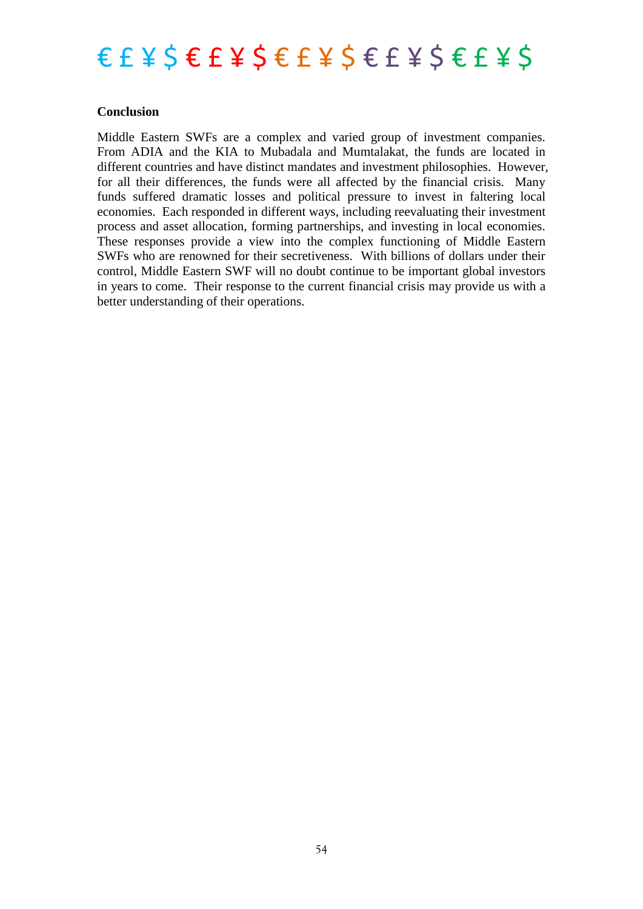## Conclusion

Middle Eastern SWFs are a complex and varied group of investment companies. From ADIA and the KIA to Mubadala and Mumtalakat, the funds are located in different countries and have distinct mandates and investment philosophies. However, for all their differences, the funds were all affected by the financial crisis. Many funds suffered dramatic losses and political pressure to invest in faltering local economies. Each responded in different ways, including reevaluating their investment process and asset allocation, forming partnerships, and investing in local economies. These responses provide a view into the complex functioning of Middle Eastern SWFs who are renowned for their secretiveness. With billions of dollars under their control, Middle Eastern SWF will no doubt continue to be important global investors in years to come. Their response to the current financial crisis may provide us with a better understanding of their operations.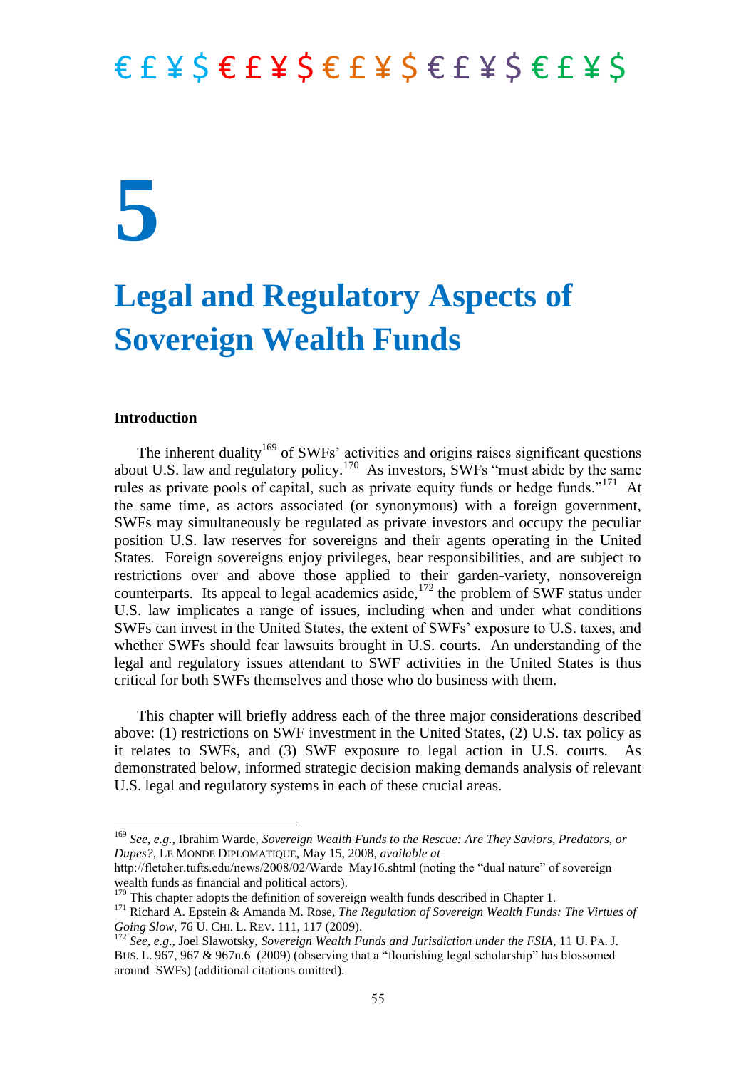€ £ ¥ $ € £ ¥ $ € £ ¥ $ € £ ¥ $ € £ ¥ $

# 5

# Legal and Regulatory Aspects of Sovereign Wealth Funds

### Introduction

The inherent duality[169] of SWFs' activities and origins raises significant questions about U.S. law and regulatory policy.[170] As investors, SWFs "must abide by the same rules as private pools of capital, such as private equity funds or hedge funds."[171] At the same time, as actors associated (or synonymous) with a foreign government, SWFs may simultaneously be regulated as private investors and occupy the peculiar position U.S. law reserves for sovereigns and their agents operating in the United States. Foreign sovereigns enjoy privileges, bear responsibilities, and are subject to restrictions over and above those applied to their garden-variety, nonsovereign counterparts. Its appeal to legal academics aside,[172] the problem of SWF status under U.S. law implicates a range of issues, including when and under what conditions SWFs can invest in the United States, the extent of SWFs' exposure to U.S. taxes, and whether SWFs should fear lawsuits brought in U.S. courts. An understanding of the legal and regulatory issues attendant to SWF activities in the United States is thus critical for both SWFs themselves and those who do business with them.

This chapter will briefly address each of the three major considerations described above: (1) restrictions on SWF investment in the United States, (2) U.S. tax policy as it relates to SWFs, and (3) SWF exposure to legal action in U.S. courts. As demonstrated below, informed strategic decision making demands analysis of relevant U.S. legal and regulatory systems in each of these crucial areas.

---

[169] *See, e.g.*, Ibrahim Warde, *Sovereign Wealth Funds to the Rescue: Are They Saviors, Predators, or Dupes?*, LE MONDE DIPLOMATIQUE, May 15, 2008, *available at* http://fletcher.tufts.edu/news/2008/02/Warde_May16.shtml (noting the "dual nature" of sovereign wealth funds as financial and political actors).

[170] This chapter adopts the definition of sovereign wealth funds described in Chapter 1.

[171] Richard A. Epstein & Amanda M. Rose, *The Regulation of Sovereign Wealth Funds: The Virtues of Going Slow*, 76 U. CHI. L. REV. 111, 117 (2009).

[172] *See, e.g.*, Joel Slawotsky, *Sovereign Wealth Funds and Jurisdiction under the FSIA*, 11 U. PA. J. BUS. L. 967, 967 & 967n.6 (2009) (observing that a "flourishing legal scholarship" has blossomed around SWFs) (additional citations omitted).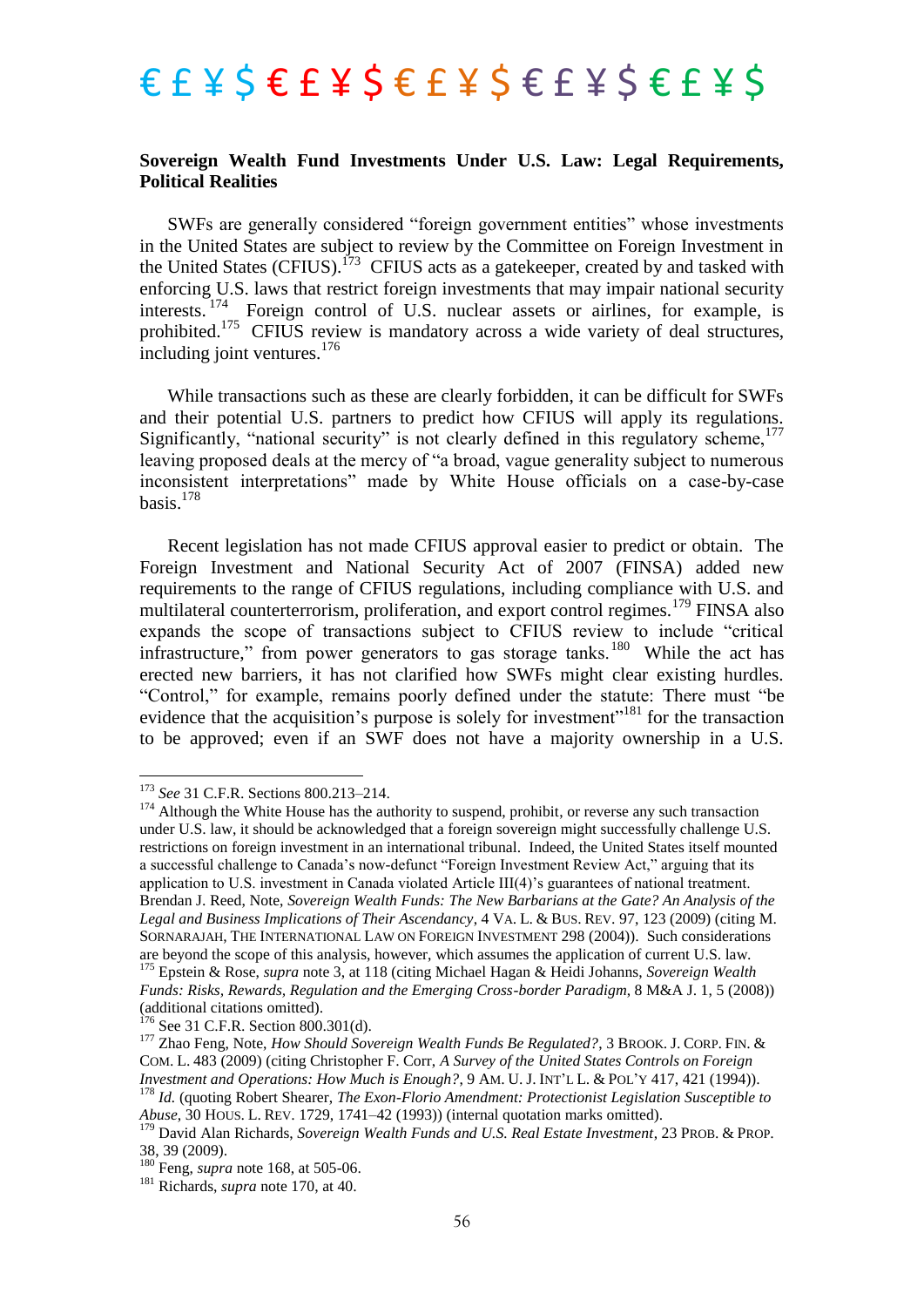**Sovereign Wealth Fund Investments Under U.S. Law: Legal Requirements, Political Realities**

SWFs are generally considered "foreign government entities" whose investments in the United States are subject to review by the Committee on Foreign Investment in the United States (CFIUS).[173] CFIUS acts as a gatekeeper, created by and tasked with enforcing U.S. laws that restrict foreign investments that may impair national security interests.[174] Foreign control of U.S. nuclear assets or airlines, for example, is prohibited.[175] CFIUS review is mandatory across a wide variety of deal structures, including joint ventures.[176]

While transactions such as these are clearly forbidden, it can be difficult for SWFs and their potential U.S. partners to predict how CFIUS will apply its regulations. Significantly, "national security" is not clearly defined in this regulatory scheme,[177] leaving proposed deals at the mercy of "a broad, vague generality subject to numerous inconsistent interpretations" made by White House officials on a case-by-case basis.[178]

Recent legislation has not made CFIUS approval easier to predict or obtain. The Foreign Investment and National Security Act of 2007 (FINSA) added new requirements to the range of CFIUS regulations, including compliance with U.S. and multilateral counterterrorism, proliferation, and export control regimes.[179] FINSA also expands the scope of transactions subject to CFIUS review to include "critical infrastructure," from power generators to gas storage tanks.[180] While the act has erected new barriers, it has not clarified how SWFs might clear existing hurdles. "Control," for example, remains poorly defined under the statute: There must "be evidence that the acquisition's purpose is solely for investment"[181] for the transaction to be approved; even if an SWF does not have a majority ownership in a U.S.

---

[173] *See* 31 C.F.R. Sections 800.213–214.

[174] Although the White House has the authority to suspend, prohibit, or reverse any such transaction under U.S. law, it should be acknowledged that a foreign sovereign might successfully challenge U.S. restrictions on foreign investment in an international tribunal. Indeed, the United States itself mounted a successful challenge to Canada's now-defunct "Foreign Investment Review Act," arguing that its application to U.S. investment in Canada violated Article III(4)'s guarantees of national treatment. Brendan J. Reed, Note, *Sovereign Wealth Funds: The New Barbarians at the Gate? An Analysis of the Legal and Business Implications of Their Ascendancy*, 4 VA. L. & BUS. REV. 97, 123 (2009) (citing M. SORNARAJAH, THE INTERNATIONAL LAW ON FOREIGN INVESTMENT 298 (2004)). Such considerations are beyond the scope of this analysis, however, which assumes the application of current U.S. law.

[175] Epstein & Rose, *supra* note 3, at 118 (citing Michael Hagan & Heidi Johanns, *Sovereign Wealth Funds: Risks, Rewards, Regulation and the Emerging Cross-border Paradigm*, 8 M&A J. 1, 5 (2008)) (additional citations omitted).

[176] See 31 C.F.R. Section 800.301(d).

[177] Zhao Feng, Note, *How Should Sovereign Wealth Funds Be Regulated?*, 3 BROOK. J. CORP. FIN. & COM. L. 483 (2009) (citing Christopher F. Corr, *A Survey of the United States Controls on Foreign Investment and Operations: How Much is Enough?*, 9 AM. U. J. INT'L L. & POL'Y 417, 421 (1994)).

[178] *Id.* (quoting Robert Shearer, *The Exon-Florio Amendment: Protectionist Legislation Susceptible to Abuse*, 30 HOUS. L. REV. 1729, 1741–42 (1993)) (internal quotation marks omitted).

[179] David Alan Richards, *Sovereign Wealth Funds and U.S. Real Estate Investment*, 23 PROB. & PROP. 38, 39 (2009).

[180] Feng, *supra* note 168, at 505-06.

[181] Richards, *supra* note 170, at 40.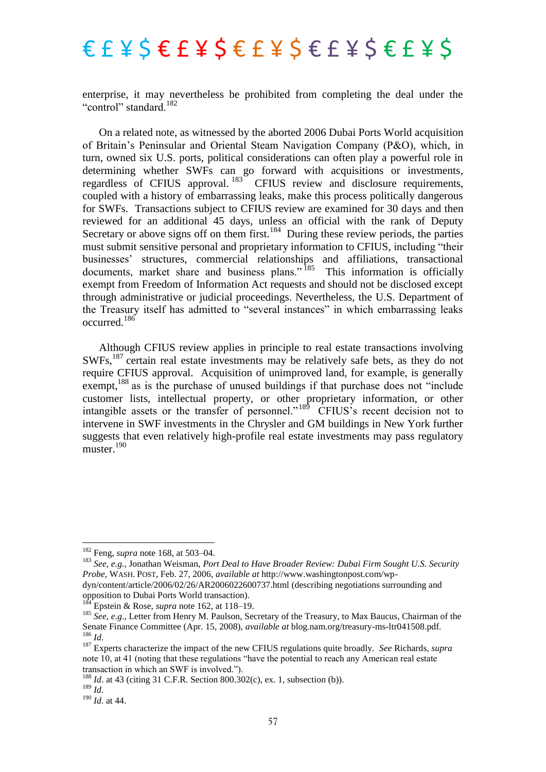enterprise, it may nevertheless be prohibited from completing the deal under the "control" standard.[182]

On a related note, as witnessed by the aborted 2006 Dubai Ports World acquisition of Britain's Peninsular and Oriental Steam Navigation Company (P&O), which, in turn, owned six U.S. ports, political considerations can often play a powerful role in determining whether SWFs can go forward with acquisitions or investments, regardless of CFIUS approval.[183] CFIUS review and disclosure requirements, coupled with a history of embarrassing leaks, make this process politically dangerous for SWFs. Transactions subject to CFIUS review are examined for 30 days and then reviewed for an additional 45 days, unless an official with the rank of Deputy Secretary or above signs off on them first.[184] During these review periods, the parties must submit sensitive personal and proprietary information to CFIUS, including "their businesses' structures, commercial relationships and affiliations, transactional documents, market share and business plans."[185] This information is officially exempt from Freedom of Information Act requests and should not be disclosed except through administrative or judicial proceedings. Nevertheless, the U.S. Department of the Treasury itself has admitted to "several instances" in which embarrassing leaks occurred.[186]

Although CFIUS review applies in principle to real estate transactions involving SWFs,[187] certain real estate investments may be relatively safe bets, as they do not require CFIUS approval. Acquisition of unimproved land, for example, is generally exempt,[188] as is the purchase of unused buildings if that purchase does not "include customer lists, intellectual property, or other proprietary information, or other intangible assets or the transfer of personnel."[189] CFIUS's recent decision not to intervene in SWF investments in the Chrysler and GM buildings in New York further suggests that even relatively high-profile real estate investments may pass regulatory muster.[190]

---

[182] Feng, *supra* note 168, at 503–04.

[183] *See, e.g.*, Jonathan Weisman, *Port Deal to Have Broader Review: Dubai Firm Sought U.S. Security Probe*, WASH. POST, Feb. 27, 2006, *available at* http://www.washingtonpost.com/wp-dyn/content/article/2006/02/26/AR2006022600737.html (describing negotiations surrounding and opposition to Dubai Ports World transaction).

[184] Epstein & Rose, *supra* note 162, at 118–19.

[185] *See, e.g.*, Letter from Henry M. Paulson, Secretary of the Treasury, to Max Baucus, Chairman of the Senate Finance Committee (Apr. 15, 2008), *available at* blog.nam.org/treasury-ms-ltr041508.pdf.

[186] *Id*.

[187] Experts characterize the impact of the new CFIUS regulations quite broadly. *See* Richards, *supra* note 10, at 41 (noting that these regulations "have the potential to reach any American real estate transaction in which an SWF is involved.").

[188] *Id*. at 43 (citing 31 C.F.R. Section 800.302(c), ex. 1, subsection (b)).

[189] *Id*.

[190] *Id*. at 44.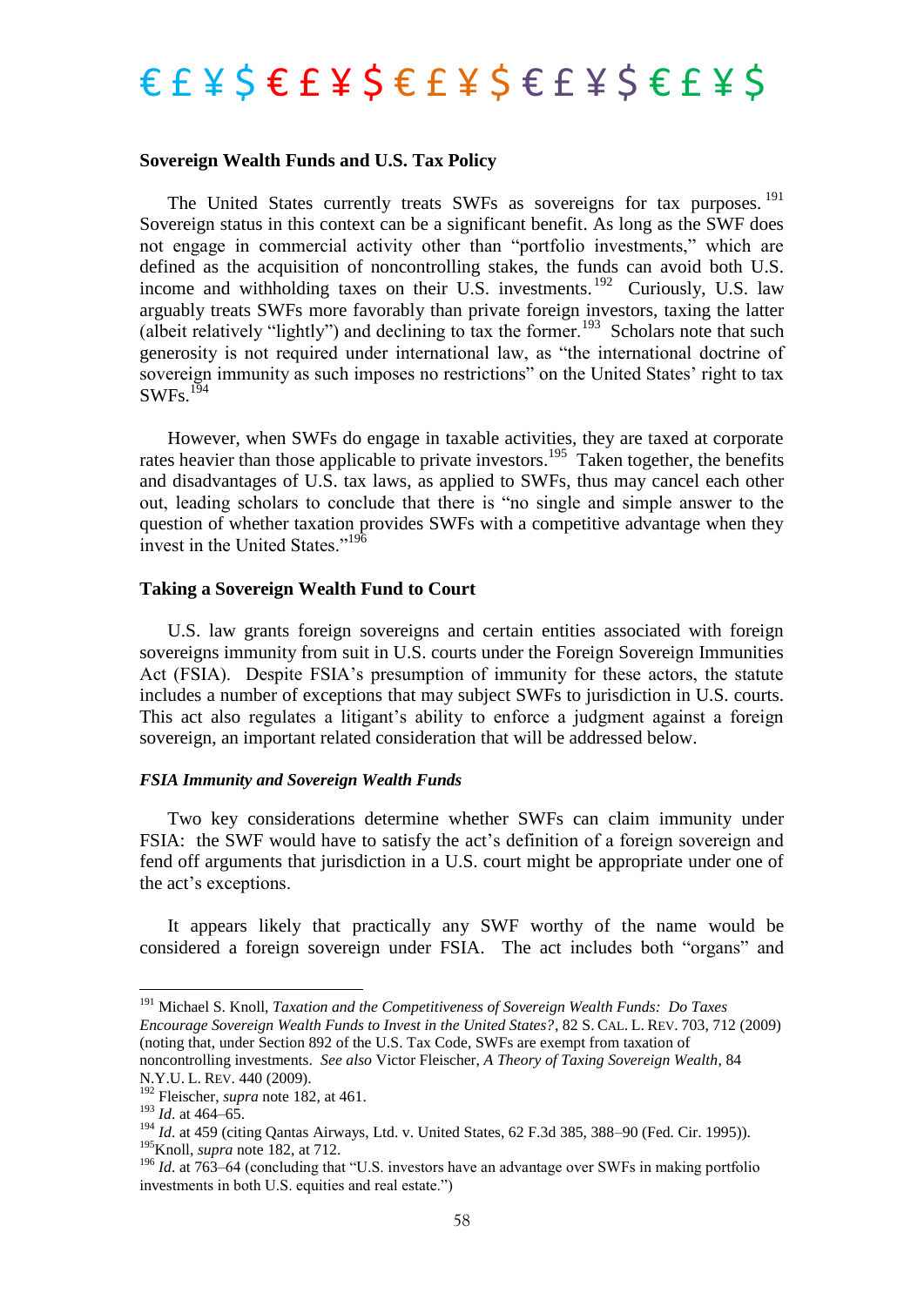### Sovereign Wealth Funds and U.S. Tax Policy

The United States currently treats SWFs as sovereigns for tax purposes.[191] Sovereign status in this context can be a significant benefit. As long as the SWF does not engage in commercial activity other than "portfolio investments," which are defined as the acquisition of noncontrolling stakes, the funds can avoid both U.S. income and withholding taxes on their U.S. investments.[192] Curiously, U.S. law arguably treats SWFs more favorably than private foreign investors, taxing the latter (albeit relatively "lightly") and declining to tax the former.[193] Scholars note that such generosity is not required under international law, as "the international doctrine of sovereign immunity as such imposes no restrictions" on the United States' right to tax SWFs.[194]

However, when SWFs do engage in taxable activities, they are taxed at corporate rates heavier than those applicable to private investors.[195] Taken together, the benefits and disadvantages of U.S. tax laws, as applied to SWFs, thus may cancel each other out, leading scholars to conclude that there is "no single and simple answer to the question of whether taxation provides SWFs with a competitive advantage when they invest in the United States."[196]

### Taking a Sovereign Wealth Fund to Court

U.S. law grants foreign sovereigns and certain entities associated with foreign sovereigns immunity from suit in U.S. courts under the Foreign Sovereign Immunities Act (FSIA). Despite FSIA's presumption of immunity for these actors, the statute includes a number of exceptions that may subject SWFs to jurisdiction in U.S. courts. This act also regulates a litigant's ability to enforce a judgment against a foreign sovereign, an important related consideration that will be addressed below.

#### *FSIA Immunity and Sovereign Wealth Funds*

Two key considerations determine whether SWFs can claim immunity under FSIA: the SWF would have to satisfy the act's definition of a foreign sovereign and fend off arguments that jurisdiction in a U.S. court might be appropriate under one of the act's exceptions.

It appears likely that practically any SWF worthy of the name would be considered a foreign sovereign under FSIA. The act includes both "organs" and

---

[191] Michael S. Knoll, *Taxation and the Competitiveness of Sovereign Wealth Funds: Do Taxes Encourage Sovereign Wealth Funds to Invest in the United States?*, 82 S. CAL. L. REV. 703, 712 (2009) (noting that, under Section 892 of the U.S. Tax Code, SWFs are exempt from taxation of noncontrolling investments. *See also* Victor Fleischer, *A Theory of Taxing Sovereign Wealth*, 84 N.Y.U. L. REV. 440 (2009).

[192] Fleischer, *supra* note 182, at 461.

[193] *Id*. at 464–65.

[194] *Id*. at 459 (citing Qantas Airways, Ltd. v. United States, 62 F.3d 385, 388–90 (Fed. Cir. 1995)).

[195] Knoll, *supra* note 182, at 712.

[196] *Id*. at 763–64 (concluding that "U.S. investors have an advantage over SWFs in making portfolio investments in both U.S. equities and real estate.")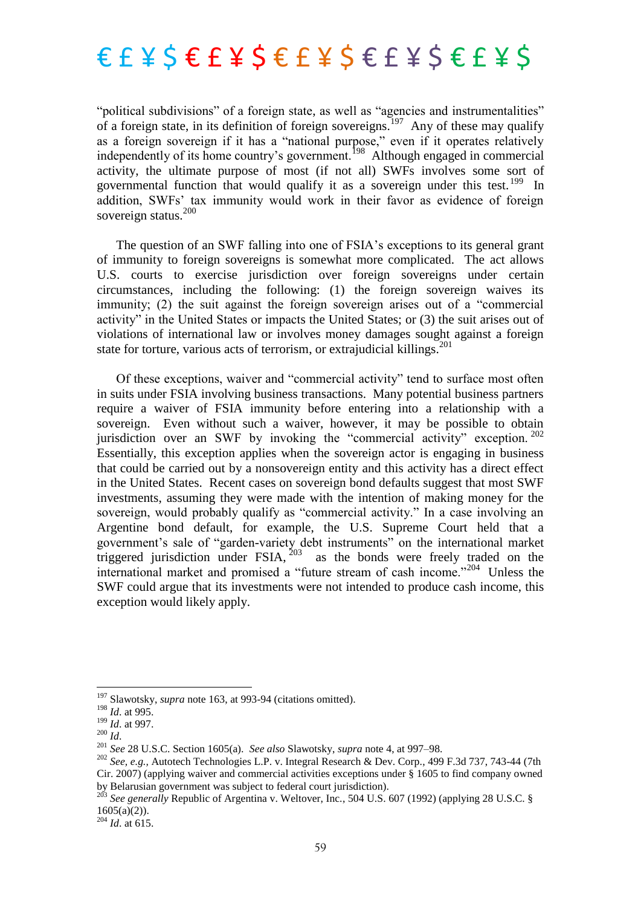"political subdivisions" of a foreign state, as well as "agencies and instrumentalities" of a foreign state, in its definition of foreign sovereigns.[197] Any of these may qualify as a foreign sovereign if it has a "national purpose," even if it operates relatively independently of its home country's government.[198] Although engaged in commercial activity, the ultimate purpose of most (if not all) SWFs involves some sort of governmental function that would qualify it as a sovereign under this test.[199] In addition, SWFs' tax immunity would work in their favor as evidence of foreign sovereign status.[200]

The question of an SWF falling into one of FSIA's exceptions to its general grant of immunity to foreign sovereigns is somewhat more complicated. The act allows U.S. courts to exercise jurisdiction over foreign sovereigns under certain circumstances, including the following: (1) the foreign sovereign waives its immunity; (2) the suit against the foreign sovereign arises out of a "commercial activity" in the United States or impacts the United States; or (3) the suit arises out of violations of international law or involves money damages sought against a foreign state for torture, various acts of terrorism, or extrajudicial killings.[201]

Of these exceptions, waiver and "commercial activity" tend to surface most often in suits under FSIA involving business transactions. Many potential business partners require a waiver of FSIA immunity before entering into a relationship with a sovereign. Even without such a waiver, however, it may be possible to obtain jurisdiction over an SWF by invoking the "commercial activity" exception.[202] Essentially, this exception applies when the sovereign actor is engaging in business that could be carried out by a nonsovereign entity and this activity has a direct effect in the United States. Recent cases on sovereign bond defaults suggest that most SWF investments, assuming they were made with the intention of making money for the sovereign, would probably qualify as "commercial activity." In a case involving an Argentine bond default, for example, the U.S. Supreme Court held that a government's sale of "garden-variety debt instruments" on the international market triggered jurisdiction under FSIA,[203] as the bonds were freely traded on the international market and promised a "future stream of cash income."[204] Unless the SWF could argue that its investments were not intended to produce cash income, this exception would likely apply.

---

[197] Slawotsky, *supra* note 163, at 993-94 (citations omitted).

[198] *Id.* at 995.

[199] *Id.* at 997.

[200] *Id.*

[201] *See* 28 U.S.C. Section 1605(a). *See also* Slawotsky, *supra* note 4, at 997–98.

[202] *See, e.g.,* Autotech Technologies L.P. v. Integral Research & Dev. Corp., 499 F.3d 737, 743-44 (7th Cir. 2007) (applying waiver and commercial activities exceptions under § 1605 to find company owned by Belarusian government was subject to federal court jurisdiction).

[203] *See generally* Republic of Argentina v. Weltover, Inc., 504 U.S. 607 (1992) (applying 28 U.S.C. § 1605(a)(2)).

[204] *Id.* at 615.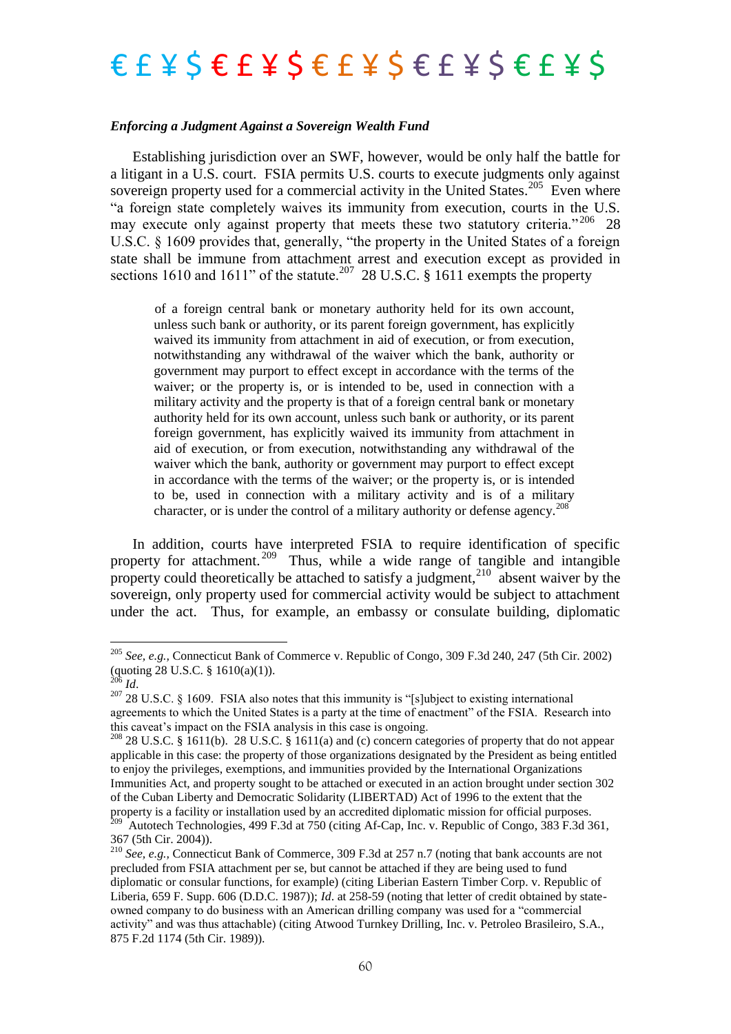### *Enforcing a Judgment Against a Sovereign Wealth Fund*

Establishing jurisdiction over an SWF, however, would be only half the battle for a litigant in a U.S. court. FSIA permits U.S. courts to execute judgments only against sovereign property used for a commercial activity in the United States.[205] Even where "a foreign state completely waives its immunity from execution, courts in the U.S. may execute only against property that meets these two statutory criteria."[206] 28 U.S.C. § 1609 provides that, generally, "the property in the United States of a foreign state shall be immune from attachment arrest and execution except as provided in sections 1610 and 1611" of the statute.[207] 28 U.S.C. § 1611 exempts the property

> of a foreign central bank or monetary authority held for its own account, unless such bank or authority, or its parent foreign government, has explicitly waived its immunity from attachment in aid of execution, or from execution, notwithstanding any withdrawal of the waiver which the bank, authority or government may purport to effect except in accordance with the terms of the waiver; or the property is, or is intended to be, used in connection with a military activity and the property is that of a foreign central bank or monetary authority held for its own account, unless such bank or authority, or its parent foreign government, has explicitly waived its immunity from attachment in aid of execution, or from execution, notwithstanding any withdrawal of the waiver which the bank, authority or government may purport to effect except in accordance with the terms of the waiver; or the property is, or is intended to be, used in connection with a military activity and is of a military character, or is under the control of a military authority or defense agency.[208]

In addition, courts have interpreted FSIA to require identification of specific property for attachment.[209] Thus, while a wide range of tangible and intangible property could theoretically be attached to satisfy a judgment,[210] absent waiver by the sovereign, only property used for commercial activity would be subject to attachment under the act. Thus, for example, an embassy or consulate building, diplomatic

---

[205] *See, e.g.,* Connecticut Bank of Commerce v. Republic of Congo, 309 F.3d 240, 247 (5th Cir. 2002) (quoting 28 U.S.C. § 1610(a)(1)).

[206] *Id*.

[207] 28 U.S.C. § 1609. FSIA also notes that this immunity is "[s]ubject to existing international agreements to which the United States is a party at the time of enactment" of the FSIA. Research into this caveat's impact on the FSIA analysis in this case is ongoing.

[208] 28 U.S.C. § 1611(b). 28 U.S.C. § 1611(a) and (c) concern categories of property that do not appear applicable in this case: the property of those organizations designated by the President as being entitled to enjoy the privileges, exemptions, and immunities provided by the International Organizations Immunities Act, and property sought to be attached or executed in an action brought under section 302 of the Cuban Liberty and Democratic Solidarity (LIBERTAD) Act of 1996 to the extent that the property is a facility or installation used by an accredited diplomatic mission for official purposes.

[209] Autotech Technologies, 499 F.3d at 750 (citing Af-Cap, Inc. v. Republic of Congo, 383 F.3d 361, 367 (5th Cir. 2004)).

[210] *See, e.g.,* Connecticut Bank of Commerce, 309 F.3d at 257 n.7 (noting that bank accounts are not precluded from FSIA attachment per se, but cannot be attached if they are being used to fund diplomatic or consular functions, for example) (citing Liberian Eastern Timber Corp. v. Republic of Liberia, 659 F. Supp. 606 (D.D.C. 1987)); *Id*. at 258-59 (noting that letter of credit obtained by state-owned company to do business with an American drilling company was used for a "commercial activity" and was thus attachable) (citing Atwood Turnkey Drilling, Inc. v. Petroleo Brasileiro, S.A., 875 F.2d 1174 (5th Cir. 1989)).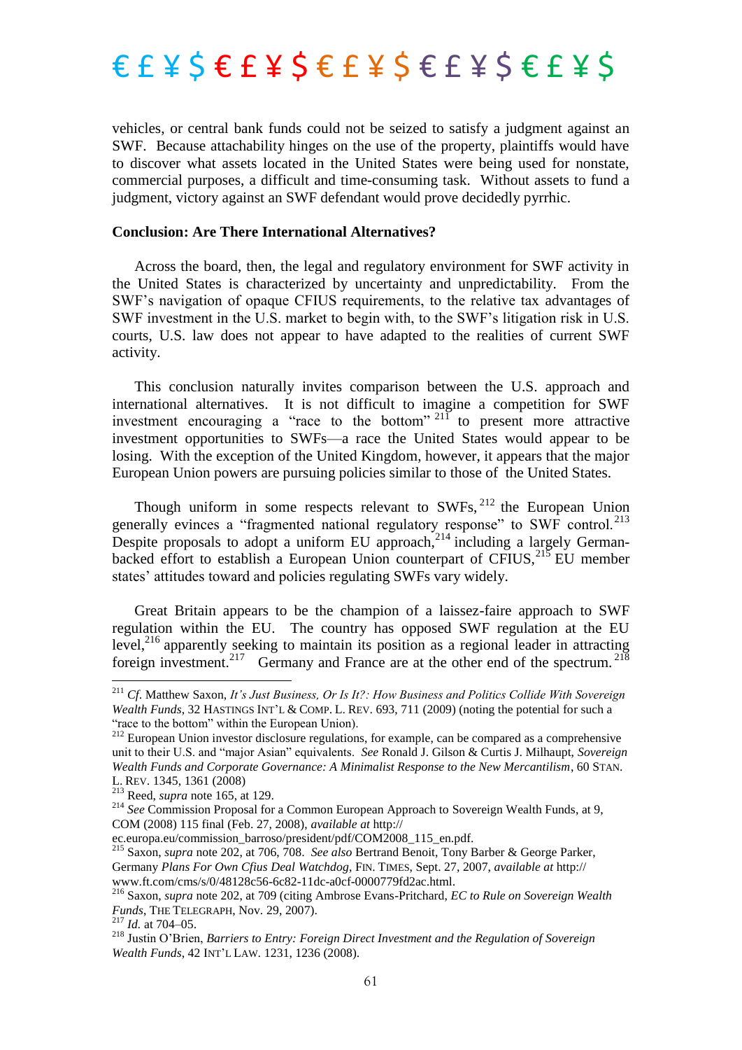vehicles, or central bank funds could not be seized to satisfy a judgment against an SWF. Because attachability hinges on the use of the property, plaintiffs would have to discover what assets located in the United States were being used for nonstate, commercial purposes, a difficult and time-consuming task. Without assets to fund a judgment, victory against an SWF defendant would prove decidedly pyrrhic.

**Conclusion: Are There International Alternatives?**

Across the board, then, the legal and regulatory environment for SWF activity in the United States is characterized by uncertainty and unpredictability. From the SWF's navigation of opaque CFIUS requirements, to the relative tax advantages of SWF investment in the U.S. market to begin with, to the SWF's litigation risk in U.S. courts, U.S. law does not appear to have adapted to the realities of current SWF activity.

This conclusion naturally invites comparison between the U.S. approach and international alternatives. It is not difficult to imagine a competition for SWF investment encouraging a "race to the bottom"[211] to present more attractive investment opportunities to SWFs—a race the United States would appear to be losing. With the exception of the United Kingdom, however, it appears that the major European Union powers are pursuing policies similar to those of the United States.

Though uniform in some respects relevant to SWFs,[212] the European Union generally evinces a "fragmented national regulatory response" to SWF control.[213] Despite proposals to adopt a uniform EU approach,[214] including a largely German-backed effort to establish a European Union counterpart of CFIUS,[215] EU member states' attitudes toward and policies regulating SWFs vary widely.

Great Britain appears to be the champion of a laissez-faire approach to SWF regulation within the EU. The country has opposed SWF regulation at the EU level,[216] apparently seeking to maintain its position as a regional leader in attracting foreign investment.[217] Germany and France are at the other end of the spectrum.[218]

---

[211] *Cf.* Matthew Saxon, *It's Just Business, Or Is It?: How Business and Politics Collide With Sovereign Wealth Funds*, 32 HASTINGS INT'L & COMP. L. REV. 693, 711 (2009) (noting the potential for such a "race to the bottom" within the European Union).

[212] European Union investor disclosure regulations, for example, can be compared as a comprehensive unit to their U.S. and "major Asian" equivalents. *See* Ronald J. Gilson & Curtis J. Milhaupt, *Sovereign Wealth Funds and Corporate Governance: A Minimalist Response to the New Mercantilism*, 60 STAN. L. REV. 1345, 1361 (2008)

[213] Reed, *supra* note 165, at 129.

[214] *See* Commission Proposal for a Common European Approach to Sovereign Wealth Funds, at 9, COM (2008) 115 final (Feb. 27, 2008), *available at* http://ec.europa.eu/commission_barroso/president/pdf/COM2008_115_en.pdf.

[215] Saxon, *supra* note 202, at 706, 708. *See also* Bertrand Benoit, Tony Barber & George Parker, Germany *Plans For Own Cfius Deal Watchdog*, FIN. TIMES, Sept. 27, 2007, *available at* http://www.ft.com/cms/s/0/48128c56-6c82-11dc-a0cf-0000779fd2ac.html.

[216] Saxon, *supra* note 202, at 709 (citing Ambrose Evans-Pritchard, *EC to Rule on Sovereign Wealth Funds*, THE TELEGRAPH, Nov. 29, 2007).

[217] *Id.* at 704–05.

[218] Justin O'Brien, *Barriers to Entry: Foreign Direct Investment and the Regulation of Sovereign Wealth Funds*, 42 INT'L LAW. 1231, 1236 (2008).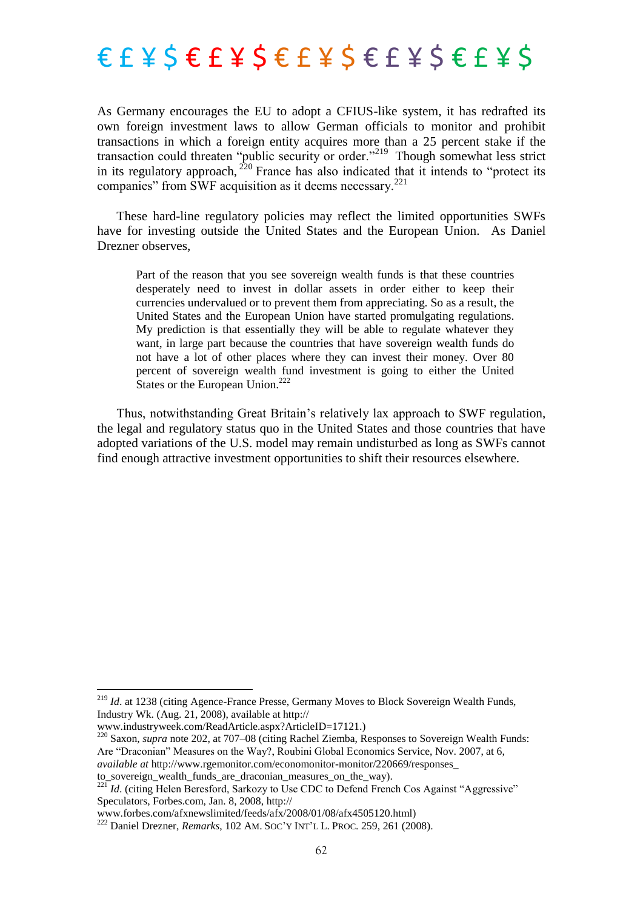As Germany encourages the EU to adopt a CFIUS-like system, it has redrafted its own foreign investment laws to allow German officials to monitor and prohibit transactions in which a foreign entity acquires more than a 25 percent stake if the transaction could threaten "public security or order."[219] Though somewhat less strict in its regulatory approach,[220] France has also indicated that it intends to "protect its companies" from SWF acquisition as it deems necessary.[221]

These hard-line regulatory policies may reflect the limited opportunities SWFs have for investing outside the United States and the European Union. As Daniel Drezner observes,

> Part of the reason that you see sovereign wealth funds is that these countries desperately need to invest in dollar assets in order either to keep their currencies undervalued or to prevent them from appreciating. So as a result, the United States and the European Union have started promulgating regulations. My prediction is that essentially they will be able to regulate whatever they want, in large part because the countries that have sovereign wealth funds do not have a lot of other places where they can invest their money. Over 80 percent of sovereign wealth fund investment is going to either the United States or the European Union.[222]

Thus, notwithstanding Great Britain's relatively lax approach to SWF regulation, the legal and regulatory status quo in the United States and those countries that have adopted variations of the U.S. model may remain undisturbed as long as SWFs cannot find enough attractive investment opportunities to shift their resources elsewhere.

---

[219] *Id*. at 1238 (citing Agence-France Presse, Germany Moves to Block Sovereign Wealth Funds, Industry Wk. (Aug. 21, 2008), available at http://www.industryweek.com/ReadArticle.aspx?ArticleID=17121.)

[220] Saxon, *supra* note 202, at 707–08 (citing Rachel Ziemba, Responses to Sovereign Wealth Funds: Are "Draconian" Measures on the Way?, Roubini Global Economics Service, Nov. 2007, at 6, *available at* http://www.rgemonitor.com/economonitor-monitor/220669/responses_to_sovereign_wealth_funds_are_draconian_measures_on_the_way).

[221] *Id*. (citing Helen Beresford, Sarkozy to Use CDC to Defend French Cos Against "Aggressive" Speculators, Forbes.com, Jan. 8, 2008, http://www.forbes.com/afxnewslimited/feeds/afx/2008/01/08/afx4505120.html)

[222] Daniel Drezner, *Remarks*, 102 AM. SOC'Y INT'L L. PROC. 259, 261 (2008).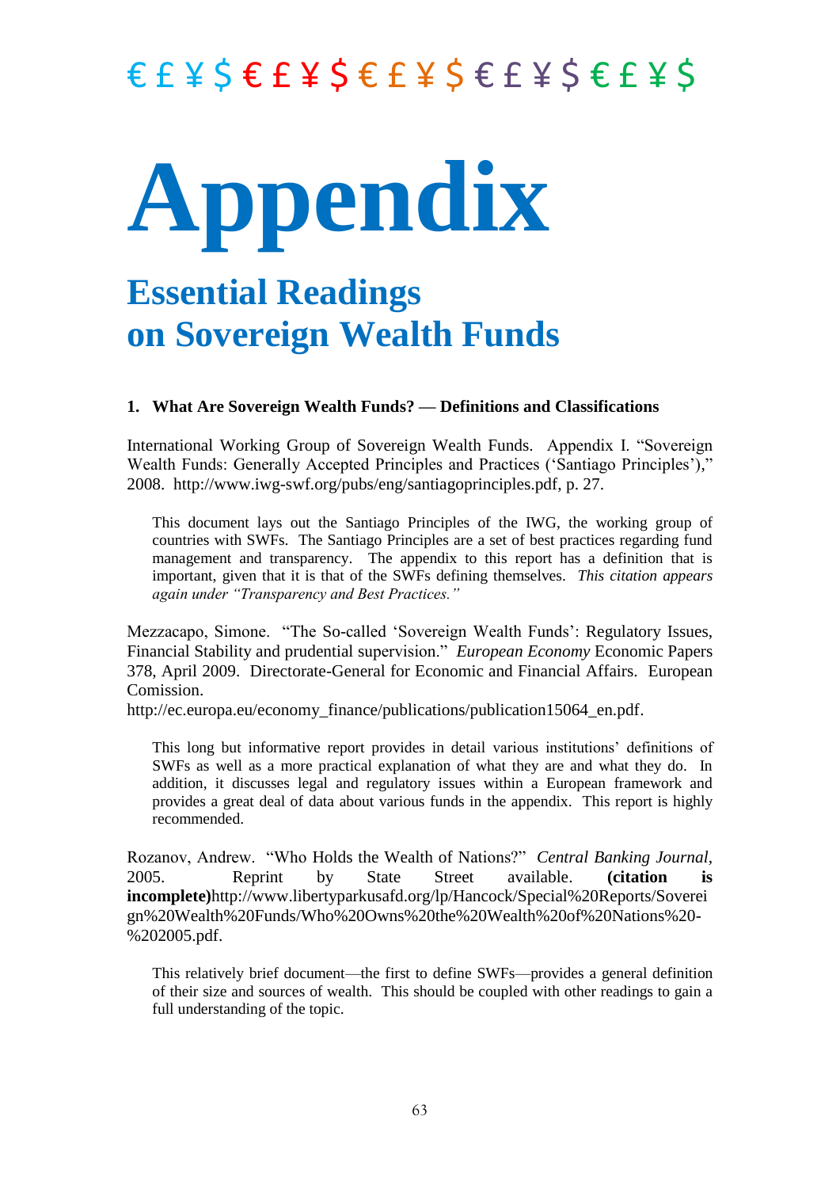€ £ ¥ $ € £ ¥ $ € £ ¥ $ € £ ¥ $ € £ ¥ $

# Appendix

## Essential Readings on Sovereign Wealth Funds

### 1. What Are Sovereign Wealth Funds? — Definitions and Classifications

International Working Group of Sovereign Wealth Funds. Appendix I. "Sovereign Wealth Funds: Generally Accepted Principles and Practices ('Santiago Principles')," 2008. http://www.iwg-swf.org/pubs/eng/santiagoprinciples.pdf, p. 27.

> This document lays out the Santiago Principles of the IWG, the working group of countries with SWFs. The Santiago Principles are a set of best practices regarding fund management and transparency. The appendix to this report has a definition that is important, given that it is that of the SWFs defining themselves. *This citation appears again under "Transparency and Best Practices."*

Mezzacapo, Simone. "The So-called 'Sovereign Wealth Funds': Regulatory Issues, Financial Stability and prudential supervision." *European Economy* Economic Papers 378, April 2009. Directorate-General for Economic and Financial Affairs. European Comission.
http://ec.europa.eu/economy_finance/publications/publication15064_en.pdf.

> This long but informative report provides in detail various institutions' definitions of SWFs as well as a more practical explanation of what they are and what they do. In addition, it discusses legal and regulatory issues within a European framework and provides a great deal of data about various funds in the appendix. This report is highly recommended.

Rozanov, Andrew. "Who Holds the Wealth of Nations?" *Central Banking Journal*, 2005. Reprint by State Street available. **(citation is incomplete)**http://www.libertyparkusafd.org/lp/Hancock/Special%20Reports/Sovereign%20Wealth%20Funds/Who%20Owns%20the%20Wealth%20of%20Nations%20-%202005.pdf.

> This relatively brief document—the first to define SWFs—provides a general definition of their size and sources of wealth. This should be coupled with other readings to gain a full understanding of the topic.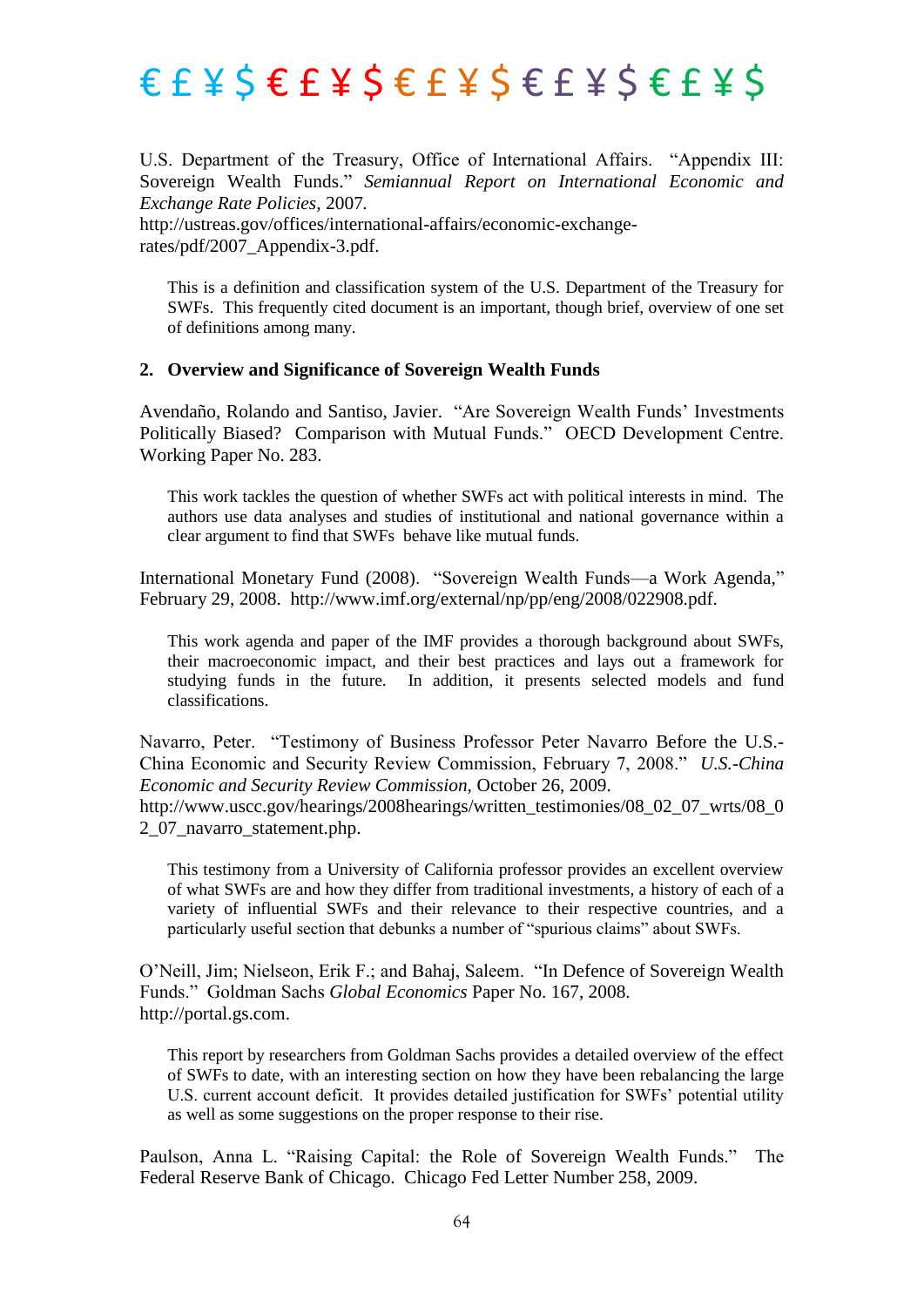U.S. Department of the Treasury, Office of International Affairs. "Appendix III: Sovereign Wealth Funds." *Semiannual Report on International Economic and Exchange Rate Policies*, 2007. http://ustreas.gov/offices/international-affairs/economic-exchange-rates/pdf/2007_Appendix-3.pdf.

> This is a definition and classification system of the U.S. Department of the Treasury for SWFs. This frequently cited document is an important, though brief, overview of one set of definitions among many.

## 2. Overview and Significance of Sovereign Wealth Funds

Avendaño, Rolando and Santiso, Javier. "Are Sovereign Wealth Funds' Investments Politically Biased? Comparison with Mutual Funds." OECD Development Centre. Working Paper No. 283.

> This work tackles the question of whether SWFs act with political interests in mind. The authors use data analyses and studies of institutional and national governance within a clear argument to find that SWFs behave like mutual funds.

International Monetary Fund (2008). "Sovereign Wealth Funds—a Work Agenda," February 29, 2008. http://www.imf.org/external/np/pp/eng/2008/022908.pdf.

> This work agenda and paper of the IMF provides a thorough background about SWFs, their macroeconomic impact, and their best practices and lays out a framework for studying funds in the future. In addition, it presents selected models and fund classifications.

Navarro, Peter. "Testimony of Business Professor Peter Navarro Before the U.S.-China Economic and Security Review Commission, February 7, 2008." *U.S.-China Economic and Security Review Commission*, October 26, 2009. http://www.uscc.gov/hearings/2008hearings/written_testimonies/08_02_07_wrts/08_02_07_navarro_statement.php.

> This testimony from a University of California professor provides an excellent overview of what SWFs are and how they differ from traditional investments, a history of each of a variety of influential SWFs and their relevance to their respective countries, and a particularly useful section that debunks a number of "spurious claims" about SWFs.

O'Neill, Jim; Nielseon, Erik F.; and Bahaj, Saleem. "In Defence of Sovereign Wealth Funds." Goldman Sachs *Global Economics* Paper No. 167, 2008. http://portal.gs.com.

> This report by researchers from Goldman Sachs provides a detailed overview of the effect of SWFs to date, with an interesting section on how they have been rebalancing the large U.S. current account deficit. It provides detailed justification for SWFs' potential utility as well as some suggestions on the proper response to their rise.

Paulson, Anna L. "Raising Capital: the Role of Sovereign Wealth Funds." The Federal Reserve Bank of Chicago. Chicago Fed Letter Number 258, 2009.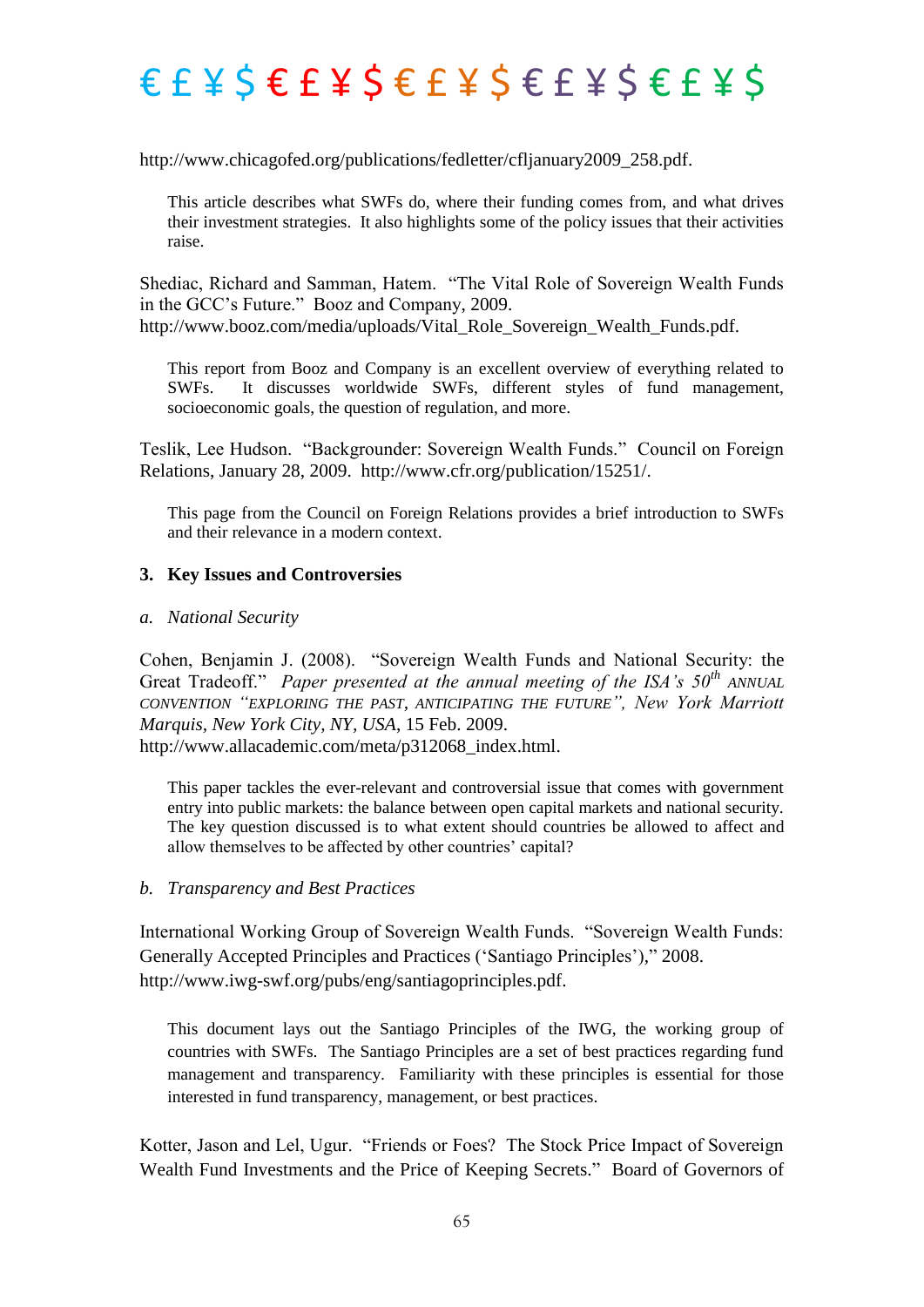http://www.chicagofed.org/publications/fedletter/cfljanuary2009_258.pdf.

> This article describes what SWFs do, where their funding comes from, and what drives their investment strategies. It also highlights some of the policy issues that their activities raise.

Shediac, Richard and Samman, Hatem. "The Vital Role of Sovereign Wealth Funds in the GCC's Future." Booz and Company, 2009. http://www.booz.com/media/uploads/Vital_Role_Sovereign_Wealth_Funds.pdf.

> This report from Booz and Company is an excellent overview of everything related to SWFs. It discusses worldwide SWFs, different styles of fund management, socioeconomic goals, the question of regulation, and more.

Teslik, Lee Hudson. "Backgrounder: Sovereign Wealth Funds." Council on Foreign Relations, January 28, 2009. http://www.cfr.org/publication/15251/.

> This page from the Council on Foreign Relations provides a brief introduction to SWFs and their relevance in a modern context.

### 3. Key Issues and Controversies

#### *a. National Security*

Cohen, Benjamin J. (2008). "Sovereign Wealth Funds and National Security: the Great Tradeoff." *Paper presented at the annual meeting of the ISA's 50th ANNUAL CONVENTION "EXPLORING THE PAST, ANTICIPATING THE FUTURE", New York Marriott Marquis, New York City, NY, USA*, 15 Feb. 2009. http://www.allacademic.com/meta/p312068_index.html.

> This paper tackles the ever-relevant and controversial issue that comes with government entry into public markets: the balance between open capital markets and national security. The key question discussed is to what extent should countries be allowed to affect and allow themselves to be affected by other countries' capital?

#### *b. Transparency and Best Practices*

International Working Group of Sovereign Wealth Funds. "Sovereign Wealth Funds: Generally Accepted Principles and Practices ('Santiago Principles')," 2008. http://www.iwg-swf.org/pubs/eng/santiagoprinciples.pdf.

> This document lays out the Santiago Principles of the IWG, the working group of countries with SWFs. The Santiago Principles are a set of best practices regarding fund management and transparency. Familiarity with these principles is essential for those interested in fund transparency, management, or best practices.

Kotter, Jason and Lel, Ugur. "Friends or Foes? The Stock Price Impact of Sovereign Wealth Fund Investments and the Price of Keeping Secrets." Board of Governors of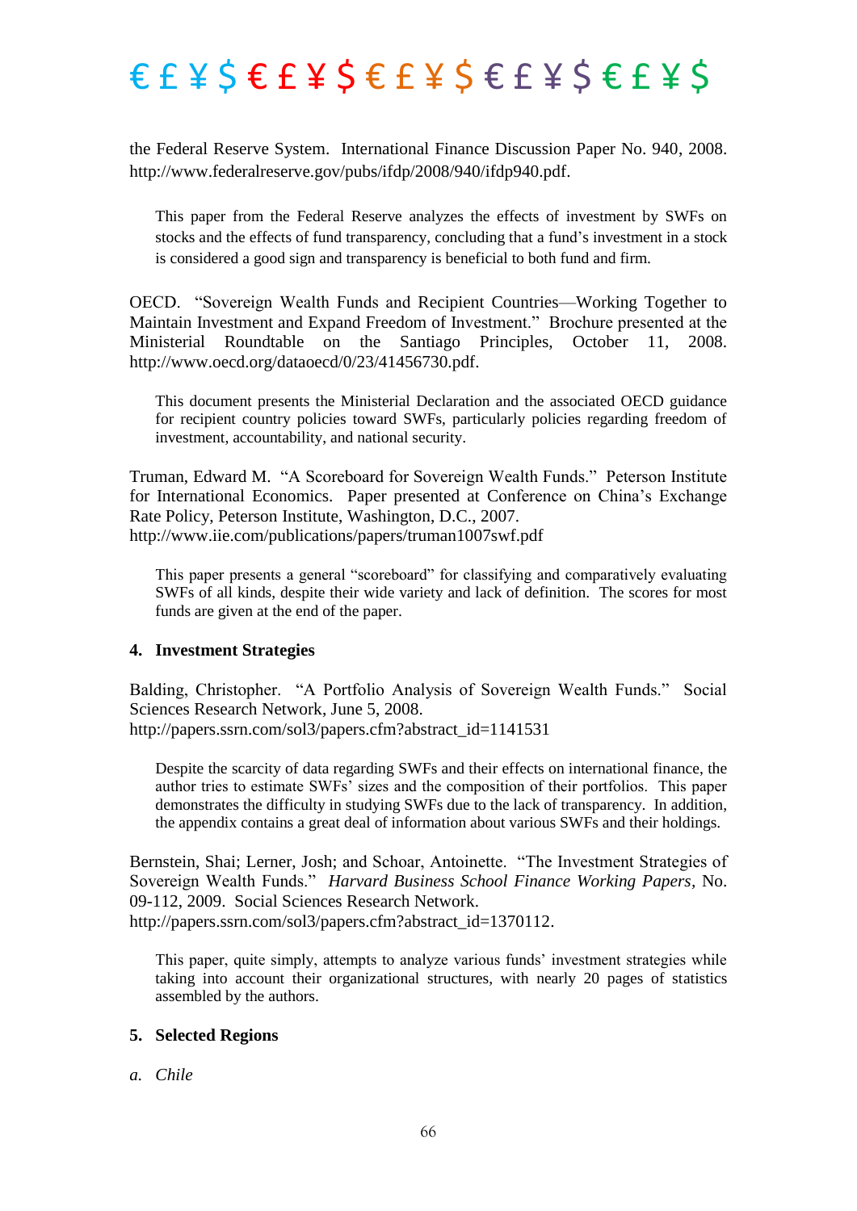the Federal Reserve System. International Finance Discussion Paper No. 940, 2008. http://www.federalreserve.gov/pubs/ifdp/2008/940/ifdp940.pdf.

> This paper from the Federal Reserve analyzes the effects of investment by SWFs on stocks and the effects of fund transparency, concluding that a fund's investment in a stock is considered a good sign and transparency is beneficial to both fund and firm.

OECD. "Sovereign Wealth Funds and Recipient Countries—Working Together to Maintain Investment and Expand Freedom of Investment." Brochure presented at the Ministerial Roundtable on the Santiago Principles, October 11, 2008. http://www.oecd.org/dataoecd/0/23/41456730.pdf.

> This document presents the Ministerial Declaration and the associated OECD guidance for recipient country policies toward SWFs, particularly policies regarding freedom of investment, accountability, and national security.

Truman, Edward M. "A Scoreboard for Sovereign Wealth Funds." Peterson Institute for International Economics. Paper presented at Conference on China's Exchange Rate Policy, Peterson Institute, Washington, D.C., 2007.
http://www.iie.com/publications/papers/truman1007swf.pdf

> This paper presents a general "scoreboard" for classifying and comparatively evaluating SWFs of all kinds, despite their wide variety and lack of definition. The scores for most funds are given at the end of the paper.

## 4. Investment Strategies

Balding, Christopher. "A Portfolio Analysis of Sovereign Wealth Funds." Social Sciences Research Network, June 5, 2008.
http://papers.ssrn.com/sol3/papers.cfm?abstract_id=1141531

> Despite the scarcity of data regarding SWFs and their effects on international finance, the author tries to estimate SWFs' sizes and the composition of their portfolios. This paper demonstrates the difficulty in studying SWFs due to the lack of transparency. In addition, the appendix contains a great deal of information about various SWFs and their holdings.

Bernstein, Shai; Lerner, Josh; and Schoar, Antoinette. "The Investment Strategies of Sovereign Wealth Funds." *Harvard Business School Finance Working Papers,* No. 09-112, 2009. Social Sciences Research Network.
http://papers.ssrn.com/sol3/papers.cfm?abstract_id=1370112.

> This paper, quite simply, attempts to analyze various funds' investment strategies while taking into account their organizational structures, with nearly 20 pages of statistics assembled by the authors.

## 5. Selected Regions

### *a. Chile*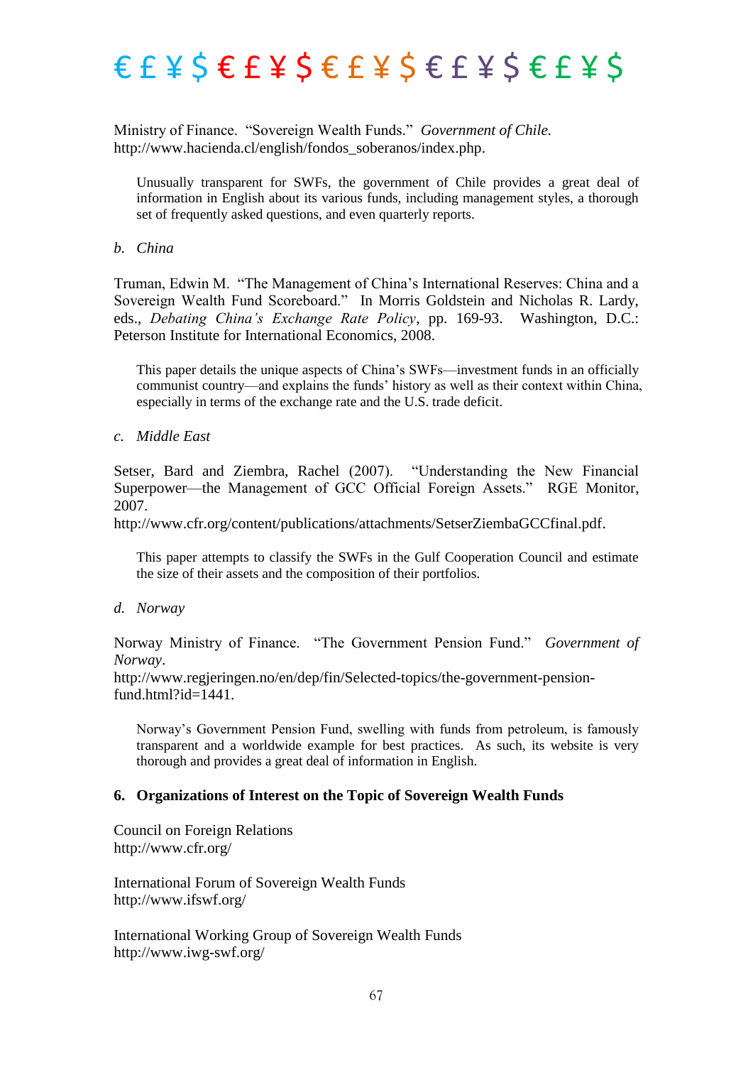€ £ ¥ $ € £ ¥ $ € £ ¥ $ € £ ¥ $ € £ ¥ $

Ministry of Finance. "Sovereign Wealth Funds." *Government of Chile.* http://www.hacienda.cl/english/fondos_soberanos/index.php.

> Unusually transparent for SWFs, the government of Chile provides a great deal of information in English about its various funds, including management styles, a thorough set of frequently asked questions, and even quarterly reports.

*b. China*

Truman, Edwin M. "The Management of China's International Reserves: China and a Sovereign Wealth Fund Scoreboard." In Morris Goldstein and Nicholas R. Lardy, eds., *Debating China's Exchange Rate Policy*, pp. 169-93. Washington, D.C.: Peterson Institute for International Economics, 2008.

> This paper details the unique aspects of China's SWFs—investment funds in an officially communist country—and explains the funds' history as well as their context within China, especially in terms of the exchange rate and the U.S. trade deficit.

*c. Middle East*

Setser, Bard and Ziembra, Rachel (2007). "Understanding the New Financial Superpower—the Management of GCC Official Foreign Assets." RGE Monitor, 2007.
http://www.cfr.org/content/publications/attachments/SetserZiembaGCCfinal.pdf.

> This paper attempts to classify the SWFs in the Gulf Cooperation Council and estimate the size of their assets and the composition of their portfolios.

*d. Norway*

Norway Ministry of Finance. "The Government Pension Fund." *Government of Norway*.
http://www.regjeringen.no/en/dep/fin/Selected-topics/the-government-pension-fund.html?id=1441.

> Norway's Government Pension Fund, swelling with funds from petroleum, is famously transparent and a worldwide example for best practices. As such, its website is very thorough and provides a great deal of information in English.

### 6. Organizations of Interest on the Topic of Sovereign Wealth Funds

Council on Foreign Relations
http://www.cfr.org/

International Forum of Sovereign Wealth Funds
http://www.ifswf.org/

International Working Group of Sovereign Wealth Funds
http://www.iwg-swf.org/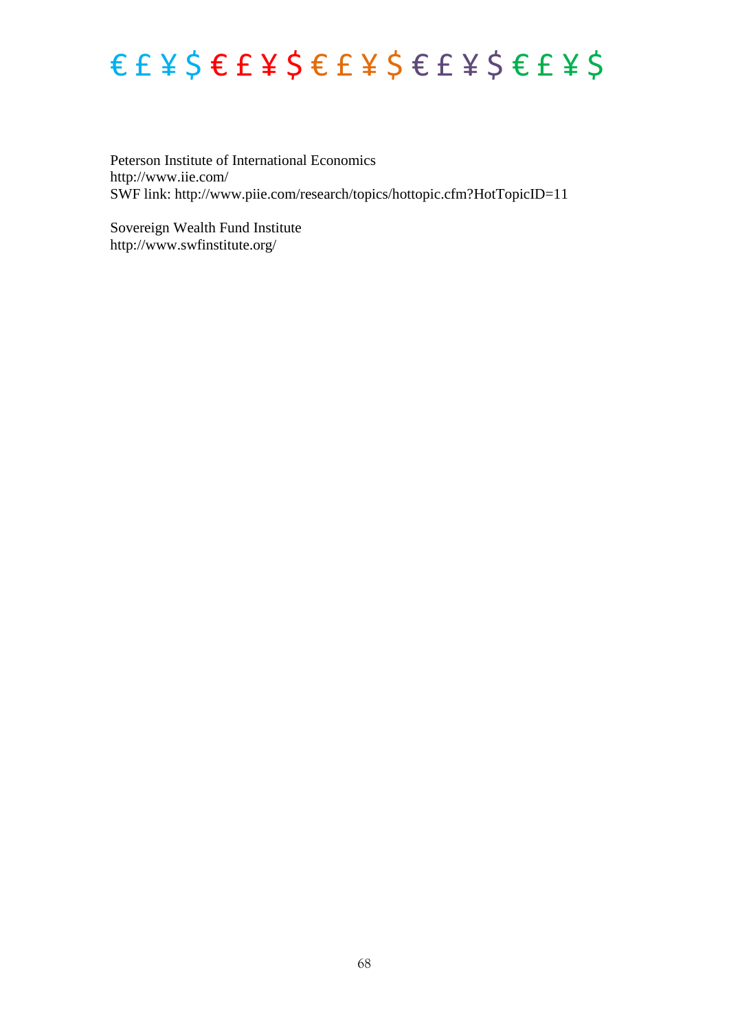€ £ ¥ $ € £ ¥ $ € £ ¥ $ € £ ¥ $ € £ ¥ $

Peterson Institute of International Economics
http://www.iie.com/
SWF link: http://www.piie.com/research/topics/hottopic.cfm?HotTopicID=11

Sovereign Wealth Fund Institute
http://www.swfinstitute.org/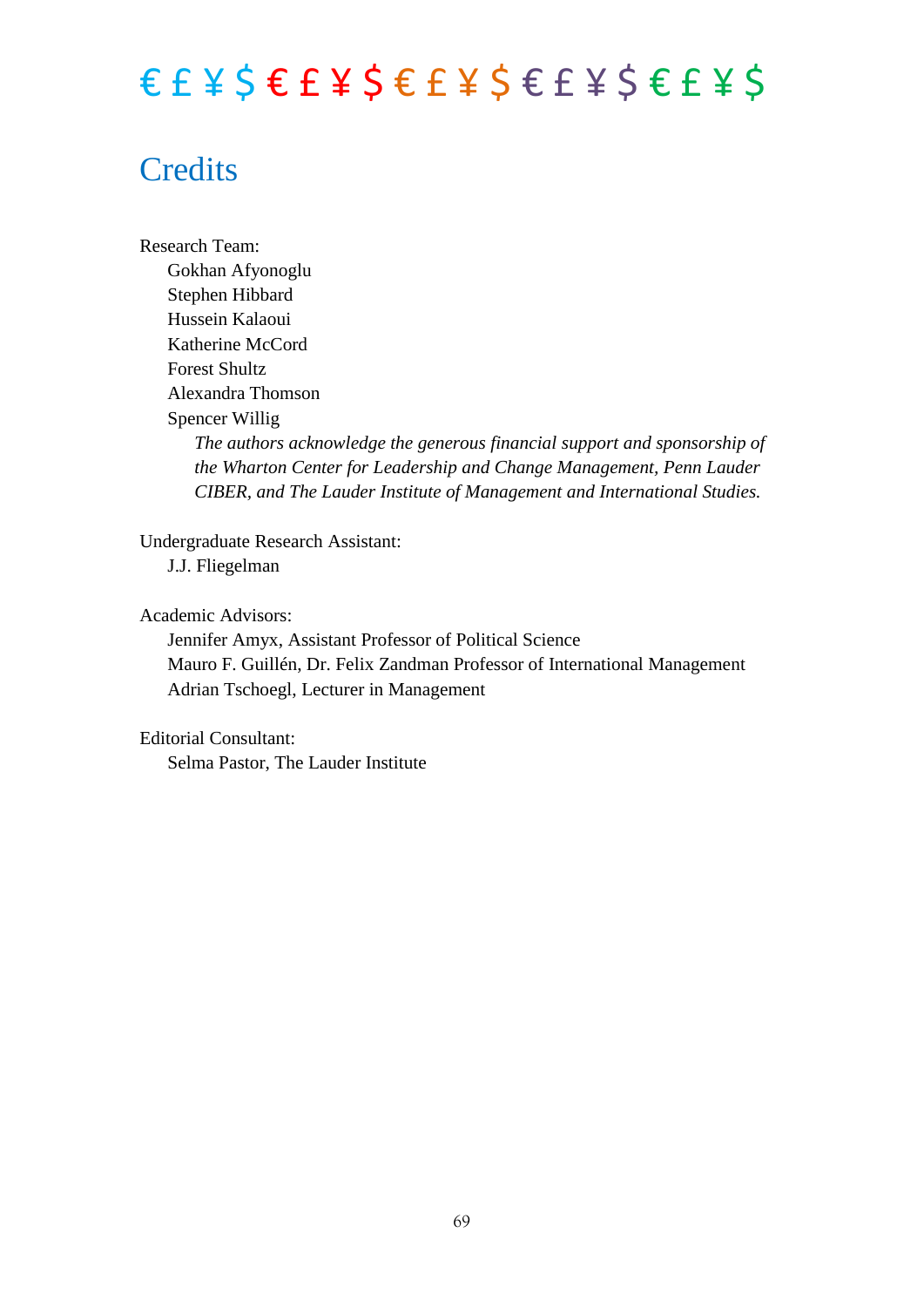€ £ ¥ $ € £ ¥ $ € £ ¥ $ € £ ¥ $ € £ ¥ $

# Credits

Research Team:

Gokhan Afyonoglu
Stephen Hibbard
Hussein Kalaoui
Katherine McCord
Forest Shultz
Alexandra Thomson
Spencer Willig

*The authors acknowledge the generous financial support and sponsorship of the Wharton Center for Leadership and Change Management, Penn Lauder CIBER, and The Lauder Institute of Management and International Studies.*

Undergraduate Research Assistant:

J.J. Fliegelman

Academic Advisors:

Jennifer Amyx, Assistant Professor of Political Science
Mauro F. Guillén, Dr. Felix Zandman Professor of International Management
Adrian Tschoegl, Lecturer in Management

Editorial Consultant:

Selma Pastor, The Lauder Institute